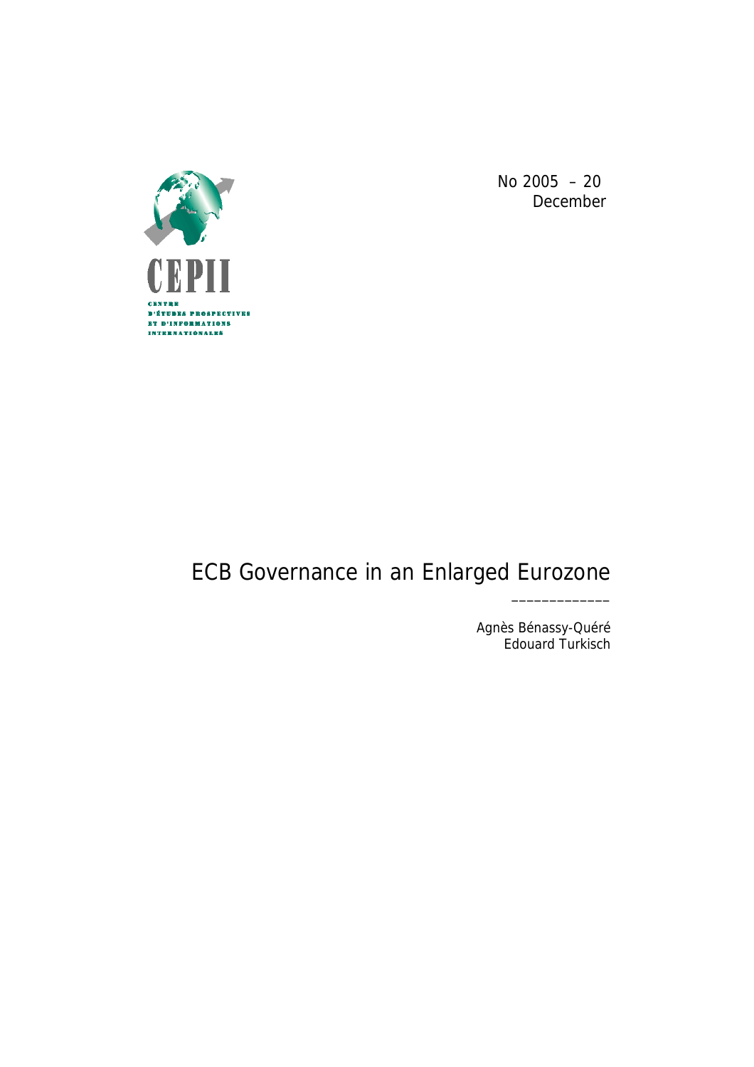CEPII

CENTRE D'ÉTUDES PROSPECTIVES ET D'INFORMATIONS INTERNATIONALES

No 2005 – 20
December

# ECB Governance in an Enlarged Eurozone

Agnès Bénassy-Quéré
Edouard Turkisch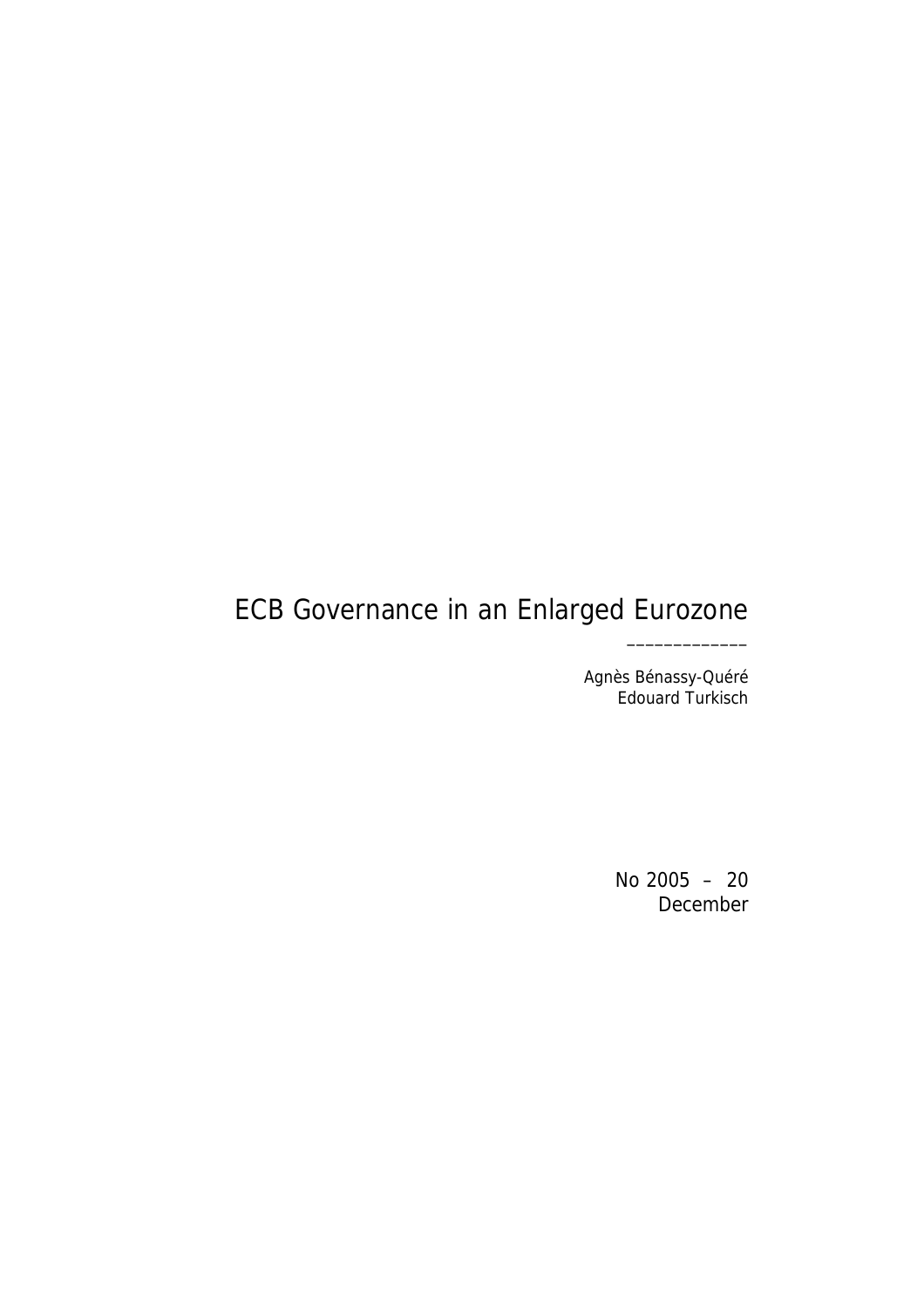# ECB Governance in an Enlarged Eurozone

\_\_\_\_\_\_\_\_\_\_\_\_\_

Agnès Bénassy-Quéré
Edouard Turkisch

No 2005 – 20
December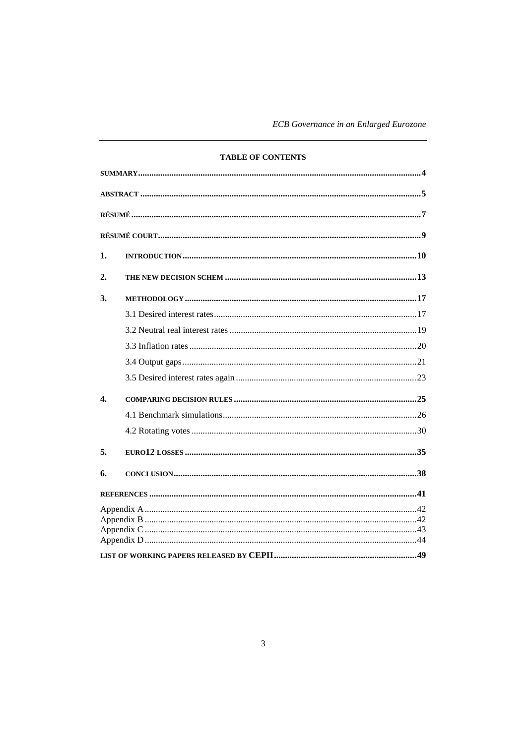## TABLE OF CONTENTS

- **SUMMARY** ... 4
- **ABSTRACT** ... 5
- **RÉSUMÉ** ... 7
- **RÉSUMÉ COURT** ... 9
- **1. INTRODUCTION** ... 10
- **2. THE NEW DECISION SCHEM** ... 13
- **3. METHODOLOGY** ... 17
  - 3.1 Desired interest rates ... 17
  - 3.2 Neutral real interest rates ... 19
  - 3.3 Inflation rates ... 20
  - 3.4 Output gaps ... 21
  - 3.5 Desired interest rates again ... 23
- **4. COMPARING DECISION RULES** ... 25
  - 4.1 Benchmark simulations ... 26
  - 4.2 Rotating votes ... 30
- **5. EURO12 LOSSES** ... 35
- **6. CONCLUSION** ... 38
- **REFERENCES** ... 41
  - Appendix A ... 42
  - Appendix B ... 42
  - Appendix C ... 43
  - Appendix D ... 44
- **LIST OF WORKING PAPERS RELEASED BY CEPII** ... 49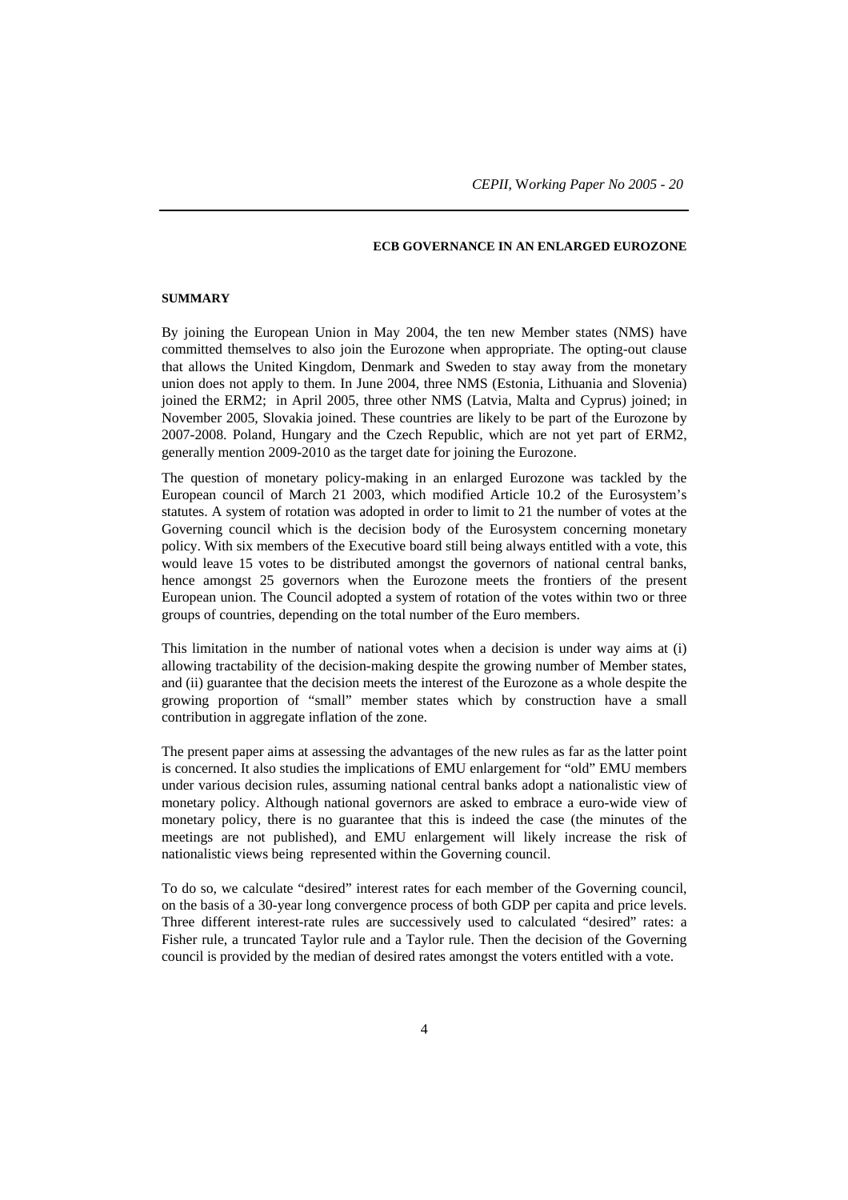**ECB GOVERNANCE IN AN ENLARGED EUROZONE**

**SUMMARY**

By joining the European Union in May 2004, the ten new Member states (NMS) have committed themselves to also join the Eurozone when appropriate. The opting-out clause that allows the United Kingdom, Denmark and Sweden to stay away from the monetary union does not apply to them. In June 2004, three NMS (Estonia, Lithuania and Slovenia) joined the ERM2; in April 2005, three other NMS (Latvia, Malta and Cyprus) joined; in November 2005, Slovakia joined. These countries are likely to be part of the Eurozone by 2007-2008. Poland, Hungary and the Czech Republic, which are not yet part of ERM2, generally mention 2009-2010 as the target date for joining the Eurozone.

The question of monetary policy-making in an enlarged Eurozone was tackled by the European council of March 21 2003, which modified Article 10.2 of the Eurosystem's statutes. A system of rotation was adopted in order to limit to 21 the number of votes at the Governing council which is the decision body of the Eurosystem concerning monetary policy. With six members of the Executive board still being always entitled with a vote, this would leave 15 votes to be distributed amongst the governors of national central banks, hence amongst 25 governors when the Eurozone meets the frontiers of the present European union. The Council adopted a system of rotation of the votes within two or three groups of countries, depending on the total number of the Euro members.

This limitation in the number of national votes when a decision is under way aims at (i) allowing tractability of the decision-making despite the growing number of Member states, and (ii) guarantee that the decision meets the interest of the Eurozone as a whole despite the growing proportion of "small" member states which by construction have a small contribution in aggregate inflation of the zone.

The present paper aims at assessing the advantages of the new rules as far as the latter point is concerned. It also studies the implications of EMU enlargement for "old" EMU members under various decision rules, assuming national central banks adopt a nationalistic view of monetary policy. Although national governors are asked to embrace a euro-wide view of monetary policy, there is no guarantee that this is indeed the case (the minutes of the meetings are not published), and EMU enlargement will likely increase the risk of nationalistic views being represented within the Governing council.

To do so, we calculate "desired" interest rates for each member of the Governing council, on the basis of a 30-year long convergence process of both GDP per capita and price levels. Three different interest-rate rules are successively used to calculated "desired" rates: a Fisher rule, a truncated Taylor rule and a Taylor rule. Then the decision of the Governing council is provided by the median of desired rates amongst the voters entitled with a vote.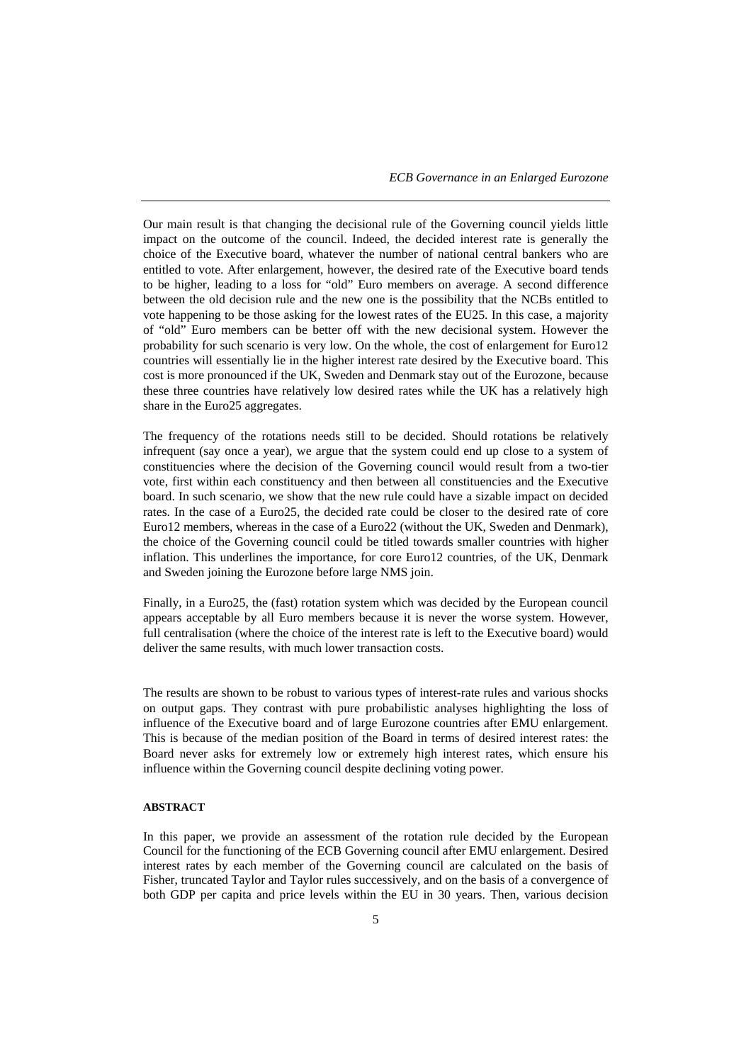Our main result is that changing the decisional rule of the Governing council yields little impact on the outcome of the council. Indeed, the decided interest rate is generally the choice of the Executive board, whatever the number of national central bankers who are entitled to vote. After enlargement, however, the desired rate of the Executive board tends to be higher, leading to a loss for "old" Euro members on average. A second difference between the old decision rule and the new one is the possibility that the NCBs entitled to vote happening to be those asking for the lowest rates of the EU25. In this case, a majority of "old" Euro members can be better off with the new decisional system. However the probability for such scenario is very low. On the whole, the cost of enlargement for Euro12 countries will essentially lie in the higher interest rate desired by the Executive board. This cost is more pronounced if the UK, Sweden and Denmark stay out of the Eurozone, because these three countries have relatively low desired rates while the UK has a relatively high share in the Euro25 aggregates.

The frequency of the rotations needs still to be decided. Should rotations be relatively infrequent (say once a year), we argue that the system could end up close to a system of constituencies where the decision of the Governing council would result from a two-tier vote, first within each constituency and then between all constituencies and the Executive board. In such scenario, we show that the new rule could have a sizable impact on decided rates. In the case of a Euro25, the decided rate could be closer to the desired rate of core Euro12 members, whereas in the case of a Euro22 (without the UK, Sweden and Denmark), the choice of the Governing council could be titled towards smaller countries with higher inflation. This underlines the importance, for core Euro12 countries, of the UK, Denmark and Sweden joining the Eurozone before large NMS join.

Finally, in a Euro25, the (fast) rotation system which was decided by the European council appears acceptable by all Euro members because it is never the worse system. However, full centralisation (where the choice of the interest rate is left to the Executive board) would deliver the same results, with much lower transaction costs.

The results are shown to be robust to various types of interest-rate rules and various shocks on output gaps. They contrast with pure probabilistic analyses highlighting the loss of influence of the Executive board and of large Eurozone countries after EMU enlargement. This is because of the median position of the Board in terms of desired interest rates: the Board never asks for extremely low or extremely high interest rates, which ensure his influence within the Governing council despite declining voting power.

#### ABSTRACT

In this paper, we provide an assessment of the rotation rule decided by the European Council for the functioning of the ECB Governing council after EMU enlargement. Desired interest rates by each member of the Governing council are calculated on the basis of Fisher, truncated Taylor and Taylor rules successively, and on the basis of a convergence of both GDP per capita and price levels within the EU in 30 years. Then, various decision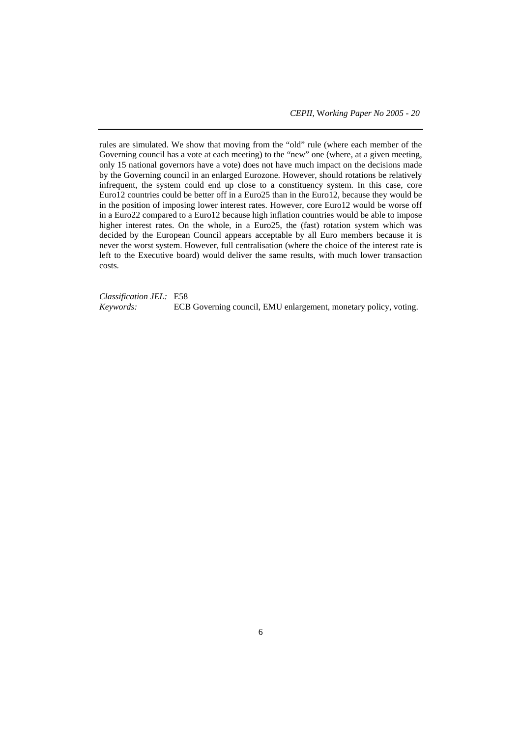rules are simulated. We show that moving from the "old" rule (where each member of the Governing council has a vote at each meeting) to the "new" one (where, at a given meeting, only 15 national governors have a vote) does not have much impact on the decisions made by the Governing council in an enlarged Eurozone. However, should rotations be relatively infrequent, the system could end up close to a constituency system. In this case, core Euro12 countries could be better off in a Euro25 than in the Euro12, because they would be in the position of imposing lower interest rates. However, core Euro12 would be worse off in a Euro22 compared to a Euro12 because high inflation countries would be able to impose higher interest rates. On the whole, in a Euro25, the (fast) rotation system which was decided by the European Council appears acceptable by all Euro members because it is never the worst system. However, full centralisation (where the choice of the interest rate is left to the Executive board) would deliver the same results, with much lower transaction costs.

*Classification JEL:* E58

*Keywords:* ECB Governing council, EMU enlargement, monetary policy, voting.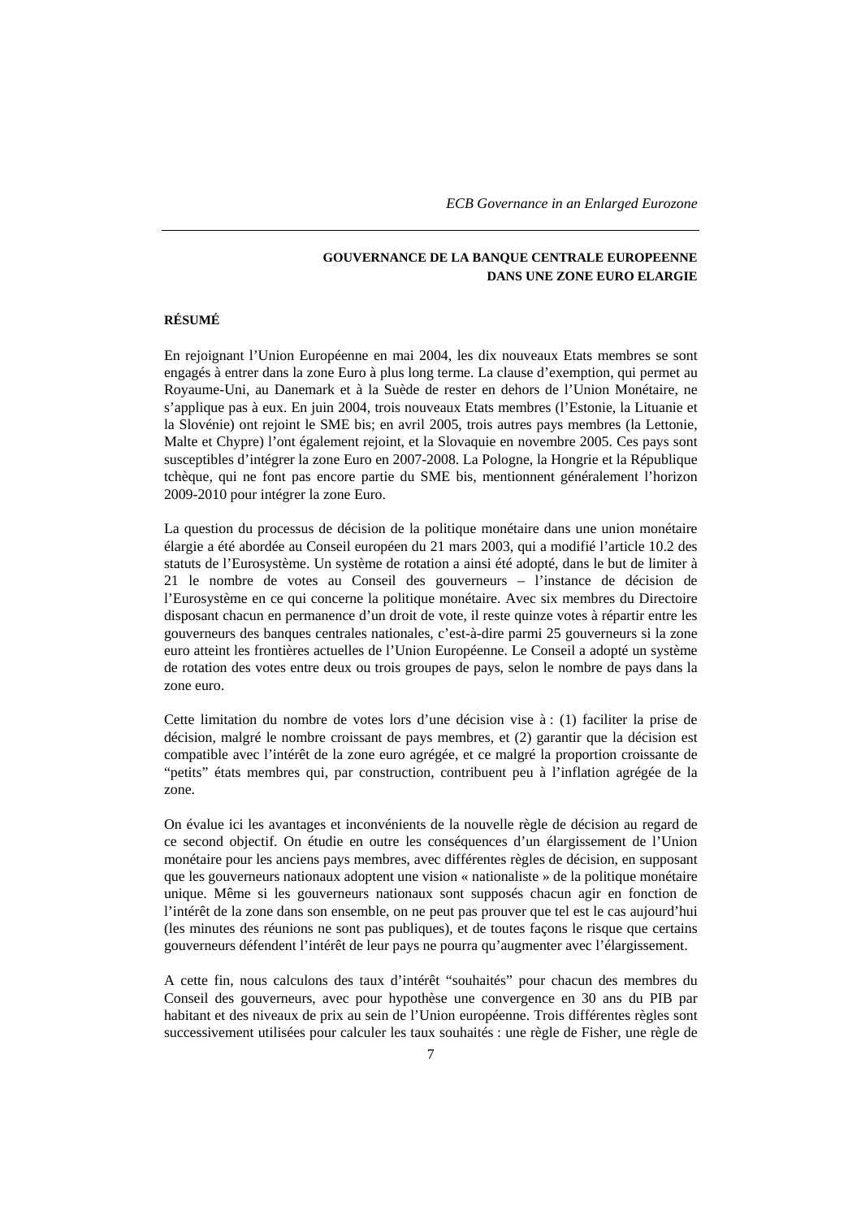## GOUVERNANCE DE LA BANQUE CENTRALE EUROPEENNE DANS UNE ZONE EURO ELARGIE

### RÉSUMÉ

En rejoignant l'Union Européenne en mai 2004, les dix nouveaux Etats membres se sont engagés à entrer dans la zone Euro à plus long terme. La clause d'exemption, qui permet au Royaume-Uni, au Danemark et à la Suède de rester en dehors de l'Union Monétaire, ne s'applique pas à eux. En juin 2004, trois nouveaux Etats membres (l'Estonie, la Lituanie et la Slovénie) ont rejoint le SME bis; en avril 2005, trois autres pays membres (la Lettonie, Malte et Chypre) l'ont également rejoint, et la Slovaquie en novembre 2005. Ces pays sont susceptibles d'intégrer la zone Euro en 2007-2008. La Pologne, la Hongrie et la République tchèque, qui ne font pas encore partie du SME bis, mentionnent généralement l'horizon 2009-2010 pour intégrer la zone Euro.

La question du processus de décision de la politique monétaire dans une union monétaire élargie a été abordée au Conseil européen du 21 mars 2003, qui a modifié l'article 10.2 des statuts de l'Eurosystème. Un système de rotation a ainsi été adopté, dans le but de limiter à 21 le nombre de votes au Conseil des gouverneurs – l'instance de décision de l'Eurosystème en ce qui concerne la politique monétaire. Avec six membres du Directoire disposant chacun en permanence d'un droit de vote, il reste quinze votes à répartir entre les gouverneurs des banques centrales nationales, c'est-à-dire parmi 25 gouverneurs si la zone euro atteint les frontières actuelles de l'Union Européenne. Le Conseil a adopté un système de rotation des votes entre deux ou trois groupes de pays, selon le nombre de pays dans la zone euro.

Cette limitation du nombre de votes lors d'une décision vise à : (1) faciliter la prise de décision, malgré le nombre croissant de pays membres, et (2) garantir que la décision est compatible avec l'intérêt de la zone euro agrégée, et ce malgré la proportion croissante de "petits" états membres qui, par construction, contribuent peu à l'inflation agrégée de la zone.

On évalue ici les avantages et inconvénients de la nouvelle règle de décision au regard de ce second objectif. On étudie en outre les conséquences d'un élargissement de l'Union monétaire pour les anciens pays membres, avec différentes règles de décision, en supposant que les gouverneurs nationaux adoptent une vision « nationaliste » de la politique monétaire unique. Même si les gouverneurs nationaux sont supposés chacun agir en fonction de l'intérêt de la zone dans son ensemble, on ne peut pas prouver que tel est le cas aujourd'hui (les minutes des réunions ne sont pas publiques), et de toutes façons le risque que certains gouverneurs défendent l'intérêt de leur pays ne pourra qu'augmenter avec l'élargissement.

A cette fin, nous calculons des taux d'intérêt "souhaités" pour chacun des membres du Conseil des gouverneurs, avec pour hypothèse une convergence en 30 ans du PIB par habitant et des niveaux de prix au sein de l'Union européenne. Trois différentes règles sont successivement utilisées pour calculer les taux souhaités : une règle de Fisher, une règle de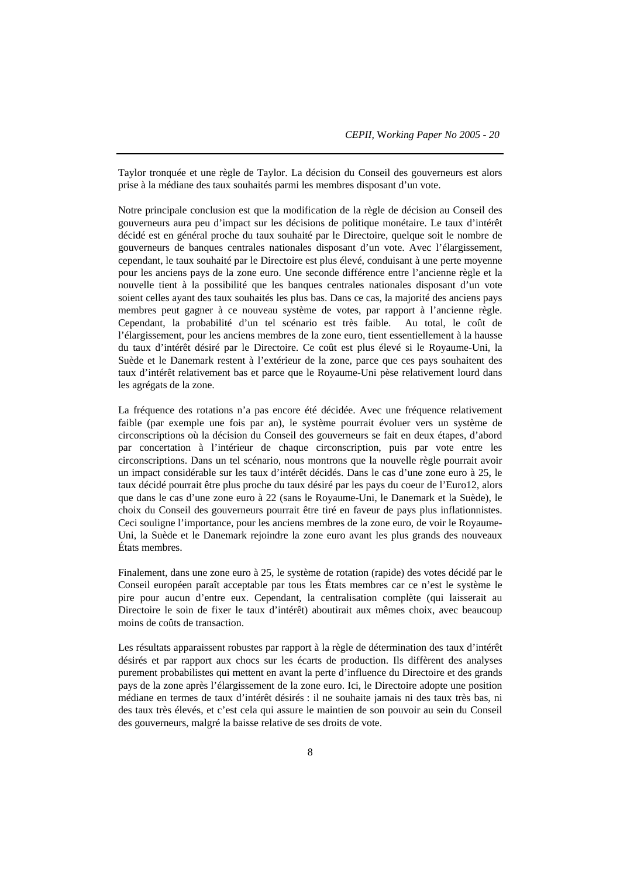Taylor tronquée et une règle de Taylor. La décision du Conseil des gouverneurs est alors prise à la médiane des taux souhaités parmi les membres disposant d'un vote.

Notre principale conclusion est que la modification de la règle de décision au Conseil des gouverneurs aura peu d'impact sur les décisions de politique monétaire. Le taux d'intérêt décidé est en général proche du taux souhaité par le Directoire, quelque soit le nombre de gouverneurs de banques centrales nationales disposant d'un vote. Avec l'élargissement, cependant, le taux souhaité par le Directoire est plus élevé, conduisant à une perte moyenne pour les anciens pays de la zone euro. Une seconde différence entre l'ancienne règle et la nouvelle tient à la possibilité que les banques centrales nationales disposant d'un vote soient celles ayant des taux souhaités les plus bas. Dans ce cas, la majorité des anciens pays membres peut gagner à ce nouveau système de votes, par rapport à l'ancienne règle. Cependant, la probabilité d'un tel scénario est très faible. Au total, le coût de l'élargissement, pour les anciens membres de la zone euro, tient essentiellement à la hausse du taux d'intérêt désiré par le Directoire. Ce coût est plus élevé si le Royaume-Uni, la Suède et le Danemark restent à l'extérieur de la zone, parce que ces pays souhaitent des taux d'intérêt relativement bas et parce que le Royaume-Uni pèse relativement lourd dans les agrégats de la zone.

La fréquence des rotations n'a pas encore été décidée. Avec une fréquence relativement faible (par exemple une fois par an), le système pourrait évoluer vers un système de circonscriptions où la décision du Conseil des gouverneurs se fait en deux étapes, d'abord par concertation à l'intérieur de chaque circonscription, puis par vote entre les circonscriptions. Dans un tel scénario, nous montrons que la nouvelle règle pourrait avoir un impact considérable sur les taux d'intérêt décidés. Dans le cas d'une zone euro à 25, le taux décidé pourrait être plus proche du taux désiré par les pays du coeur de l'Euro12, alors que dans le cas d'une zone euro à 22 (sans le Royaume-Uni, le Danemark et la Suède), le choix du Conseil des gouverneurs pourrait être tiré en faveur de pays plus inflationnistes. Ceci souligne l'importance, pour les anciens membres de la zone euro, de voir le Royaume-Uni, la Suède et le Danemark rejoindre la zone euro avant les plus grands des nouveaux États membres.

Finalement, dans une zone euro à 25, le système de rotation (rapide) des votes décidé par le Conseil européen paraît acceptable par tous les États membres car ce n'est le système le pire pour aucun d'entre eux. Cependant, la centralisation complète (qui laisserait au Directoire le soin de fixer le taux d'intérêt) aboutirait aux mêmes choix, avec beaucoup moins de coûts de transaction.

Les résultats apparaissent robustes par rapport à la règle de détermination des taux d'intérêt désirés et par rapport aux chocs sur les écarts de production. Ils diffèrent des analyses purement probabilistes qui mettent en avant la perte d'influence du Directoire et des grands pays de la zone après l'élargissement de la zone euro. Ici, le Directoire adopte une position médiane en termes de taux d'intérêt désirés : il ne souhaite jamais ni des taux très bas, ni des taux très élevés, et c'est cela qui assure le maintien de son pouvoir au sein du Conseil des gouverneurs, malgré la baisse relative de ses droits de vote.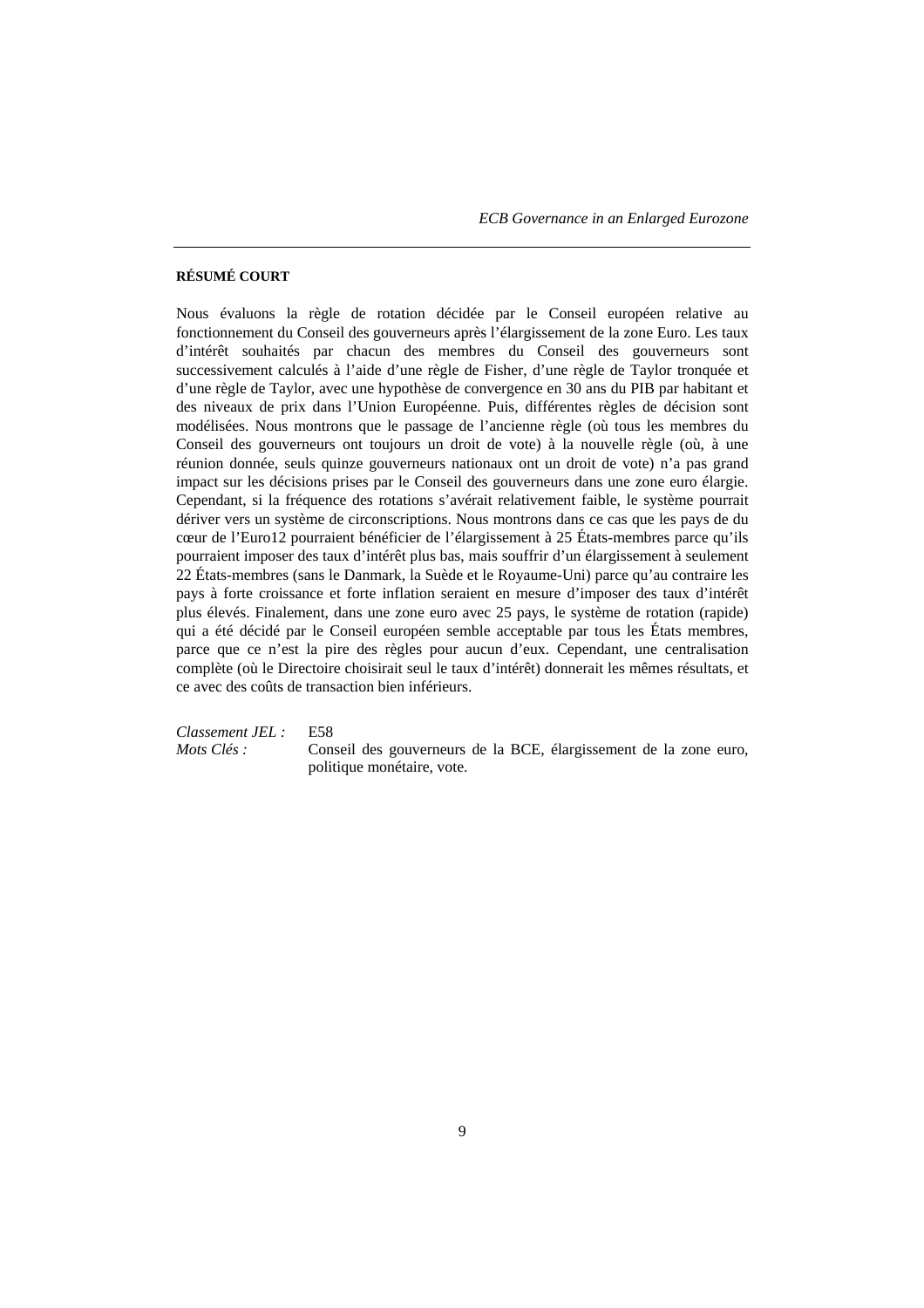**RÉSUMÉ COURT**

Nous évaluons la règle de rotation décidée par le Conseil européen relative au fonctionnement du Conseil des gouverneurs après l'élargissement de la zone Euro. Les taux d'intérêt souhaités par chacun des membres du Conseil des gouverneurs sont successivement calculés à l'aide d'une règle de Fisher, d'une règle de Taylor tronquée et d'une règle de Taylor, avec une hypothèse de convergence en 30 ans du PIB par habitant et des niveaux de prix dans l'Union Européenne. Puis, différentes règles de décision sont modélisées. Nous montrons que le passage de l'ancienne règle (où tous les membres du Conseil des gouverneurs ont toujours un droit de vote) à la nouvelle règle (où, à une réunion donnée, seuls quinze gouverneurs nationaux ont un droit de vote) n'a pas grand impact sur les décisions prises par le Conseil des gouverneurs dans une zone euro élargie. Cependant, si la fréquence des rotations s'avérait relativement faible, le système pourrait dériver vers un système de circonscriptions. Nous montrons dans ce cas que les pays de du cœur de l'Euro12 pourraient bénéficier de l'élargissement à 25 États-membres parce qu'ils pourraient imposer des taux d'intérêt plus bas, mais souffrir d'un élargissement à seulement 22 États-membres (sans le Danmark, la Suède et le Royaume-Uni) parce qu'au contraire les pays à forte croissance et forte inflation seraient en mesure d'imposer des taux d'intérêt plus élevés. Finalement, dans une zone euro avec 25 pays, le système de rotation (rapide) qui a été décidé par le Conseil européen semble acceptable par tous les États membres, parce que ce n'est la pire des règles pour aucun d'eux. Cependant, une centralisation complète (où le Directoire choisirait seul le taux d'intérêt) donnerait les mêmes résultats, et ce avec des coûts de transaction bien inférieurs.

*Classement JEL :* E58

*Mots Clés :* Conseil des gouverneurs de la BCE, élargissement de la zone euro, politique monétaire, vote.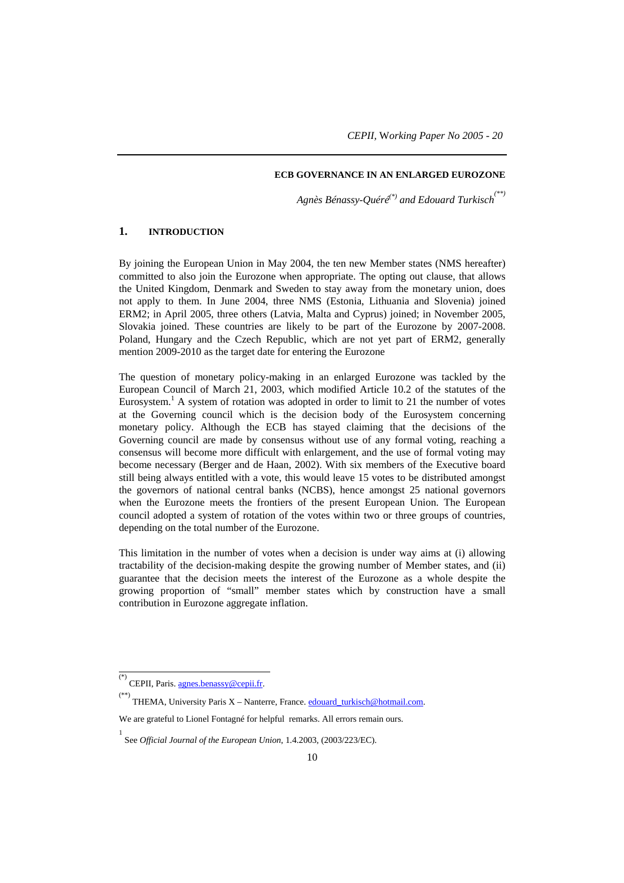## ECB GOVERNANCE IN AN ENLARGED EUROZONE

*Agnès Bénassy-Quéré*[(*)] *and Edouard Turkisch*[(**)]

## 1. INTRODUCTION

By joining the European Union in May 2004, the ten new Member states (NMS hereafter) committed to also join the Eurozone when appropriate. The opting out clause, that allows the United Kingdom, Denmark and Sweden to stay away from the monetary union, does not apply to them. In June 2004, three NMS (Estonia, Lithuania and Slovenia) joined ERM2; in April 2005, three others (Latvia, Malta and Cyprus) joined; in November 2005, Slovakia joined. These countries are likely to be part of the Eurozone by 2007-2008. Poland, Hungary and the Czech Republic, which are not yet part of ERM2, generally mention 2009-2010 as the target date for entering the Eurozone

The question of monetary policy-making in an enlarged Eurozone was tackled by the European Council of March 21, 2003, which modified Article 10.2 of the statutes of the Eurosystem.[1] A system of rotation was adopted in order to limit to 21 the number of votes at the Governing council which is the decision body of the Eurosystem concerning monetary policy. Although the ECB has stayed claiming that the decisions of the Governing council are made by consensus without use of any formal voting, reaching a consensus will become more difficult with enlargement, and the use of formal voting may become necessary (Berger and de Haan, 2002). With six members of the Executive board still being always entitled with a vote, this would leave 15 votes to be distributed amongst the governors of national central banks (NCBS), hence amongst 25 national governors when the Eurozone meets the frontiers of the present European Union. The European council adopted a system of rotation of the votes within two or three groups of countries, depending on the total number of the Eurozone.

This limitation in the number of votes when a decision is under way aims at (i) allowing tractability of the decision-making despite the growing number of Member states, and (ii) guarantee that the decision meets the interest of the Eurozone as a whole despite the growing proportion of "small" member states which by construction have a small contribution in Eurozone aggregate inflation.

---

(*) CEPII, Paris. agnes.benassy@cepii.fr.

(**) THEMA, University Paris X – Nanterre, France. edouard_turkisch@hotmail.com.

We are grateful to Lionel Fontagné for helpful remarks. All errors remain ours.

[1] See *Official Journal of the European Union*, 1.4.2003, (2003/223/EC).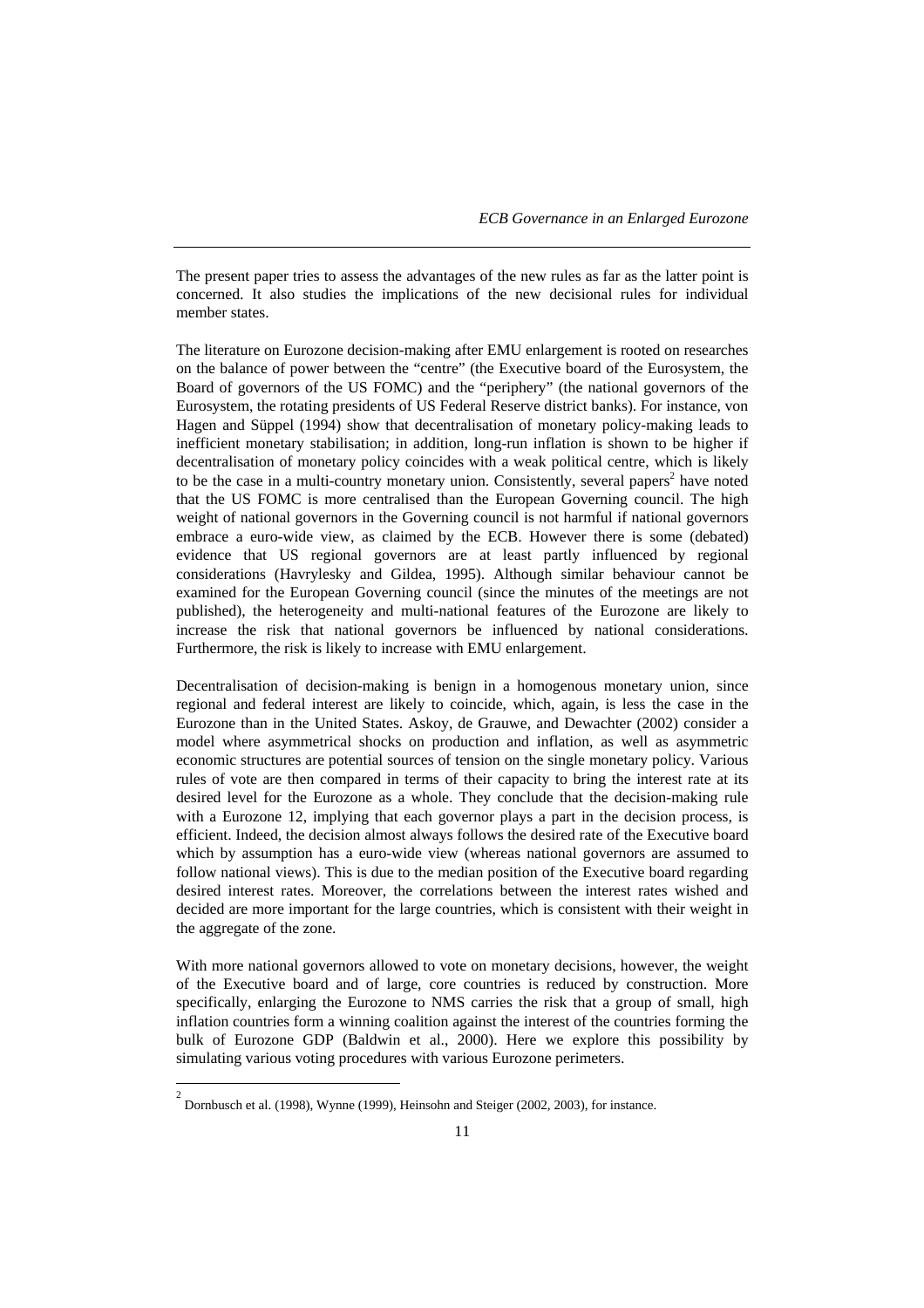The present paper tries to assess the advantages of the new rules as far as the latter point is concerned. It also studies the implications of the new decisional rules for individual member states.

The literature on Eurozone decision-making after EMU enlargement is rooted on researches on the balance of power between the "centre" (the Executive board of the Eurosystem, the Board of governors of the US FOMC) and the "periphery" (the national governors of the Eurosystem, the rotating presidents of US Federal Reserve district banks). For instance, von Hagen and Süppel (1994) show that decentralisation of monetary policy-making leads to inefficient monetary stabilisation; in addition, long-run inflation is shown to be higher if decentralisation of monetary policy coincides with a weak political centre, which is likely to be the case in a multi-country monetary union. Consistently, several papers[2] have noted that the US FOMC is more centralised than the European Governing council. The high weight of national governors in the Governing council is not harmful if national governors embrace a euro-wide view, as claimed by the ECB. However there is some (debated) evidence that US regional governors are at least partly influenced by regional considerations (Havrylesky and Gildea, 1995). Although similar behaviour cannot be examined for the European Governing council (since the minutes of the meetings are not published), the heterogeneity and multi-national features of the Eurozone are likely to increase the risk that national governors be influenced by national considerations. Furthermore, the risk is likely to increase with EMU enlargement.

Decentralisation of decision-making is benign in a homogenous monetary union, since regional and federal interest are likely to coincide, which, again, is less the case in the Eurozone than in the United States. Askoy, de Grauwe, and Dewachter (2002) consider a model where asymmetrical shocks on production and inflation, as well as asymmetric economic structures are potential sources of tension on the single monetary policy. Various rules of vote are then compared in terms of their capacity to bring the interest rate at its desired level for the Eurozone as a whole. They conclude that the decision-making rule with a Eurozone 12, implying that each governor plays a part in the decision process, is efficient. Indeed, the decision almost always follows the desired rate of the Executive board which by assumption has a euro-wide view (whereas national governors are assumed to follow national views). This is due to the median position of the Executive board regarding desired interest rates. Moreover, the correlations between the interest rates wished and decided are more important for the large countries, which is consistent with their weight in the aggregate of the zone.

With more national governors allowed to vote on monetary decisions, however, the weight of the Executive board and of large, core countries is reduced by construction. More specifically, enlarging the Eurozone to NMS carries the risk that a group of small, high inflation countries form a winning coalition against the interest of the countries forming the bulk of Eurozone GDP (Baldwin et al., 2000). Here we explore this possibility by simulating various voting procedures with various Eurozone perimeters.

[2] Dornbusch et al. (1998), Wynne (1999), Heinsohn and Steiger (2002, 2003), for instance.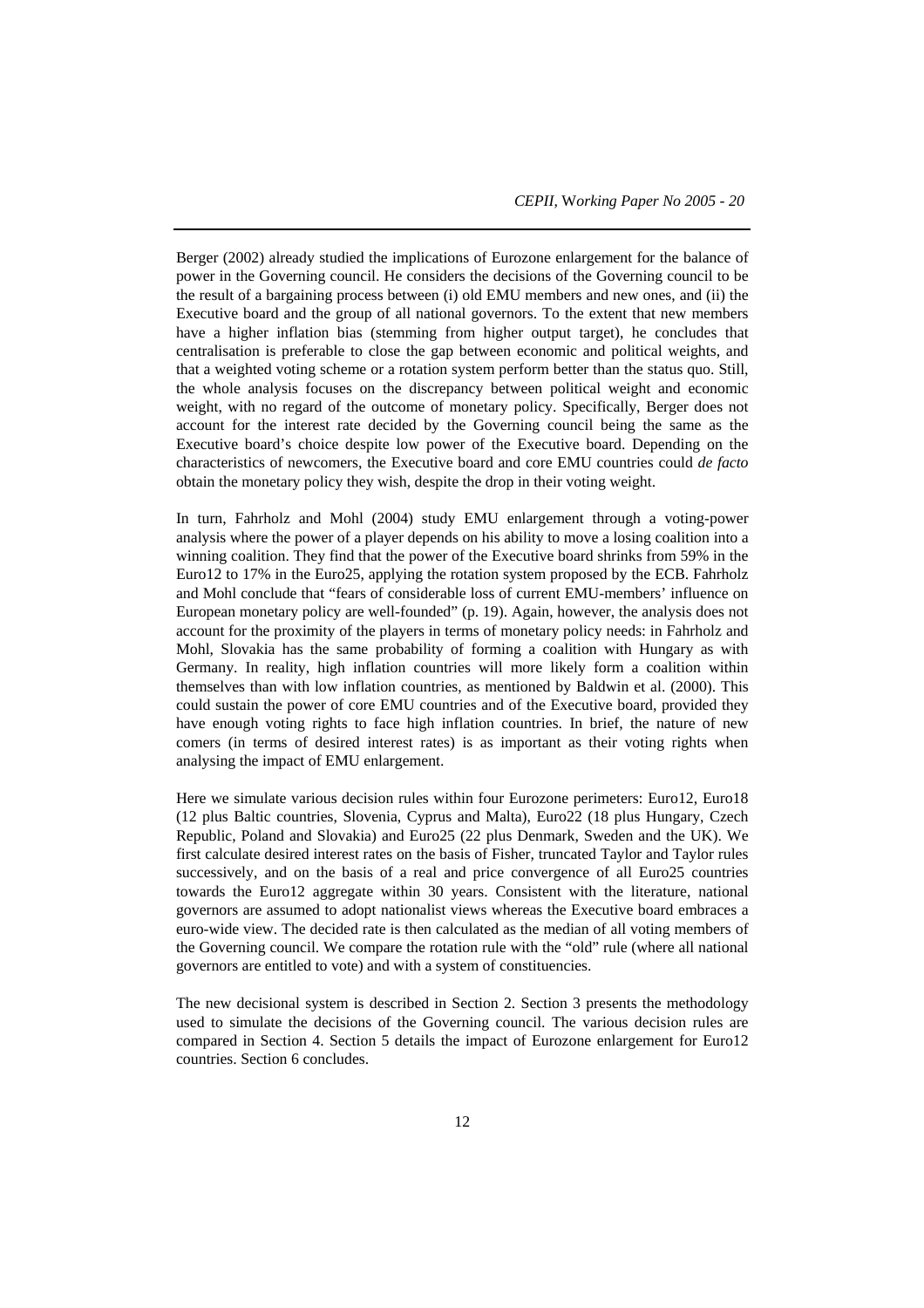Berger (2002) already studied the implications of Eurozone enlargement for the balance of power in the Governing council. He considers the decisions of the Governing council to be the result of a bargaining process between (i) old EMU members and new ones, and (ii) the Executive board and the group of all national governors. To the extent that new members have a higher inflation bias (stemming from higher output target), he concludes that centralisation is preferable to close the gap between economic and political weights, and that a weighted voting scheme or a rotation system perform better than the status quo. Still, the whole analysis focuses on the discrepancy between political weight and economic weight, with no regard of the outcome of monetary policy. Specifically, Berger does not account for the interest rate decided by the Governing council being the same as the Executive board's choice despite low power of the Executive board. Depending on the characteristics of newcomers, the Executive board and core EMU countries could *de facto* obtain the monetary policy they wish, despite the drop in their voting weight.

In turn, Fahrholz and Mohl (2004) study EMU enlargement through a voting-power analysis where the power of a player depends on his ability to move a losing coalition into a winning coalition. They find that the power of the Executive board shrinks from 59% in the Euro12 to 17% in the Euro25, applying the rotation system proposed by the ECB. Fahrholz and Mohl conclude that "fears of considerable loss of current EMU-members' influence on European monetary policy are well-founded" (p. 19). Again, however, the analysis does not account for the proximity of the players in terms of monetary policy needs: in Fahrholz and Mohl, Slovakia has the same probability of forming a coalition with Hungary as with Germany. In reality, high inflation countries will more likely form a coalition within themselves than with low inflation countries, as mentioned by Baldwin et al. (2000). This could sustain the power of core EMU countries and of the Executive board, provided they have enough voting rights to face high inflation countries. In brief, the nature of new comers (in terms of desired interest rates) is as important as their voting rights when analysing the impact of EMU enlargement.

Here we simulate various decision rules within four Eurozone perimeters: Euro12, Euro18 (12 plus Baltic countries, Slovenia, Cyprus and Malta), Euro22 (18 plus Hungary, Czech Republic, Poland and Slovakia) and Euro25 (22 plus Denmark, Sweden and the UK). We first calculate desired interest rates on the basis of Fisher, truncated Taylor and Taylor rules successively, and on the basis of a real and price convergence of all Euro25 countries towards the Euro12 aggregate within 30 years. Consistent with the literature, national governors are assumed to adopt nationalist views whereas the Executive board embraces a euro-wide view. The decided rate is then calculated as the median of all voting members of the Governing council. We compare the rotation rule with the "old" rule (where all national governors are entitled to vote) and with a system of constituencies.

The new decisional system is described in Section 2. Section 3 presents the methodology used to simulate the decisions of the Governing council. The various decision rules are compared in Section 4. Section 5 details the impact of Eurozone enlargement for Euro12 countries. Section 6 concludes.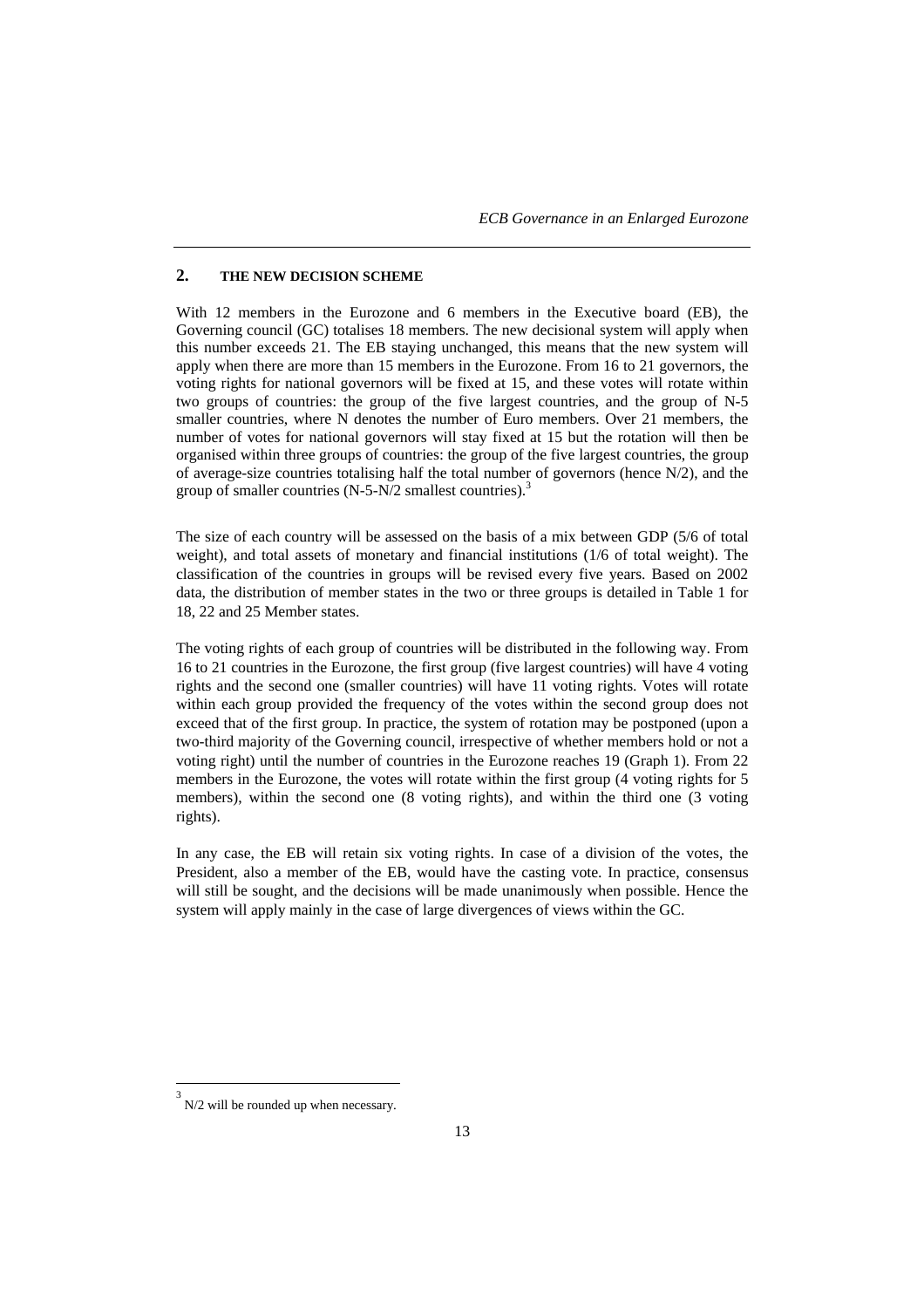## 2. THE NEW DECISION SCHEME

With 12 members in the Eurozone and 6 members in the Executive board (EB), the Governing council (GC) totalises 18 members. The new decisional system will apply when this number exceeds 21. The EB staying unchanged, this means that the new system will apply when there are more than 15 members in the Eurozone. From 16 to 21 governors, the voting rights for national governors will be fixed at 15, and these votes will rotate within two groups of countries: the group of the five largest countries, and the group of N-5 smaller countries, where N denotes the number of Euro members. Over 21 members, the number of votes for national governors will stay fixed at 15 but the rotation will then be organised within three groups of countries: the group of the five largest countries, the group of average-size countries totalising half the total number of governors (hence N/2), and the group of smaller countries (N-5-N/2 smallest countries).[3]

The size of each country will be assessed on the basis of a mix between GDP (5/6 of total weight), and total assets of monetary and financial institutions (1/6 of total weight). The classification of the countries in groups will be revised every five years. Based on 2002 data, the distribution of member states in the two or three groups is detailed in Table 1 for 18, 22 and 25 Member states.

The voting rights of each group of countries will be distributed in the following way. From 16 to 21 countries in the Eurozone, the first group (five largest countries) will have 4 voting rights and the second one (smaller countries) will have 11 voting rights. Votes will rotate within each group provided the frequency of the votes within the second group does not exceed that of the first group. In practice, the system of rotation may be postponed (upon a two-third majority of the Governing council, irrespective of whether members hold or not a voting right) until the number of countries in the Eurozone reaches 19 (Graph 1). From 22 members in the Eurozone, the votes will rotate within the first group (4 voting rights for 5 members), within the second one (8 voting rights), and within the third one (3 voting rights).

In any case, the EB will retain six voting rights. In case of a division of the votes, the President, also a member of the EB, would have the casting vote. In practice, consensus will still be sought, and the decisions will be made unanimously when possible. Hence the system will apply mainly in the case of large divergences of views within the GC.

[3] N/2 will be rounded up when necessary.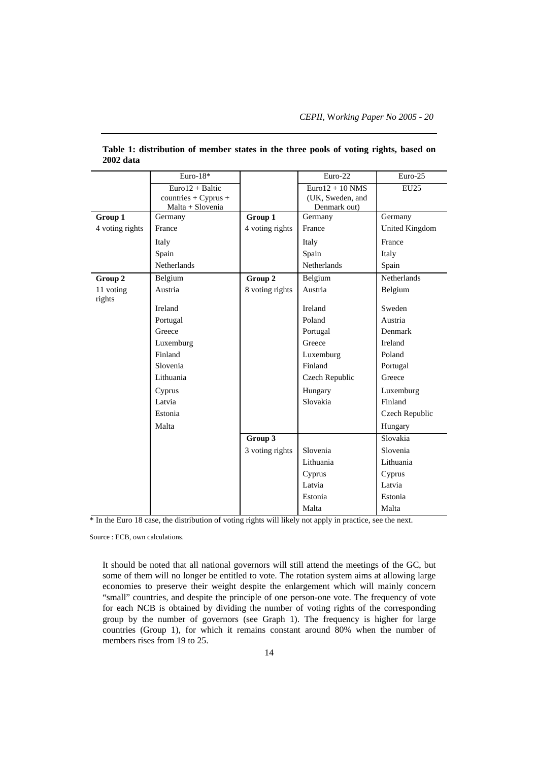**Table 1: distribution of member states in the three pools of voting rights, based on 2002 data**

| | Euro-18* | | Euro-22 | Euro-25 |
|---|---|---|---|---|
| | Euro12 + Baltic countries + Cyprus + Malta + Slovenia | | Euro12 + 10 NMS (UK, Sweden, and Denmark out) | EU25 |
| **Group 1** | Germany | **Group 1** | Germany | Germany |
| 4 voting rights | France | 4 voting rights | France | United Kingdom |
| | Italy | | Italy | France |
| | Spain | | Spain | Italy |
| | Netherlands | | Netherlands | Spain |
| **Group 2** | Belgium | **Group 2** | Belgium | Netherlands |
| 11 voting rights | Austria | 8 voting rights | Austria | Belgium |
| | Ireland | | Ireland | Sweden |
| | Portugal | | Poland | Austria |
| | Greece | | Portugal | Denmark |
| | Luxemburg | | Greece | Ireland |
| | Finland | | Luxemburg | Poland |
| | Slovenia | | Finland | Portugal |
| | Lithuania | | Czech Republic | Greece |
| | Cyprus | | Hungary | Luxemburg |
| | Latvia | | Slovakia | Finland |
| | Estonia | | | Czech Republic |
| | Malta | | | Hungary |
| | | **Group 3** | | Slovakia |
| | | 3 voting rights | Slovenia | Slovenia |
| | | | Lithuania | Lithuania |
| | | | Cyprus | Cyprus |
| | | | Latvia | Latvia |
| | | | Estonia | Estonia |
| | | | Malta | Malta |

* In the Euro 18 case, the distribution of voting rights will likely not apply in practice, see the next.

Source : ECB, own calculations.

It should be noted that all national governors will still attend the meetings of the GC, but some of them will no longer be entitled to vote. The rotation system aims at allowing large economies to preserve their weight despite the enlargement which will mainly concern "small" countries, and despite the principle of one person-one vote. The frequency of vote for each NCB is obtained by dividing the number of voting rights of the corresponding group by the number of governors (see Graph 1). The frequency is higher for large countries (Group 1), for which it remains constant around 80% when the number of members rises from 19 to 25.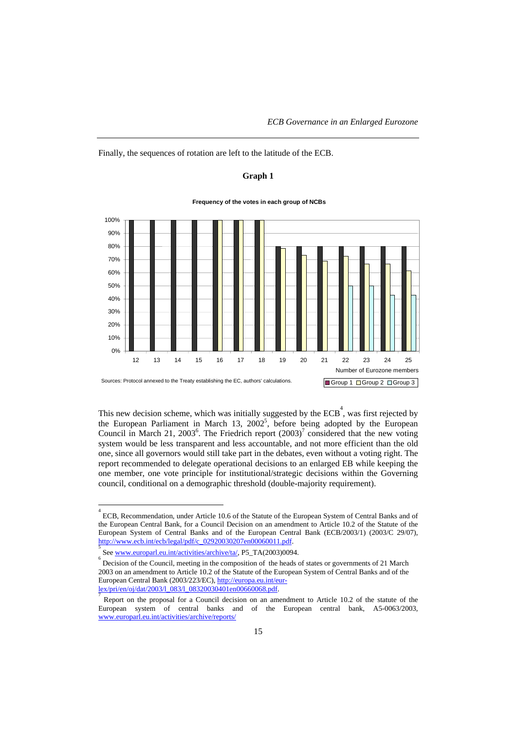Finally, the sequences of rotation are left to the latitude of the ECB.

**Graph 1**

**Frequency of the votes in each group of NCBs**

Sources: Protocol annexed to the Treaty establishing the EC, authors' calculations.

This new decision scheme, which was initially suggested by the ECB[4], was first rejected by the European Parliament in March 13, 2002[5], before being adopted by the European Council in March 21, 2003[6]. The Friedrich report (2003)[7] considered that the new voting system would be less transparent and less accountable, and not more efficient than the old one, since all governors would still take part in the debates, even without a voting right. The report recommended to delegate operational decisions to an enlarged EB while keeping the one member, one vote principle for institutional/strategic decisions within the Governing council, conditional on a demographic threshold (double-majority requirement).

---

[4] ECB, Recommendation, under Article 10.6 of the Statute of the European System of Central Banks and of the European Central Bank, for a Council Decision on an amendment to Article 10.2 of the Statute of the European System of Central Banks and of the European Central Bank (ECB/2003/1) (2003/C 29/07), http://www.ecb.int/ecb/legal/pdf/c_02920030207en00060011.pdf.

[5] See www.europarl.eu.int/activities/archive/ta/, P5_TA(2003)0094.

[6] Decision of the Council, meeting in the composition of the heads of states or governments of 21 March 2003 on an amendment to Article 10.2 of the Statute of the European System of Central Banks and of the European Central Bank (2003/223/EC), http://europa.eu.int/eur-lex/pri/en/oj/dat/2003/l_083/l_08320030401en00660068.pdf.

[7] Report on the proposal for a Council decision on an amendment to Article 10.2 of the statute of the European system of central banks and of the European central bank, A5-0063/2003, www.europarl.eu.int/activities/archive/reports/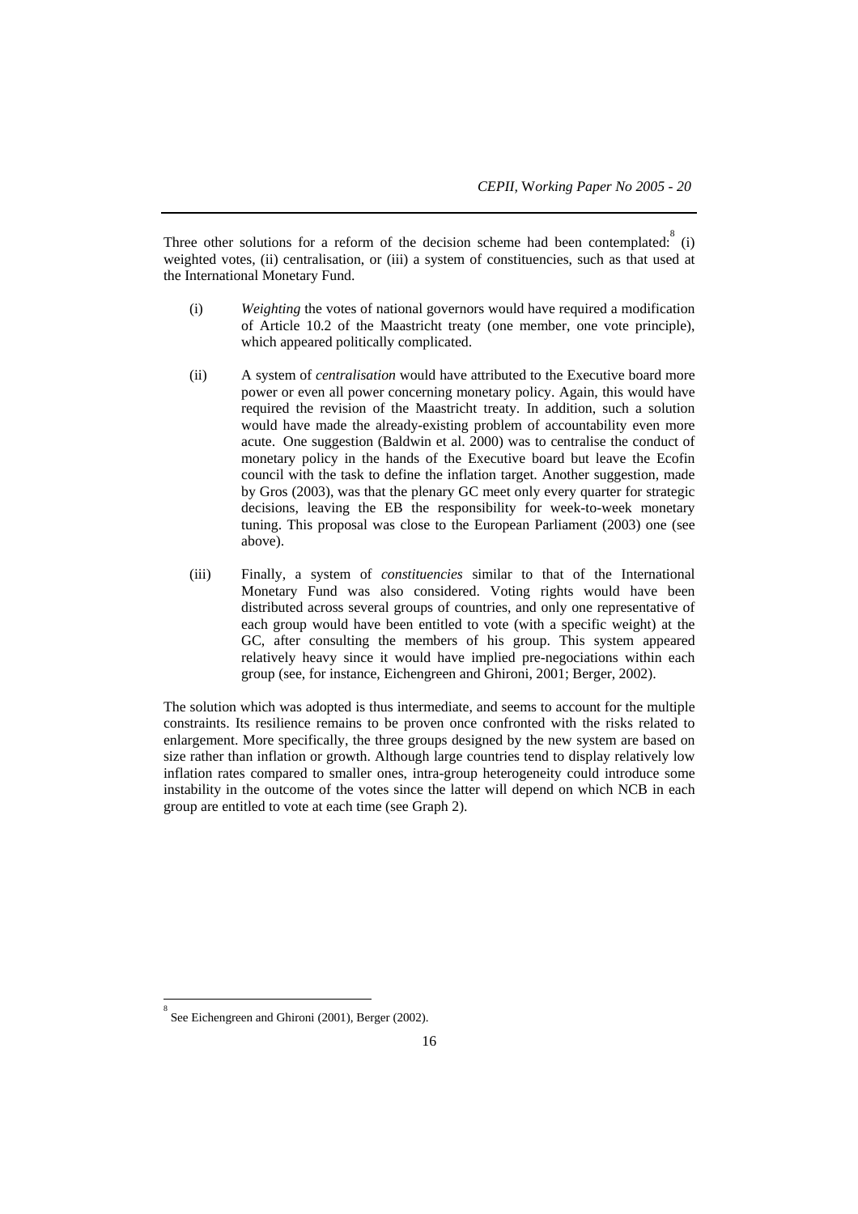Three other solutions for a reform of the decision scheme had been contemplated:[8] (i) weighted votes, (ii) centralisation, or (iii) a system of constituencies, such as that used at the International Monetary Fund.

(i) *Weighting* the votes of national governors would have required a modification of Article 10.2 of the Maastricht treaty (one member, one vote principle), which appeared politically complicated.

(ii) A system of *centralisation* would have attributed to the Executive board more power or even all power concerning monetary policy. Again, this would have required the revision of the Maastricht treaty. In addition, such a solution would have made the already-existing problem of accountability even more acute. One suggestion (Baldwin et al. 2000) was to centralise the conduct of monetary policy in the hands of the Executive board but leave the Ecofin council with the task to define the inflation target. Another suggestion, made by Gros (2003), was that the plenary GC meet only every quarter for strategic decisions, leaving the EB the responsibility for week-to-week monetary tuning. This proposal was close to the European Parliament (2003) one (see above).

(iii) Finally, a system of *constituencies* similar to that of the International Monetary Fund was also considered. Voting rights would have been distributed across several groups of countries, and only one representative of each group would have been entitled to vote (with a specific weight) at the GC, after consulting the members of his group. This system appeared relatively heavy since it would have implied pre-negociations within each group (see, for instance, Eichengreen and Ghironi, 2001; Berger, 2002).

The solution which was adopted is thus intermediate, and seems to account for the multiple constraints. Its resilience remains to be proven once confronted with the risks related to enlargement. More specifically, the three groups designed by the new system are based on size rather than inflation or growth. Although large countries tend to display relatively low inflation rates compared to smaller ones, intra-group heterogeneity could introduce some instability in the outcome of the votes since the latter will depend on which NCB in each group are entitled to vote at each time (see Graph 2).

---

[8] See Eichengreen and Ghironi (2001), Berger (2002).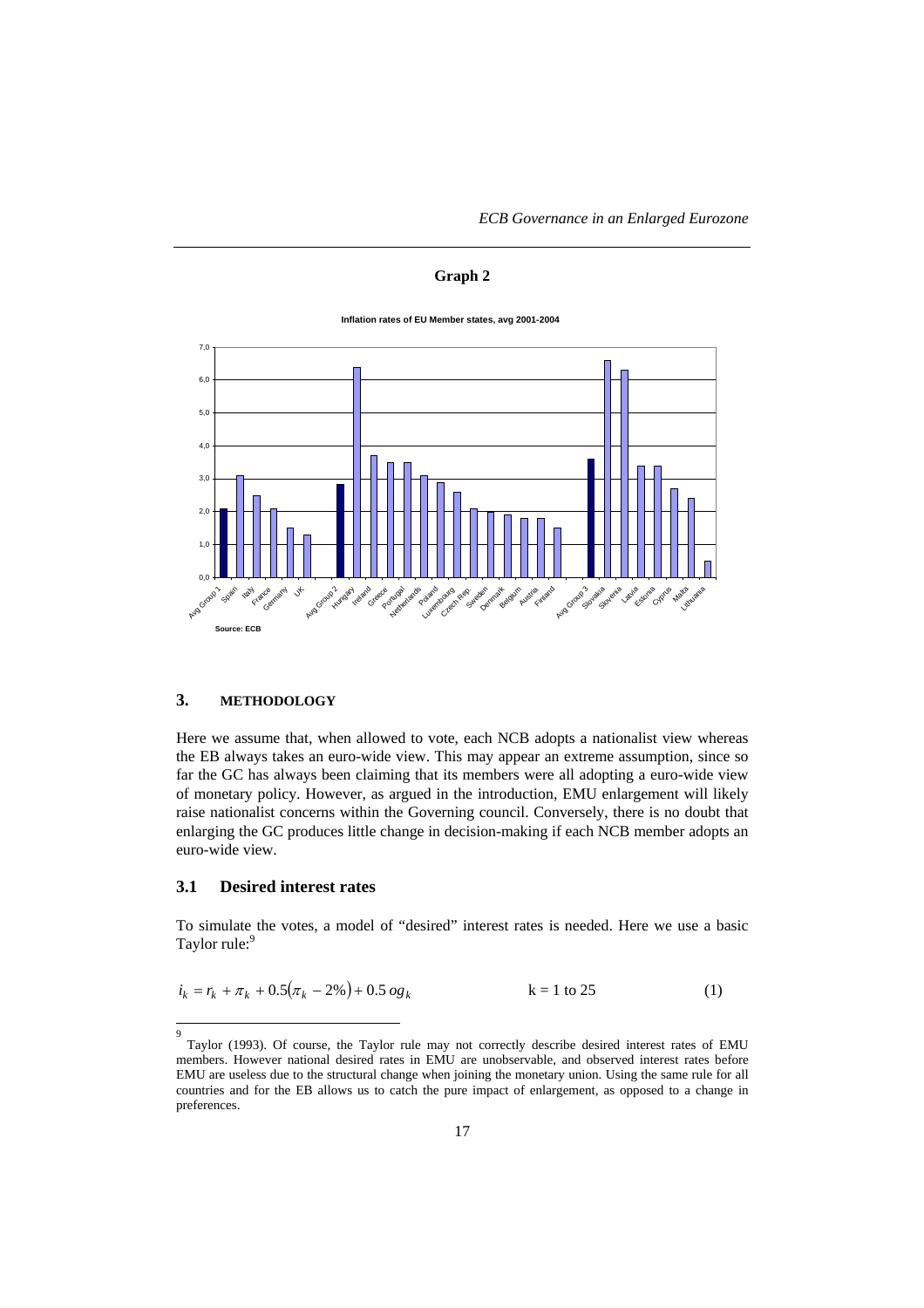**Graph 2**

Inflation rates of EU Member states, avg 2001-2004

Source: ECB

## 3. METHODOLOGY

Here we assume that, when allowed to vote, each NCB adopts a nationalist view whereas the EB always takes an euro-wide view. This may appear an extreme assumption, since so far the GC has always been claiming that its members were all adopting a euro-wide view of monetary policy. However, as argued in the introduction, EMU enlargement will likely raise nationalist concerns within the Governing council. Conversely, there is no doubt that enlarging the GC produces little change in decision-making if each NCB member adopts an euro-wide view.

### 3.1 Desired interest rates

To simulate the votes, a model of "desired" interest rates is needed. Here we use a basic Taylor rule:[9]

$$i_k = r_k + \pi_k + 0.5(\pi_k - 2\%) + 0.5\, og_k \qquad k = 1 \text{ to } 25 \qquad (1)$$

[9] Taylor (1993). Of course, the Taylor rule may not correctly describe desired interest rates of EMU members. However national desired rates in EMU are unobservable, and observed interest rates before EMU are useless due to the structural change when joining the monetary union. Using the same rule for all countries and for the EB allows us to catch the pure impact of enlargement, as opposed to a change in preferences.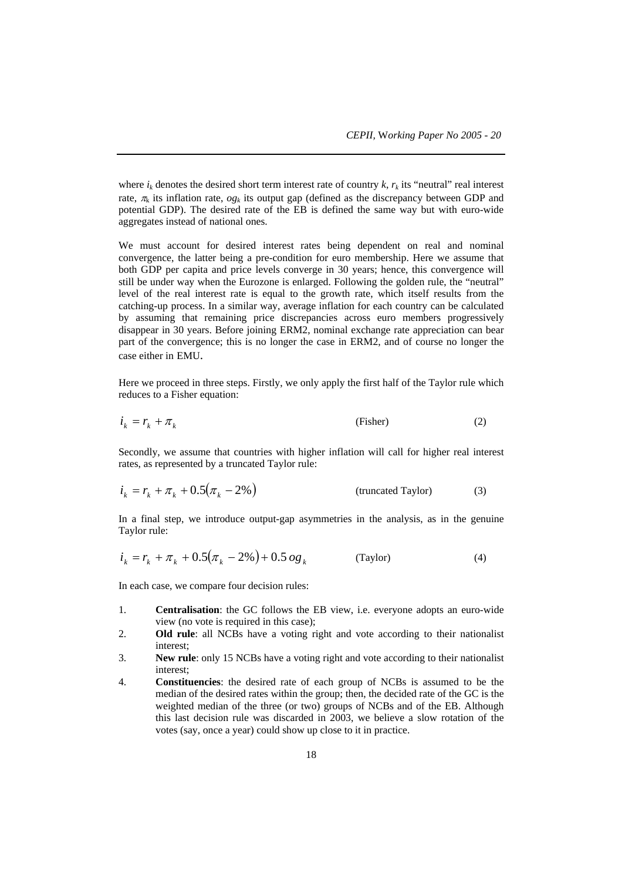where $i_k$ denotes the desired short term interest rate of country $k$, $r_k$ its "neutral" real interest rate, $\pi_k$ its inflation rate, $og_k$ its output gap (defined as the discrepancy between GDP and potential GDP). The desired rate of the EB is defined the same way but with euro-wide aggregates instead of national ones.

We must account for desired interest rates being dependent on real and nominal convergence, the latter being a pre-condition for euro membership. Here we assume that both GDP per capita and price levels converge in 30 years; hence, this convergence will still be under way when the Eurozone is enlarged. Following the golden rule, the "neutral" level of the real interest rate is equal to the growth rate, which itself results from the catching-up process. In a similar way, average inflation for each country can be calculated by assuming that remaining price discrepancies across euro members progressively disappear in 30 years. Before joining ERM2, nominal exchange rate appreciation can bear part of the convergence; this is no longer the case in ERM2, and of course no longer the case either in EMU.

Here we proceed in three steps. Firstly, we only apply the first half of the Taylor rule which reduces to a Fisher equation:

$$i_k = r_k + \pi_k \qquad \text{(Fisher)} \qquad (2)$$

Secondly, we assume that countries with higher inflation will call for higher real interest rates, as represented by a truncated Taylor rule:

$$i_k = r_k + \pi_k + 0.5(\pi_k - 2\%) \qquad \text{(truncated Taylor)} \qquad (3)$$

In a final step, we introduce output-gap asymmetries in the analysis, as in the genuine Taylor rule:

$$i_k = r_k + \pi_k + 0.5(\pi_k - 2\%) + 0.5\, og_k \qquad \text{(Taylor)} \qquad (4)$$

In each case, we compare four decision rules:

1. **Centralisation**: the GC follows the EB view, i.e. everyone adopts an euro-wide view (no vote is required in this case);
2. **Old rule**: all NCBs have a voting right and vote according to their nationalist interest;
3. **New rule**: only 15 NCBs have a voting right and vote according to their nationalist interest;
4. **Constituencies**: the desired rate of each group of NCBs is assumed to be the median of the desired rates within the group; then, the decided rate of the GC is the weighted median of the three (or two) groups of NCBs and of the EB. Although this last decision rule was discarded in 2003, we believe a slow rotation of the votes (say, once a year) could show up close to it in practice.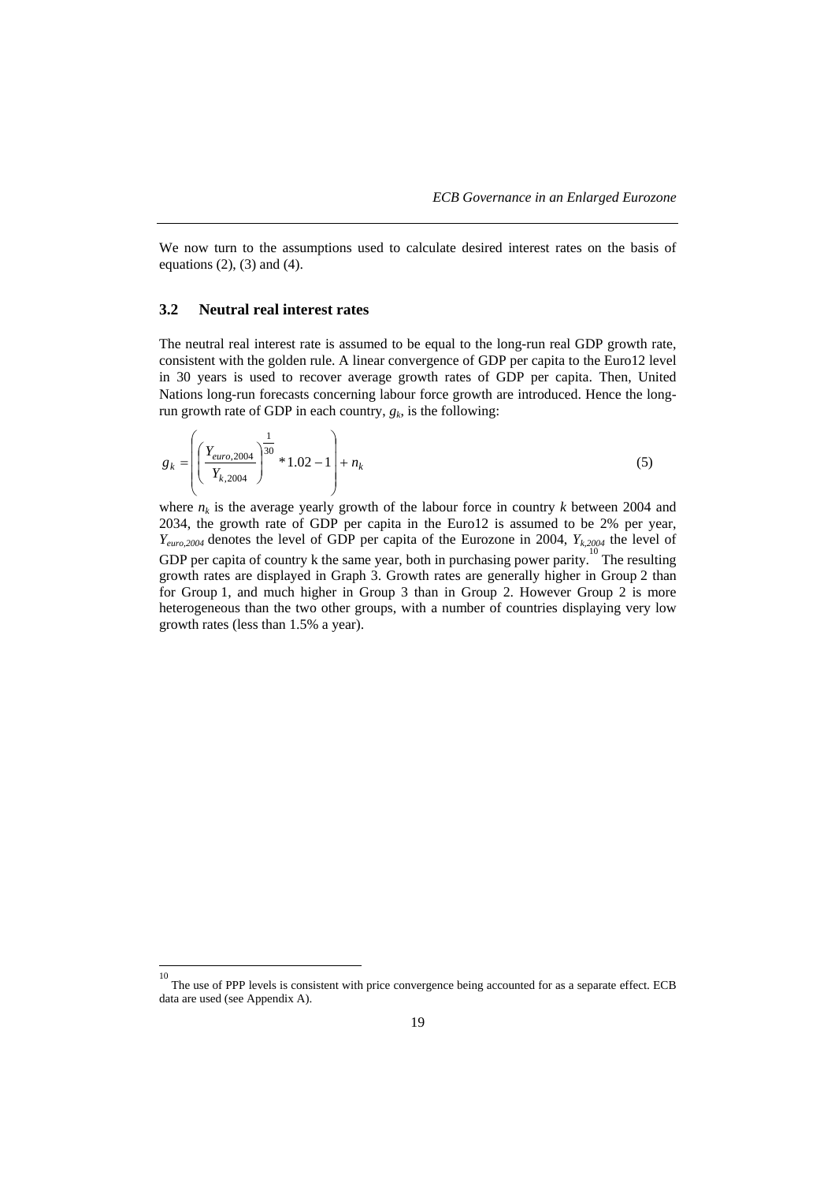We now turn to the assumptions used to calculate desired interest rates on the basis of equations (2), (3) and (4).

### 3.2 Neutral real interest rates

The neutral real interest rate is assumed to be equal to the long-run real GDP growth rate, consistent with the golden rule. A linear convergence of GDP per capita to the Euro12 level in 30 years is used to recover average growth rates of GDP per capita. Then, United Nations long-run forecasts concerning labour force growth are introduced. Hence the long-run growth rate of GDP in each country, $g_k$, is the following:

$$g_k = \left( \left( \frac{Y_{euro,2004}}{Y_{k,2004}} \right)^{\frac{1}{30}} * 1.02 - 1 \right) + n_k \tag{5}$$

where $n_k$ is the average yearly growth of the labour force in country $k$ between 2004 and 2034, the growth rate of GDP per capita in the Euro12 is assumed to be 2% per year, $Y_{euro,2004}$ denotes the level of GDP per capita of the Eurozone in 2004, $Y_{k,2004}$ the level of GDP per capita of country k the same year, both in purchasing power parity.[10] The resulting growth rates are displayed in Graph 3. Growth rates are generally higher in Group 2 than for Group 1, and much higher in Group 3 than in Group 2. However Group 2 is more heterogeneous than the two other groups, with a number of countries displaying very low growth rates (less than 1.5% a year).

---

[10] The use of PPP levels is consistent with price convergence being accounted for as a separate effect. ECB data are used (see Appendix A).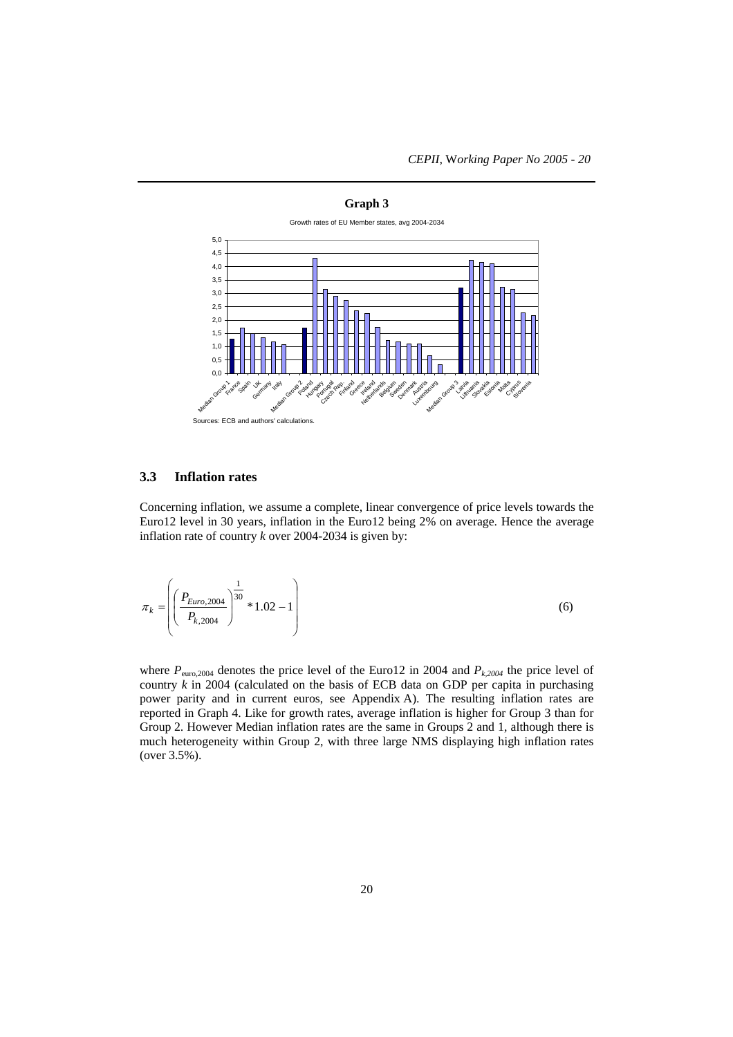**Graph 3**

Growth rates of EU Member states, avg 2004-2034

Sources: ECB and authors' calculations.

### 3.3 Inflation rates

Concerning inflation, we assume a complete, linear convergence of price levels towards the Euro12 level in 30 years, inflation in the Euro12 being 2% on average. Hence the average inflation rate of country $k$ over 2004-2034 is given by:

$$\pi_k = \left( \left( \frac{P_{Euro,2004}}{P_{k,2004}} \right)^{\frac{1}{30}} * 1.02 - 1 \right) \tag{6}$$

where $P_{\text{euro},2004}$ denotes the price level of the Euro12 in 2004 and $P_{k,2004}$ the price level of country $k$ in 2004 (calculated on the basis of ECB data on GDP per capita in purchasing power parity and in current euros, see Appendix A). The resulting inflation rates are reported in Graph 4. Like for growth rates, average inflation is higher for Group 3 than for Group 2. However Median inflation rates are the same in Groups 2 and 1, although there is much heterogeneity within Group 2, with three large NMS displaying high inflation rates (over 3.5%).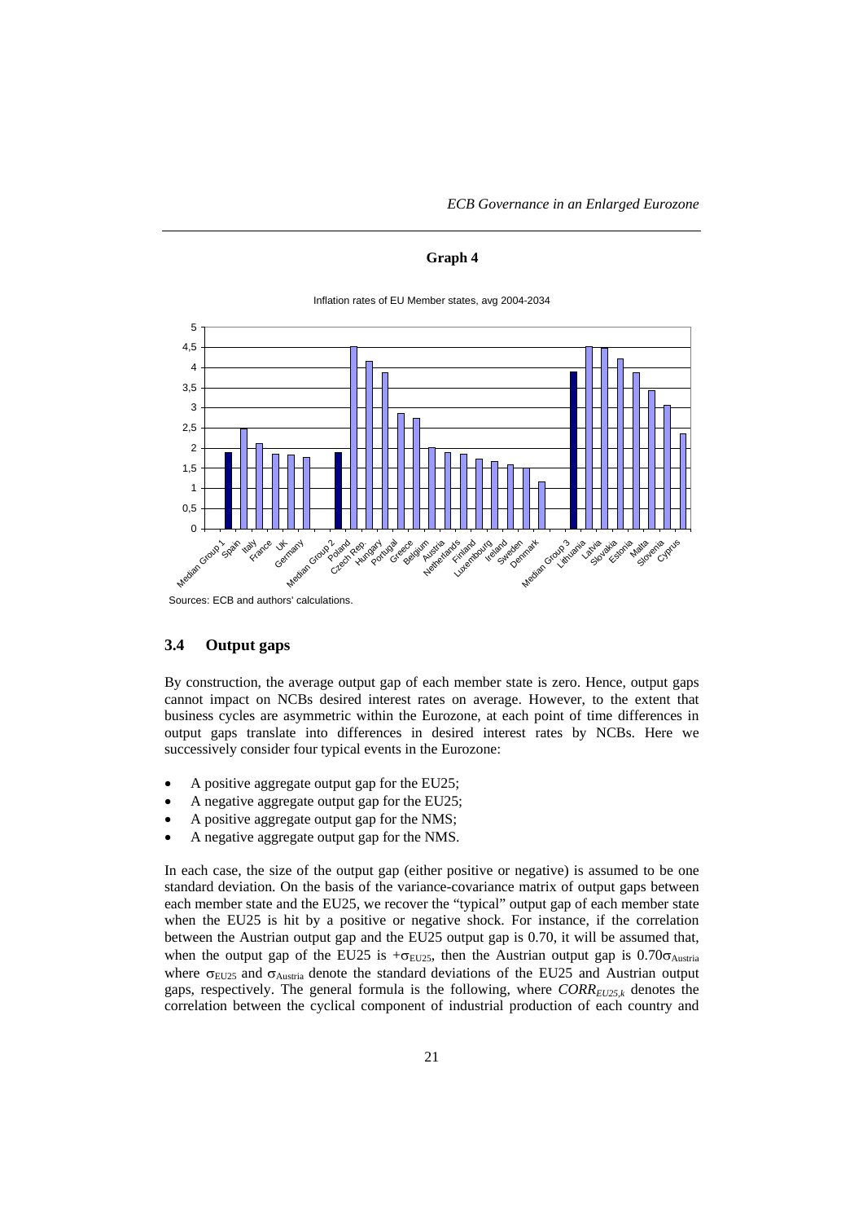**Graph 4**

Inflation rates of EU Member states, avg 2004-2034

| Country | Inflation rate (approx.) |
|---|---|
| Median Group 1 | 1.9 |
| Spain | 2.48 |
| Italy | 2.12 |
| France | 1.86 |
| UK | 1.84 |
| Germany | 1.78 |
| Median Group 2 | 1.9 |
| Poland | 4.52 |
| Czech Rep. | 4.15 |
| Hungary | 3.88 |
| Portugal | 2.87 |
| Greece | 2.75 |
| Belgium | 2.03 |
| Austria | 1.9 |
| Netherlands | 1.86 |
| Finland | 1.74 |
| Luxembourg | 1.67 |
| Ireland | 1.59 |
| Sweden | 1.5 |
| Denmark | 1.16 |
| Median Group 3 | 3.9 |
| Lithuania | 4.52 |
| Latvia | 4.48 |
| Slovakia | 4.22 |
| Estonia | 3.88 |
| Malta | 3.44 |
| Slovenia | 3.06 |
| Cyprus | 2.36 |

Sources: ECB and authors' calculations.

### 3.4 Output gaps

By construction, the average output gap of each member state is zero. Hence, output gaps cannot impact on NCBs desired interest rates on average. However, to the extent that business cycles are asymmetric within the Eurozone, at each point of time differences in output gaps translate into differences in desired interest rates by NCBs. Here we successively consider four typical events in the Eurozone:

- A positive aggregate output gap for the EU25;
- A negative aggregate output gap for the EU25;
- A positive aggregate output gap for the NMS;
- A negative aggregate output gap for the NMS.

In each case, the size of the output gap (either positive or negative) is assumed to be one standard deviation. On the basis of the variance-covariance matrix of output gaps between each member state and the EU25, we recover the "typical" output gap of each member state when the EU25 is hit by a positive or negative shock. For instance, if the correlation between the Austrian output gap and the EU25 output gap is 0.70, it will be assumed that, when the output gap of the EU25 is $+\sigma_{EU25}$, then the Austrian output gap is $0.70\sigma_{Austria}$ where $\sigma_{EU25}$ and $\sigma_{Austria}$ denote the standard deviations of the EU25 and Austrian output gaps, respectively. The general formula is the following, where $CORR_{EU25,k}$ denotes the correlation between the cyclical component of industrial production of each country and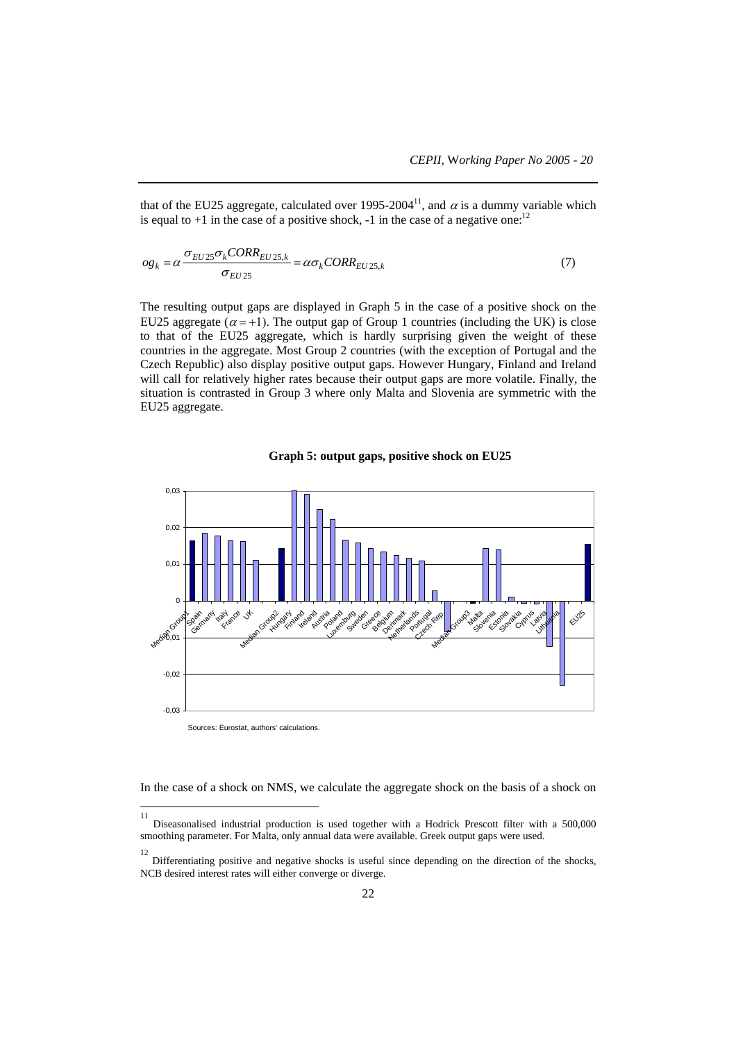that of the EU25 aggregate, calculated over 1995-2004[11], and $\alpha$ is a dummy variable which is equal to +1 in the case of a positive shock, -1 in the case of a negative one:[12]

$$og_k = \alpha \frac{\sigma_{EU25}\sigma_k CORR_{EU25,k}}{\sigma_{EU25}} = \alpha \sigma_k CORR_{EU25,k} \tag{7}$$

The resulting output gaps are displayed in Graph 5 in the case of a positive shock on the EU25 aggregate ($\alpha = +1$). The output gap of Group 1 countries (including the UK) is close to that of the EU25 aggregate, which is hardly surprising given the weight of these countries in the aggregate. Most Group 2 countries (with the exception of Portugal and the Czech Republic) also display positive output gaps. However Hungary, Finland and Ireland will call for relatively higher rates because their output gaps are more volatile. Finally, the situation is contrasted in Group 3 where only Malta and Slovenia are symmetric with the EU25 aggregate.

**Graph 5: output gaps, positive shock on EU25**

Sources: Eurostat, authors' calculations.

In the case of a shock on NMS, we calculate the aggregate shock on the basis of a shock on

---

[11] Diseasonalised industrial production is used together with a Hodrick Prescott filter with a 500,000 smoothing parameter. For Malta, only annual data were available. Greek output gaps were used.

[12] Differentiating positive and negative shocks is useful since depending on the direction of the shocks, NCB desired interest rates will either converge or diverge.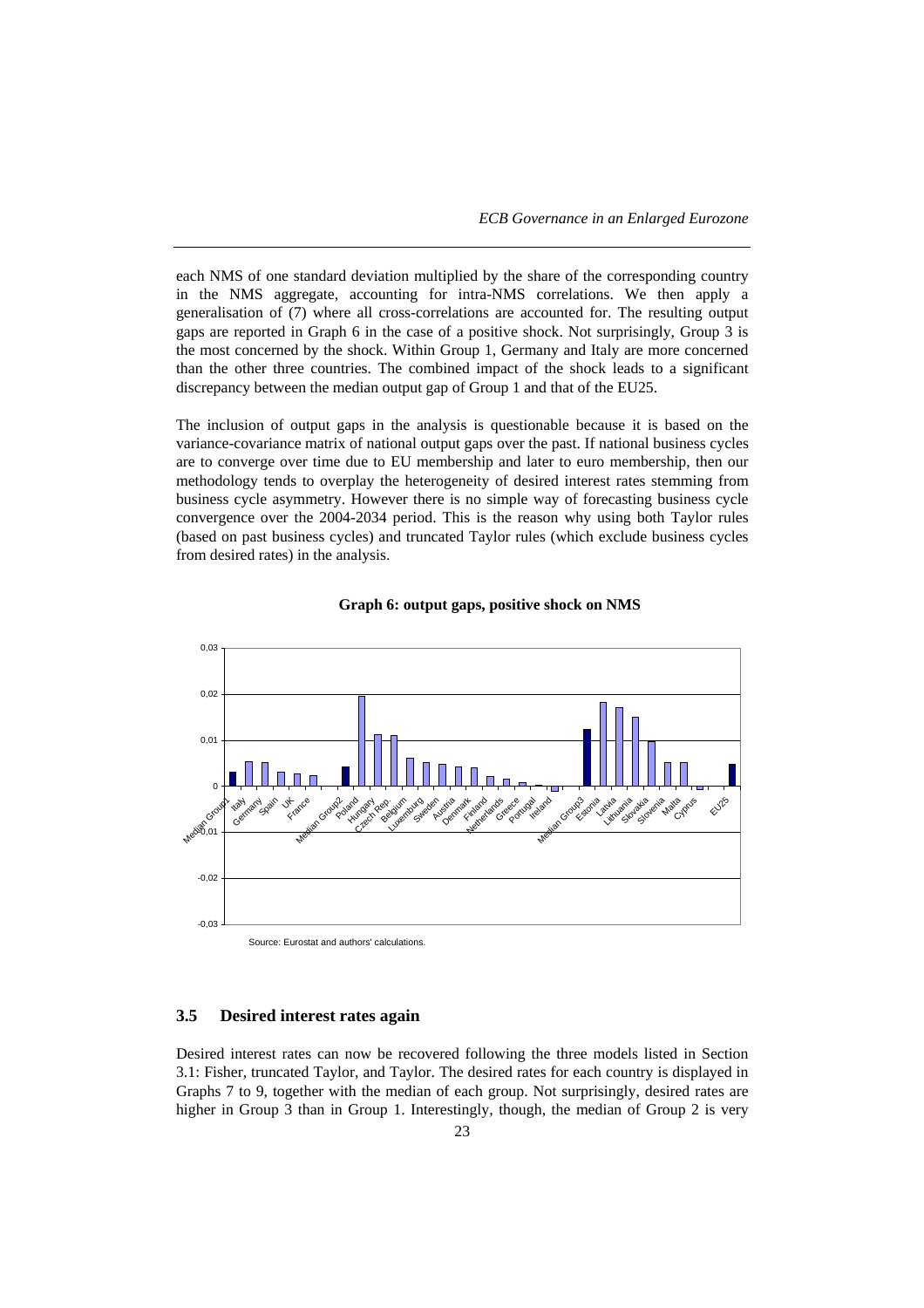each NMS of one standard deviation multiplied by the share of the corresponding country in the NMS aggregate, accounting for intra-NMS correlations. We then apply a generalisation of (7) where all cross-correlations are accounted for. The resulting output gaps are reported in Graph 6 in the case of a positive shock. Not surprisingly, Group 3 is the most concerned by the shock. Within Group 1, Germany and Italy are more concerned than the other three countries. The combined impact of the shock leads to a significant discrepancy between the median output gap of Group 1 and that of the EU25.

The inclusion of output gaps in the analysis is questionable because it is based on the variance-covariance matrix of national output gaps over the past. If national business cycles are to converge over time due to EU membership and later to euro membership, then our methodology tends to overplay the heterogeneity of desired interest rates stemming from business cycle asymmetry. However there is no simple way of forecasting business cycle convergence over the 2004-2034 period. This is the reason why using both Taylor rules (based on past business cycles) and truncated Taylor rules (which exclude business cycles from desired rates) in the analysis.

**Graph 6: output gaps, positive shock on NMS**

Source: Eurostat and authors' calculations.

### 3.5 Desired interest rates again

Desired interest rates can now be recovered following the three models listed in Section 3.1: Fisher, truncated Taylor, and Taylor. The desired rates for each country is displayed in Graphs 7 to 9, together with the median of each group. Not surprisingly, desired rates are higher in Group 3 than in Group 1. Interestingly, though, the median of Group 2 is very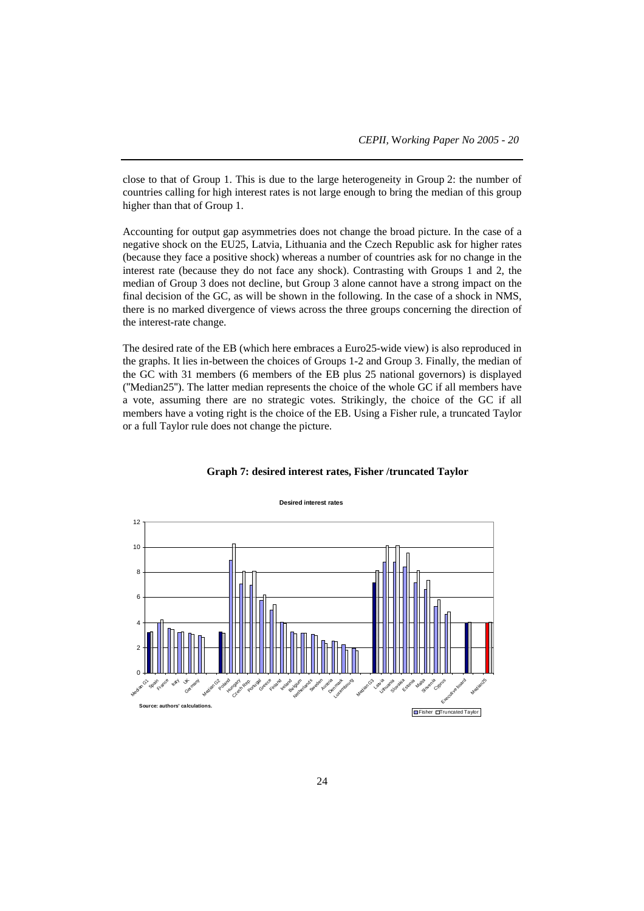close to that of Group 1. This is due to the large heterogeneity in Group 2: the number of countries calling for high interest rates is not large enough to bring the median of this group higher than that of Group 1.

Accounting for output gap asymmetries does not change the broad picture. In the case of a negative shock on the EU25, Latvia, Lithuania and the Czech Republic ask for higher rates (because they face a positive shock) whereas a number of countries ask for no change in the interest rate (because they do not face any shock). Contrasting with Groups 1 and 2, the median of Group 3 does not decline, but Group 3 alone cannot have a strong impact on the final decision of the GC, as will be shown in the following. In the case of a shock in NMS, there is no marked divergence of views across the three groups concerning the direction of the interest-rate change.

The desired rate of the EB (which here embraces a Euro25-wide view) is also reproduced in the graphs. It lies in-between the choices of Groups 1-2 and Group 3. Finally, the median of the GC with 31 members (6 members of the EB plus 25 national governors) is displayed ("Median25"). The latter median represents the choice of the whole GC if all members have a vote, assuming there are no strategic votes. Strikingly, the choice of the GC if all members have a voting right is the choice of the EB. Using a Fisher rule, a truncated Taylor or a full Taylor rule does not change the picture.

**Graph 7: desired interest rates, Fisher /truncated Taylor**

Desired interest rates

Source: authors' calculations.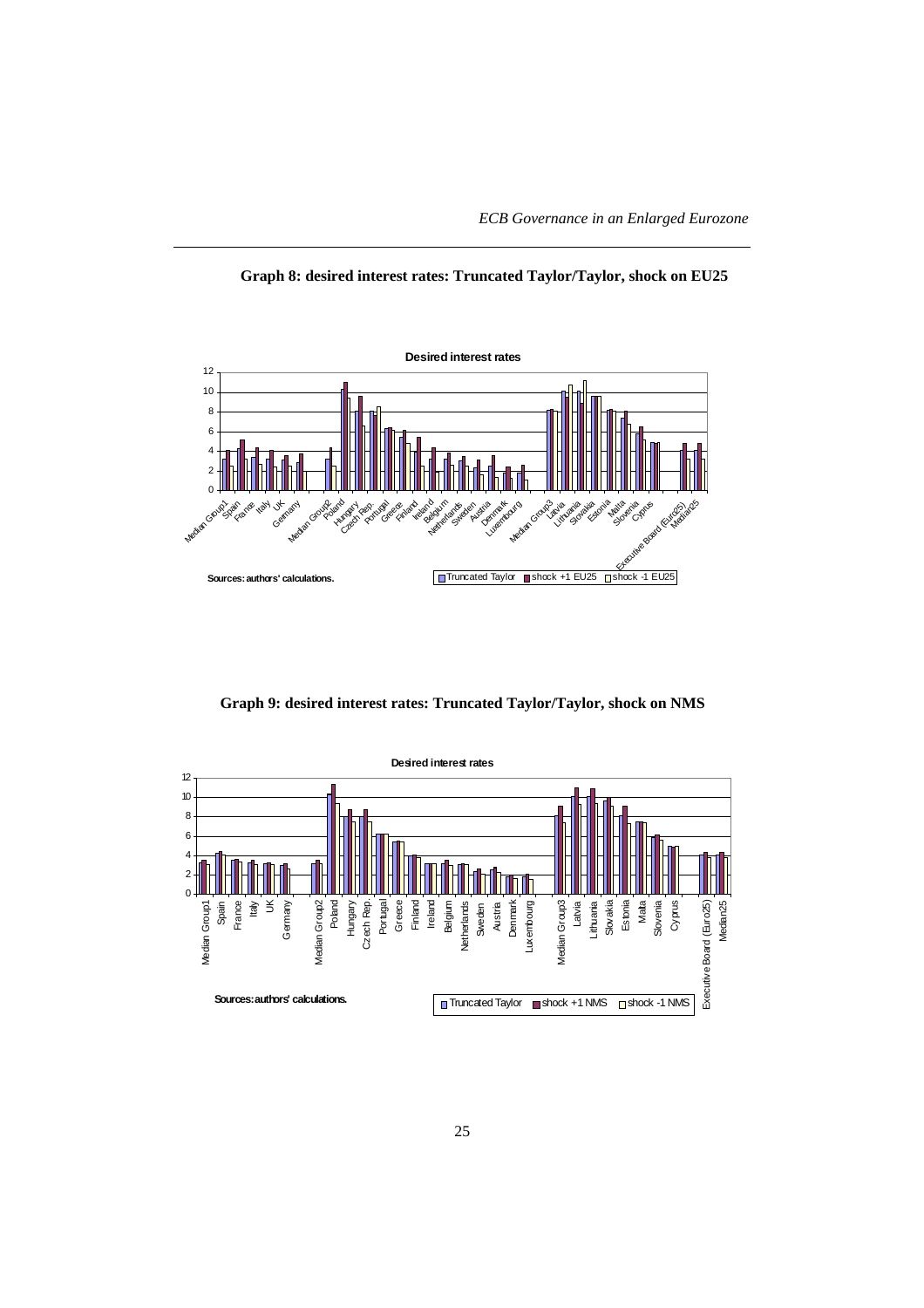**Graph 8: desired interest rates: Truncated Taylor/Taylor, shock on EU25**

Desired interest rates

Sources: authors' calculations.

**Graph 9: desired interest rates: Truncated Taylor/Taylor, shock on NMS**

Desired interest rates

Sources: authors' calculations.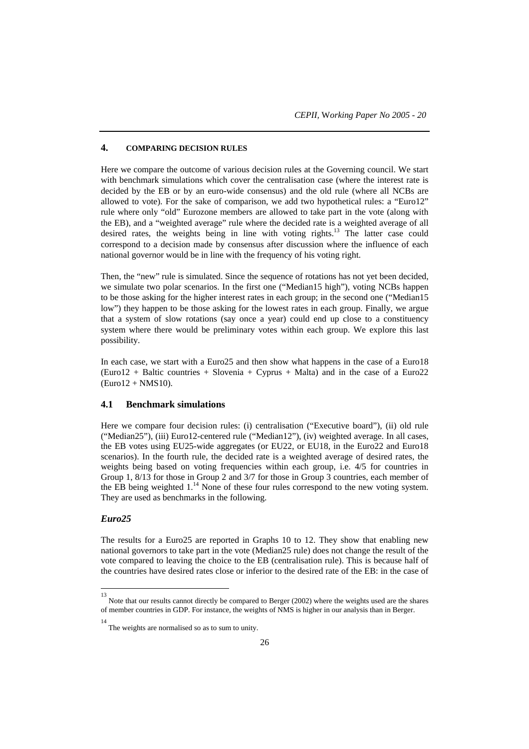## 4. COMPARING DECISION RULES

Here we compare the outcome of various decision rules at the Governing council. We start with benchmark simulations which cover the centralisation case (where the interest rate is decided by the EB or by an euro-wide consensus) and the old rule (where all NCBs are allowed to vote). For the sake of comparison, we add two hypothetical rules: a "Euro12" rule where only "old" Eurozone members are allowed to take part in the vote (along with the EB), and a "weighted average" rule where the decided rate is a weighted average of all desired rates, the weights being in line with voting rights.[13] The latter case could correspond to a decision made by consensus after discussion where the influence of each national governor would be in line with the frequency of his voting right.

Then, the "new" rule is simulated. Since the sequence of rotations has not yet been decided, we simulate two polar scenarios. In the first one ("Median15 high"), voting NCBs happen to be those asking for the higher interest rates in each group; in the second one ("Median15 low") they happen to be those asking for the lowest rates in each group. Finally, we argue that a system of slow rotations (say once a year) could end up close to a constituency system where there would be preliminary votes within each group. We explore this last possibility.

In each case, we start with a Euro25 and then show what happens in the case of a Euro18 (Euro12 + Baltic countries + Slovenia + Cyprus + Malta) and in the case of a Euro22 (Euro12 + NMS10).

### 4.1 Benchmark simulations

Here we compare four decision rules: (i) centralisation ("Executive board"), (ii) old rule ("Median25"), (iii) Euro12-centered rule ("Median12"), (iv) weighted average. In all cases, the EB votes using EU25-wide aggregates (or EU22, or EU18, in the Euro22 and Euro18 scenarios). In the fourth rule, the decided rate is a weighted average of desired rates, the weights being based on voting frequencies within each group, i.e. 4/5 for countries in Group 1, 8/13 for those in Group 2 and 3/7 for those in Group 3 countries, each member of the EB being weighted 1.[14] None of these four rules correspond to the new voting system. They are used as benchmarks in the following.

#### *Euro25*

The results for a Euro25 are reported in Graphs 10 to 12. They show that enabling new national governors to take part in the vote (Median25 rule) does not change the result of the vote compared to leaving the choice to the EB (centralisation rule). This is because half of the countries have desired rates close or inferior to the desired rate of the EB: in the case of

---

[13] Note that our results cannot directly be compared to Berger (2002) where the weights used are the shares of member countries in GDP. For instance, the weights of NMS is higher in our analysis than in Berger.

[14] The weights are normalised so as to sum to unity.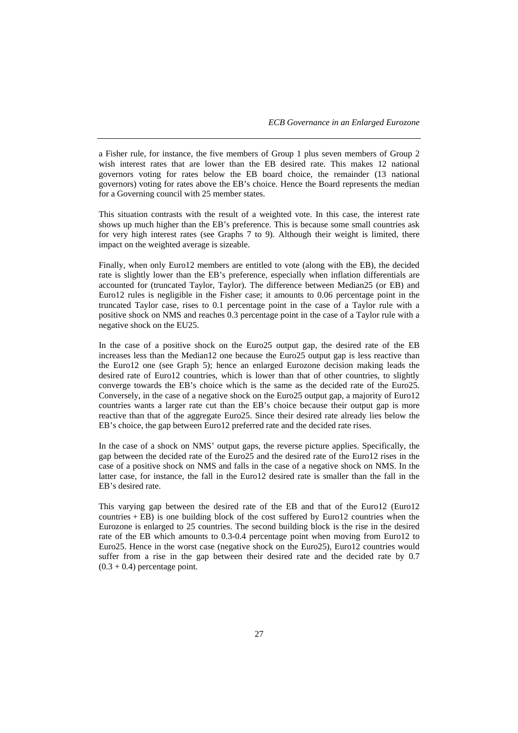a Fisher rule, for instance, the five members of Group 1 plus seven members of Group 2 wish interest rates that are lower than the EB desired rate. This makes 12 national governors voting for rates below the EB board choice, the remainder (13 national governors) voting for rates above the EB's choice. Hence the Board represents the median for a Governing council with 25 member states.

This situation contrasts with the result of a weighted vote. In this case, the interest rate shows up much higher than the EB's preference. This is because some small countries ask for very high interest rates (see Graphs 7 to 9). Although their weight is limited, there impact on the weighted average is sizeable.

Finally, when only Euro12 members are entitled to vote (along with the EB), the decided rate is slightly lower than the EB's preference, especially when inflation differentials are accounted for (truncated Taylor, Taylor). The difference between Median25 (or EB) and Euro12 rules is negligible in the Fisher case; it amounts to 0.06 percentage point in the truncated Taylor case, rises to 0.1 percentage point in the case of a Taylor rule with a positive shock on NMS and reaches 0.3 percentage point in the case of a Taylor rule with a negative shock on the EU25.

In the case of a positive shock on the Euro25 output gap, the desired rate of the EB increases less than the Median12 one because the Euro25 output gap is less reactive than the Euro12 one (see Graph 5); hence an enlarged Eurozone decision making leads the desired rate of Euro12 countries, which is lower than that of other countries, to slightly converge towards the EB's choice which is the same as the decided rate of the Euro25. Conversely, in the case of a negative shock on the Euro25 output gap, a majority of Euro12 countries wants a larger rate cut than the EB's choice because their output gap is more reactive than that of the aggregate Euro25. Since their desired rate already lies below the EB's choice, the gap between Euro12 preferred rate and the decided rate rises.

In the case of a shock on NMS' output gaps, the reverse picture applies. Specifically, the gap between the decided rate of the Euro25 and the desired rate of the Euro12 rises in the case of a positive shock on NMS and falls in the case of a negative shock on NMS. In the latter case, for instance, the fall in the Euro12 desired rate is smaller than the fall in the EB's desired rate.

This varying gap between the desired rate of the EB and that of the Euro12 (Euro12 countries + EB) is one building block of the cost suffered by Euro12 countries when the Eurozone is enlarged to 25 countries. The second building block is the rise in the desired rate of the EB which amounts to 0.3-0.4 percentage point when moving from Euro12 to Euro25. Hence in the worst case (negative shock on the Euro25), Euro12 countries would suffer from a rise in the gap between their desired rate and the decided rate by 0.7 (0.3 + 0.4) percentage point.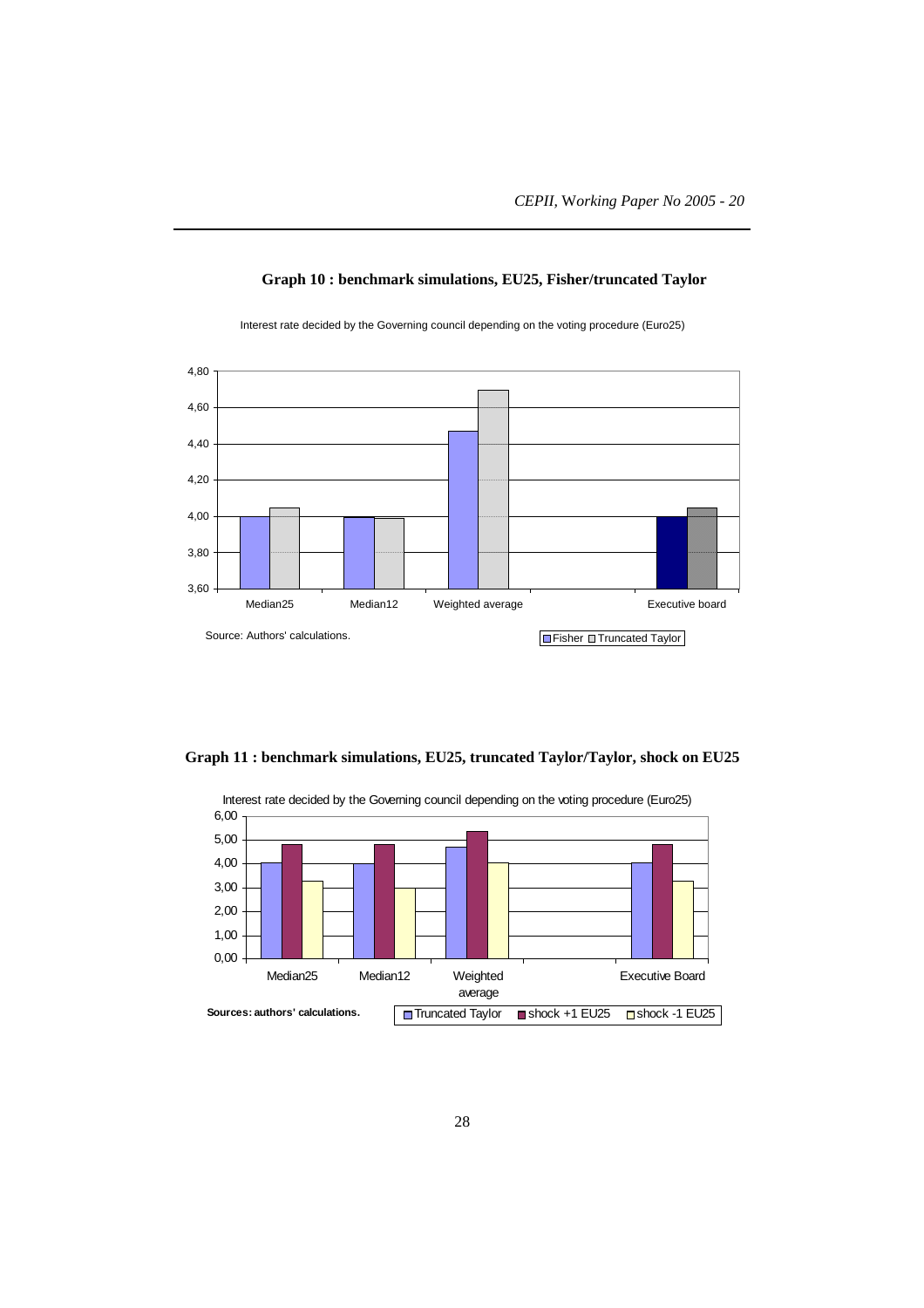**Graph 10 : benchmark simulations, EU25, Fisher/truncated Taylor**

Interest rate decided by the Governing council depending on the voting procedure (Euro25)

Source: Authors' calculations.

**Graph 11 : benchmark simulations, EU25, truncated Taylor/Taylor, shock on EU25**

Interest rate decided by the Governing council depending on the voting procedure (Euro25)

Sources: authors' calculations.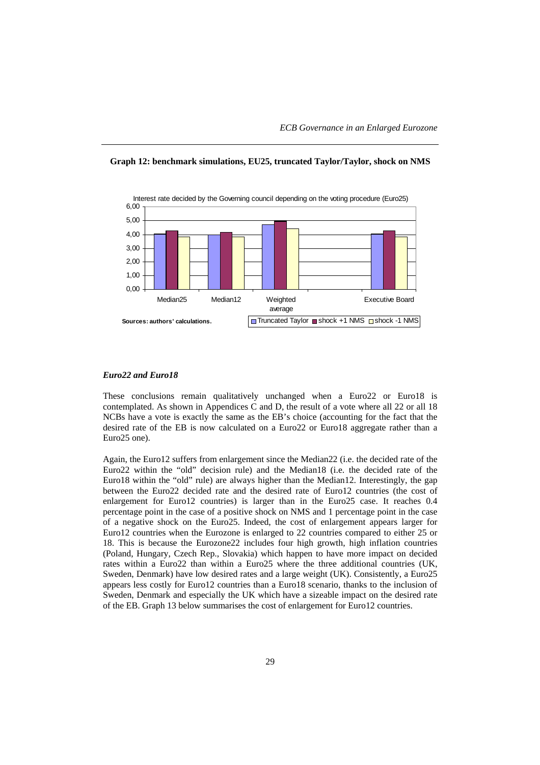**Graph 12: benchmark simulations, EU25, truncated Taylor/Taylor, shock on NMS**

*Euro22 and Euro18*

These conclusions remain qualitatively unchanged when a Euro22 or Euro18 is contemplated. As shown in Appendices C and D, the result of a vote where all 22 or all 18 NCBs have a vote is exactly the same as the EB's choice (accounting for the fact that the desired rate of the EB is now calculated on a Euro22 or Euro18 aggregate rather than a Euro25 one).

Again, the Euro12 suffers from enlargement since the Median22 (i.e. the decided rate of the Euro22 within the "old" decision rule) and the Median18 (i.e. the decided rate of the Euro18 within the "old" rule) are always higher than the Median12. Interestingly, the gap between the Euro22 decided rate and the desired rate of Euro12 countries (the cost of enlargement for Euro12 countries) is larger than in the Euro25 case. It reaches 0.4 percentage point in the case of a positive shock on NMS and 1 percentage point in the case of a negative shock on the Euro25. Indeed, the cost of enlargement appears larger for Euro12 countries when the Eurozone is enlarged to 22 countries compared to either 25 or 18. This is because the Eurozone22 includes four high growth, high inflation countries (Poland, Hungary, Czech Rep., Slovakia) which happen to have more impact on decided rates within a Euro22 than within a Euro25 where the three additional countries (UK, Sweden, Denmark) have low desired rates and a large weight (UK). Consistently, a Euro25 appears less costly for Euro12 countries than a Euro18 scenario, thanks to the inclusion of Sweden, Denmark and especially the UK which have a sizeable impact on the desired rate of the EB. Graph 13 below summarises the cost of enlargement for Euro12 countries.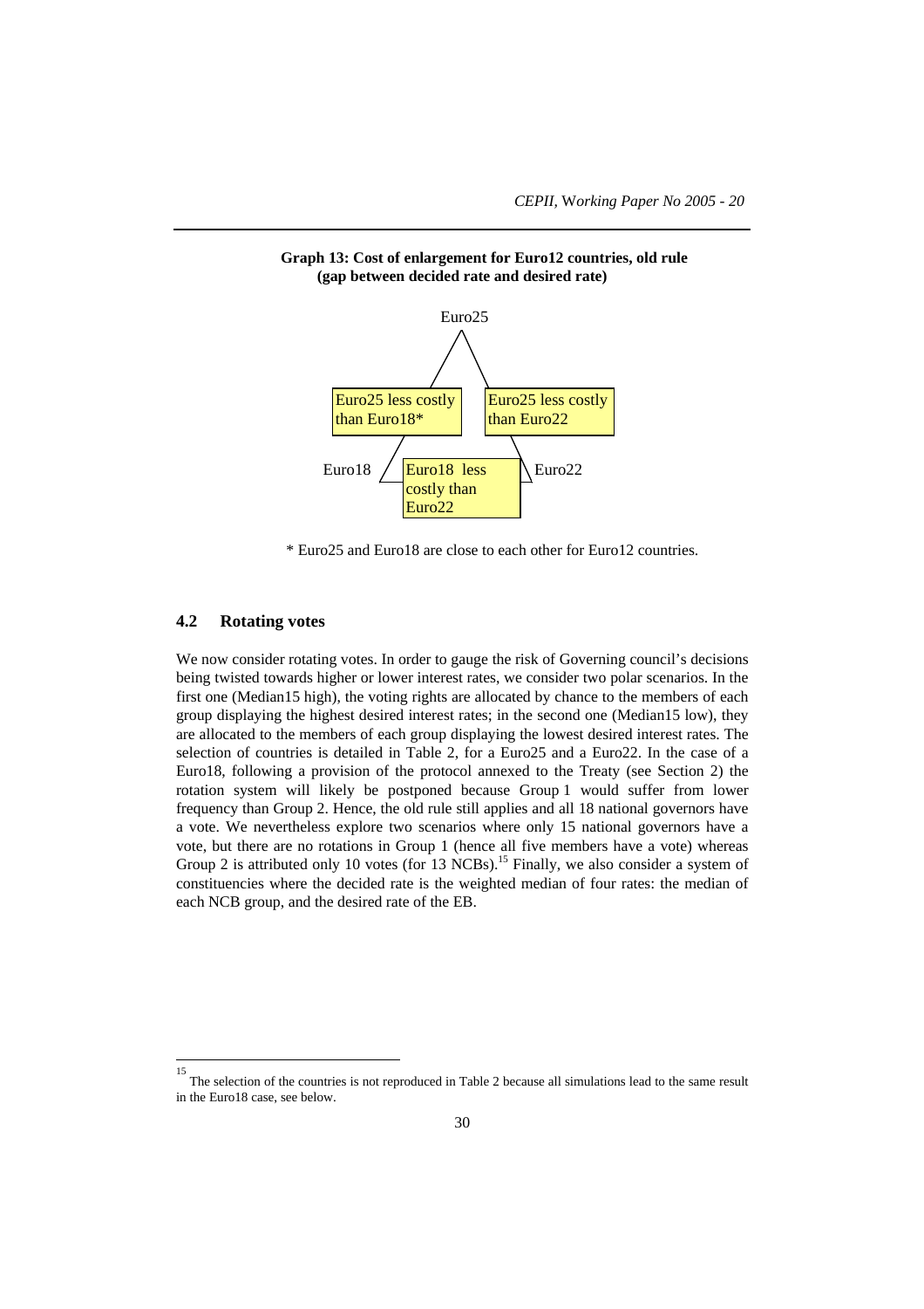**Graph 13: Cost of enlargement for Euro12 countries, old rule (gap between decided rate and desired rate)**

Euro25

Euro25 less costly than Euro18*

Euro25 less costly than Euro22

Euro18

Euro18 less costly than Euro22

Euro22

\* Euro25 and Euro18 are close to each other for Euro12 countries.

### 4.2 Rotating votes

We now consider rotating votes. In order to gauge the risk of Governing council's decisions being twisted towards higher or lower interest rates, we consider two polar scenarios. In the first one (Median15 high), the voting rights are allocated by chance to the members of each group displaying the highest desired interest rates; in the second one (Median15 low), they are allocated to the members of each group displaying the lowest desired interest rates. The selection of countries is detailed in Table 2, for a Euro25 and a Euro22. In the case of a Euro18, following a provision of the protocol annexed to the Treaty (see Section 2) the rotation system will likely be postponed because Group 1 would suffer from lower frequency than Group 2. Hence, the old rule still applies and all 18 national governors have a vote. We nevertheless explore two scenarios where only 15 national governors have a vote, but there are no rotations in Group 1 (hence all five members have a vote) whereas Group 2 is attributed only 10 votes (for 13 NCBs).[15] Finally, we also consider a system of constituencies where the decided rate is the weighted median of four rates: the median of each NCB group, and the desired rate of the EB.

[15] The selection of the countries is not reproduced in Table 2 because all simulations lead to the same result in the Euro18 case, see below.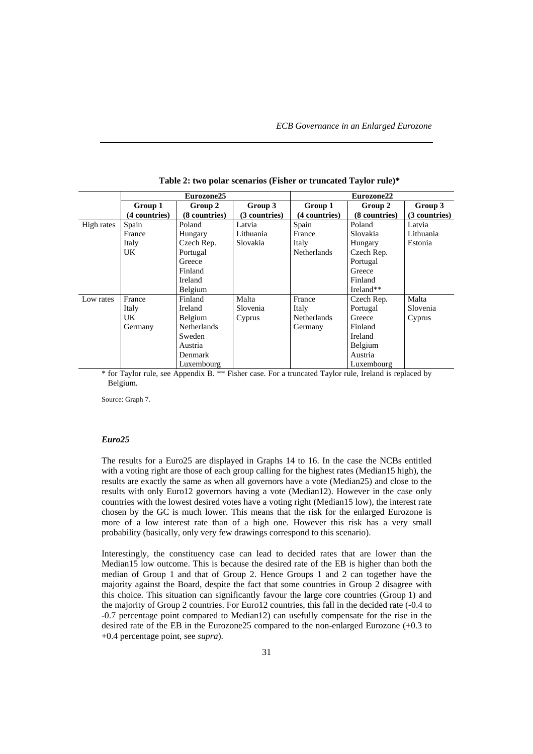**Table 2: two polar scenarios (Fisher or truncated Taylor rule)***

| | Eurozone25 | | | Eurozone22 | | |
|---|---|---|---|---|---|---|
| | Group 1 (4 countries) | Group 2 (8 countries) | Group 3 (3 countries) | Group 1 (4 countries) | Group 2 (8 countries) | Group 3 (3 countries) |
| High rates | Spain<br>France<br>Italy<br>UK | Poland<br>Hungary<br>Czech Rep.<br>Portugal<br>Greece<br>Finland<br>Ireland<br>Belgium | Latvia<br>Lithuania<br>Slovakia | Spain<br>France<br>Italy<br>Netherlands | Poland<br>Slovakia<br>Hungary<br>Czech Rep.<br>Portugal<br>Greece<br>Finland<br>Ireland** | Latvia<br>Lithuania<br>Estonia |
| Low rates | France<br>Italy<br>UK<br>Germany | Finland<br>Ireland<br>Belgium<br>Netherlands<br>Sweden<br>Austria<br>Denmark<br>Luxembourg | Malta<br>Slovenia<br>Cyprus | France<br>Italy<br>Netherlands<br>Germany | Czech Rep.<br>Portugal<br>Greece<br>Finland<br>Ireland<br>Belgium<br>Austria<br>Luxembourg | Malta<br>Slovenia<br>Cyprus |

* for Taylor rule, see Appendix B. ** Fisher case. For a truncated Taylor rule, Ireland is replaced by Belgium.

Source: Graph 7.

### *Euro25*

The results for a Euro25 are displayed in Graphs 14 to 16. In the case the NCBs entitled with a voting right are those of each group calling for the highest rates (Median15 high), the results are exactly the same as when all governors have a vote (Median25) and close to the results with only Euro12 governors having a vote (Median12). However in the case only countries with the lowest desired votes have a voting right (Median15 low), the interest rate chosen by the GC is much lower. This means that the risk for the enlarged Eurozone is more of a low interest rate than of a high one. However this risk has a very small probability (basically, only very few drawings correspond to this scenario).

Interestingly, the constituency case can lead to decided rates that are lower than the Median15 low outcome. This is because the desired rate of the EB is higher than both the median of Group 1 and that of Group 2. Hence Groups 1 and 2 can together have the majority against the Board, despite the fact that some countries in Group 2 disagree with this choice. This situation can significantly favour the large core countries (Group 1) and the majority of Group 2 countries. For Euro12 countries, this fall in the decided rate (-0.4 to -0.7 percentage point compared to Median12) can usefully compensate for the rise in the desired rate of the EB in the Eurozone25 compared to the non-enlarged Eurozone (+0.3 to +0.4 percentage point, see *supra*).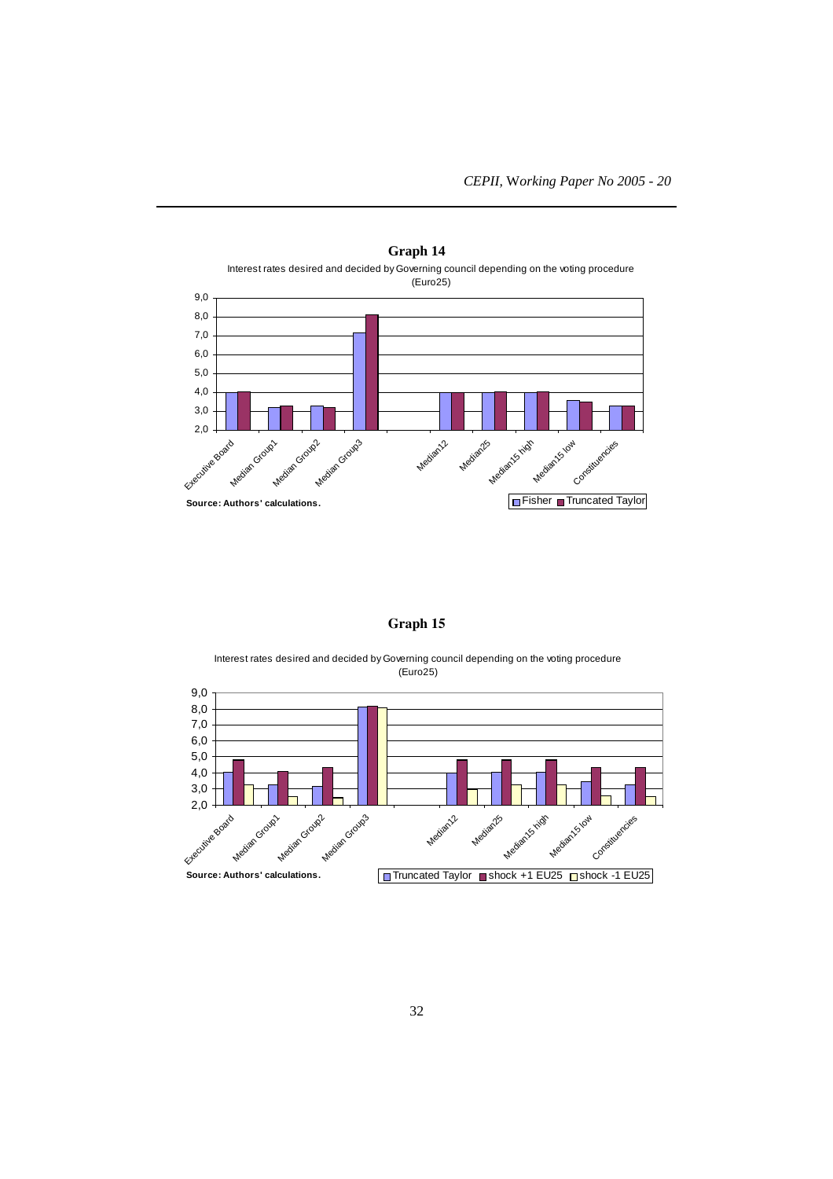**Graph 14**

Interest rates desired and decided by Governing council depending on the voting procedure (Euro25)

Source: Authors' calculations.

**Graph 15**

Interest rates desired and decided by Governing council depending on the voting procedure (Euro25)

Source: Authors' calculations.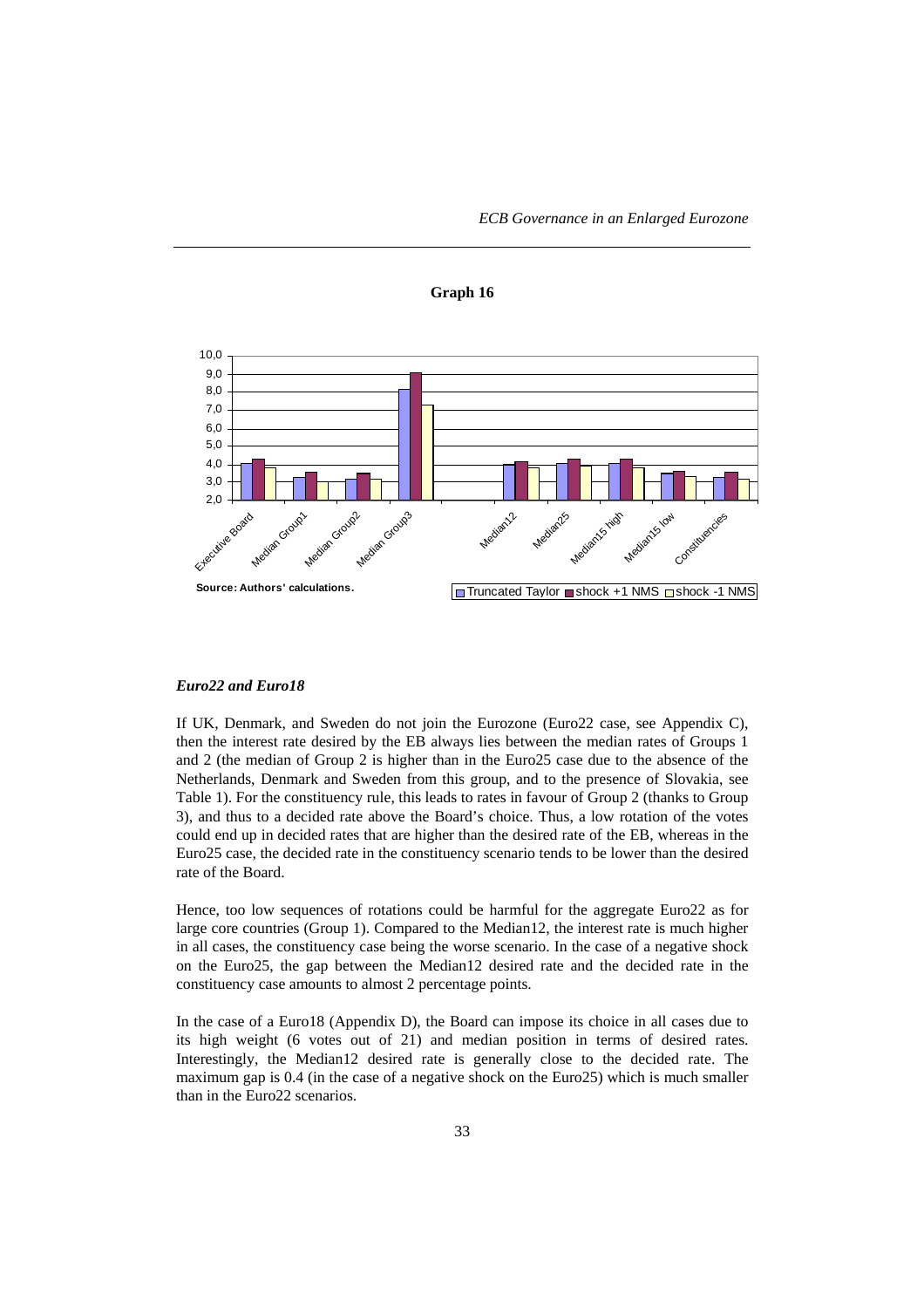**Graph 16**

Source: Authors' calculations.

*Euro22 and Euro18*

If UK, Denmark, and Sweden do not join the Eurozone (Euro22 case, see Appendix C), then the interest rate desired by the EB always lies between the median rates of Groups 1 and 2 (the median of Group 2 is higher than in the Euro25 case due to the absence of the Netherlands, Denmark and Sweden from this group, and to the presence of Slovakia, see Table 1). For the constituency rule, this leads to rates in favour of Group 2 (thanks to Group 3), and thus to a decided rate above the Board's choice. Thus, a low rotation of the votes could end up in decided rates that are higher than the desired rate of the EB, whereas in the Euro25 case, the decided rate in the constituency scenario tends to be lower than the desired rate of the Board.

Hence, too low sequences of rotations could be harmful for the aggregate Euro22 as for large core countries (Group 1). Compared to the Median12, the interest rate is much higher in all cases, the constituency case being the worse scenario. In the case of a negative shock on the Euro25, the gap between the Median12 desired rate and the decided rate in the constituency case amounts to almost 2 percentage points.

In the case of a Euro18 (Appendix D), the Board can impose its choice in all cases due to its high weight (6 votes out of 21) and median position in terms of desired rates. Interestingly, the Median12 desired rate is generally close to the decided rate. The maximum gap is 0.4 (in the case of a negative shock on the Euro25) which is much smaller than in the Euro22 scenarios.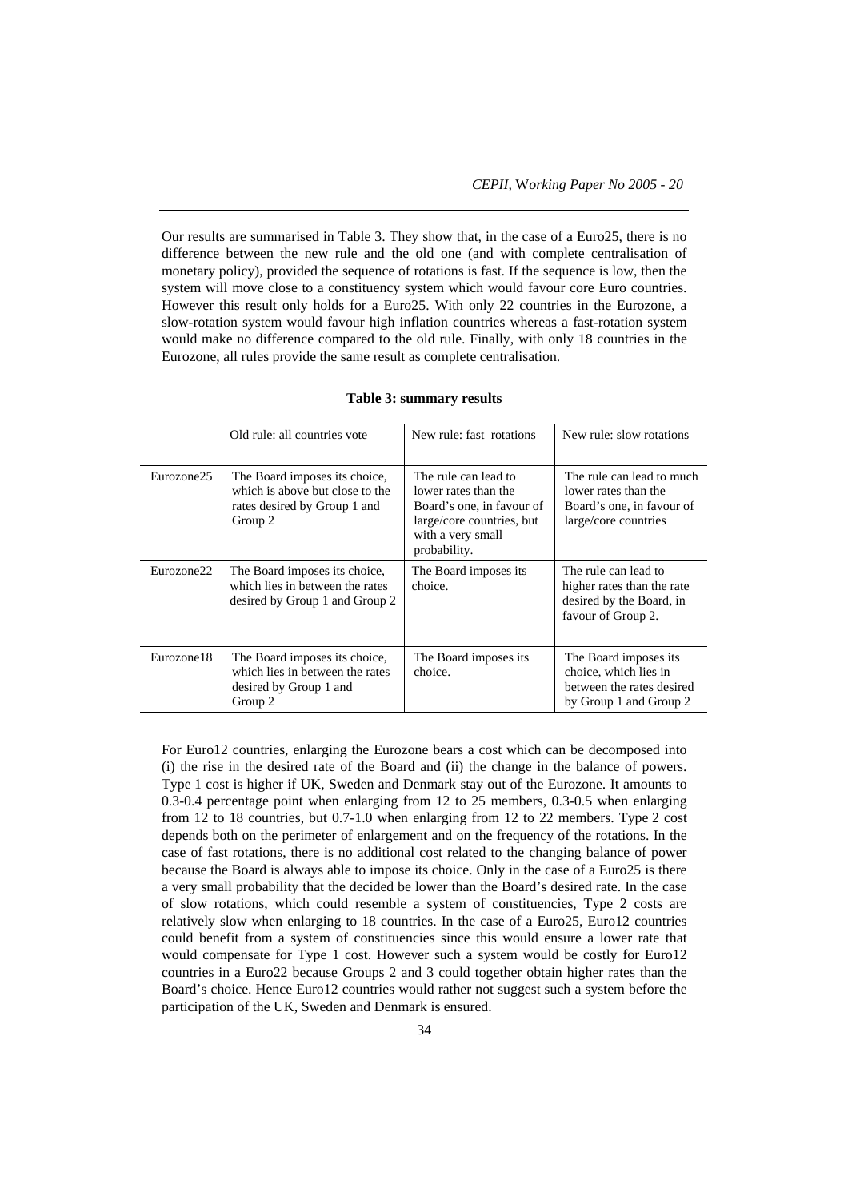Our results are summarised in Table 3. They show that, in the case of a Euro25, there is no difference between the new rule and the old one (and with complete centralisation of monetary policy), provided the sequence of rotations is fast. If the sequence is low, then the system will move close to a constituency system which would favour core Euro countries. However this result only holds for a Euro25. With only 22 countries in the Eurozone, a slow-rotation system would favour high inflation countries whereas a fast-rotation system would make no difference compared to the old rule. Finally, with only 18 countries in the Eurozone, all rules provide the same result as complete centralisation.

**Table 3: summary results**

| | Old rule: all countries vote | New rule: fast rotations | New rule: slow rotations |
|---|---|---|---|
| Eurozone25 | The Board imposes its choice, which is above but close to the rates desired by Group 1 and Group 2 | The rule can lead to lower rates than the Board's one, in favour of large/core countries, but with a very small probability. | The rule can lead to much lower rates than the Board's one, in favour of large/core countries |
| Eurozone22 | The Board imposes its choice, which lies in between the rates desired by Group 1 and Group 2 | The Board imposes its choice. | The rule can lead to higher rates than the rate desired by the Board, in favour of Group 2. |
| Eurozone18 | The Board imposes its choice, which lies in between the rates desired by Group 1 and Group 2 | The Board imposes its choice. | The Board imposes its choice, which lies in between the rates desired by Group 1 and Group 2 |

For Euro12 countries, enlarging the Eurozone bears a cost which can be decomposed into (i) the rise in the desired rate of the Board and (ii) the change in the balance of powers. Type 1 cost is higher if UK, Sweden and Denmark stay out of the Eurozone. It amounts to 0.3-0.4 percentage point when enlarging from 12 to 25 members, 0.3-0.5 when enlarging from 12 to 18 countries, but 0.7-1.0 when enlarging from 12 to 22 members. Type 2 cost depends both on the perimeter of enlargement and on the frequency of the rotations. In the case of fast rotations, there is no additional cost related to the changing balance of power because the Board is always able to impose its choice. Only in the case of a Euro25 is there a very small probability that the decided be lower than the Board's desired rate. In the case of slow rotations, which could resemble a system of constituencies, Type 2 costs are relatively slow when enlarging to 18 countries. In the case of a Euro25, Euro12 countries could benefit from a system of constituencies since this would ensure a lower rate that would compensate for Type 1 cost. However such a system would be costly for Euro12 countries in a Euro22 because Groups 2 and 3 could together obtain higher rates than the Board's choice. Hence Euro12 countries would rather not suggest such a system before the participation of the UK, Sweden and Denmark is ensured.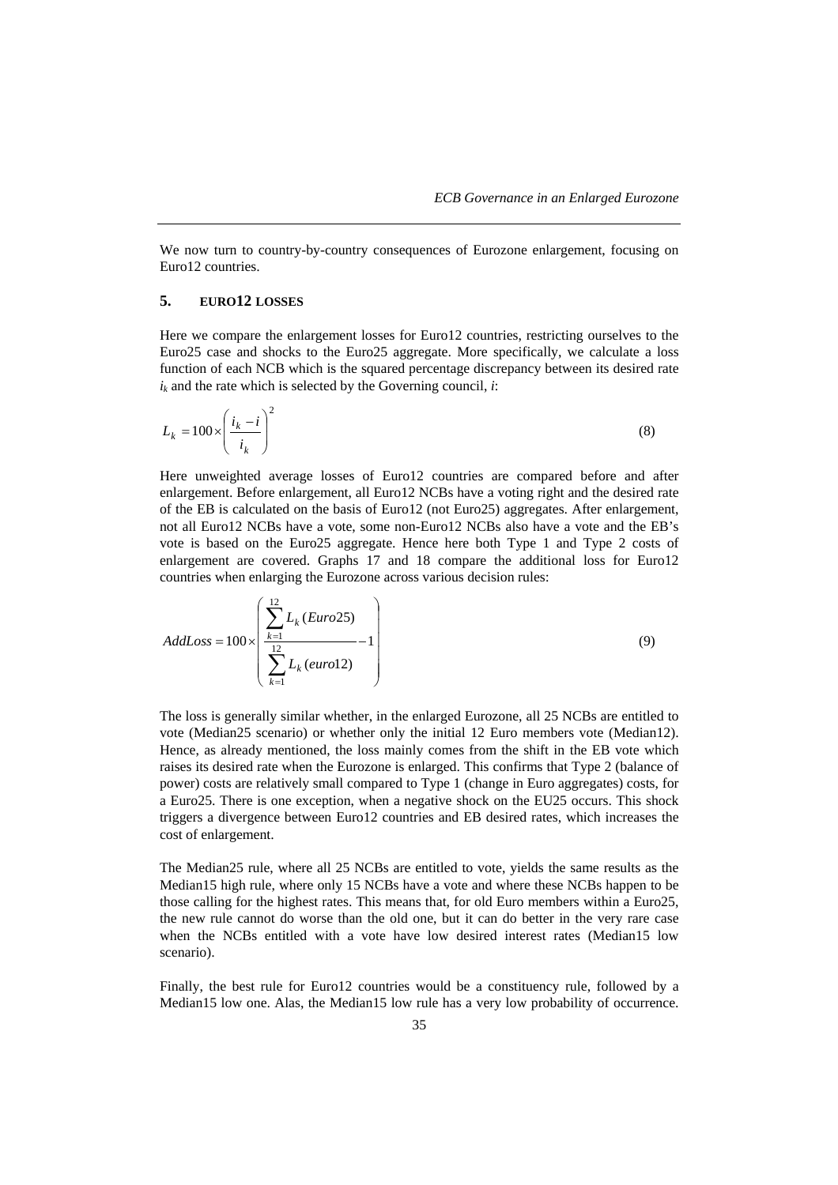We now turn to country-by-country consequences of Eurozone enlargement, focusing on Euro12 countries.

## 5. EURO12 LOSSES

Here we compare the enlargement losses for Euro12 countries, restricting ourselves to the Euro25 case and shocks to the Euro25 aggregate. More specifically, we calculate a loss function of each NCB which is the squared percentage discrepancy between its desired rate $i_k$ and the rate which is selected by the Governing council, $i$:

$$L_k = 100 \times \left( \frac{i_k - i}{i_k} \right)^2 \tag{8}$$

Here unweighted average losses of Euro12 countries are compared before and after enlargement. Before enlargement, all Euro12 NCBs have a voting right and the desired rate of the EB is calculated on the basis of Euro12 (not Euro25) aggregates. After enlargement, not all Euro12 NCBs have a vote, some non-Euro12 NCBs also have a vote and the EB's vote is based on the Euro25 aggregate. Hence here both Type 1 and Type 2 costs of enlargement are covered. Graphs 17 and 18 compare the additional loss for Euro12 countries when enlarging the Eurozone across various decision rules:

$$AddLoss = 100 \times \left( \frac{\sum_{k=1}^{12} L_k (Euro25)}{\sum_{k=1}^{12} L_k (euro12)} - 1 \right) \tag{9}$$

The loss is generally similar whether, in the enlarged Eurozone, all 25 NCBs are entitled to vote (Median25 scenario) or whether only the initial 12 Euro members vote (Median12). Hence, as already mentioned, the loss mainly comes from the shift in the EB vote which raises its desired rate when the Eurozone is enlarged. This confirms that Type 2 (balance of power) costs are relatively small compared to Type 1 (change in Euro aggregates) costs, for a Euro25. There is one exception, when a negative shock on the EU25 occurs. This shock triggers a divergence between Euro12 countries and EB desired rates, which increases the cost of enlargement.

The Median25 rule, where all 25 NCBs are entitled to vote, yields the same results as the Median15 high rule, where only 15 NCBs have a vote and where these NCBs happen to be those calling for the highest rates. This means that, for old Euro members within a Euro25, the new rule cannot do worse than the old one, but it can do better in the very rare case when the NCBs entitled with a vote have low desired interest rates (Median15 low scenario).

Finally, the best rule for Euro12 countries would be a constituency rule, followed by a Median15 low one. Alas, the Median15 low rule has a very low probability of occurrence.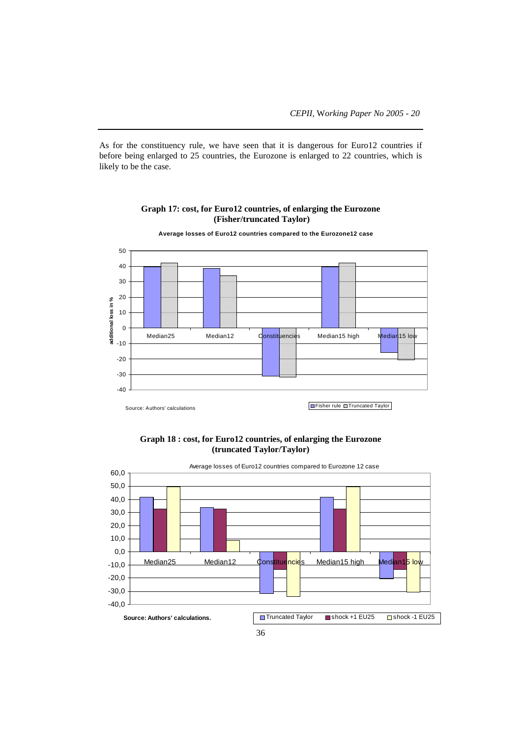As for the constituency rule, we have seen that it is dangerous for Euro12 countries if before being enlarged to 25 countries, the Eurozone is enlarged to 22 countries, which is likely to be the case.

**Graph 17: cost, for Euro12 countries, of enlarging the Eurozone (Fisher/truncated Taylor)**

**Average losses of Euro12 countries compared to the Eurozone12 case**

Source: Authors' calculations

**Graph 18 : cost, for Euro12 countries, of enlarging the Eurozone (truncated Taylor/Taylor)**

Average losses of Euro12 countries compared to Eurozone 12 case

**Source: Authors' calculations.**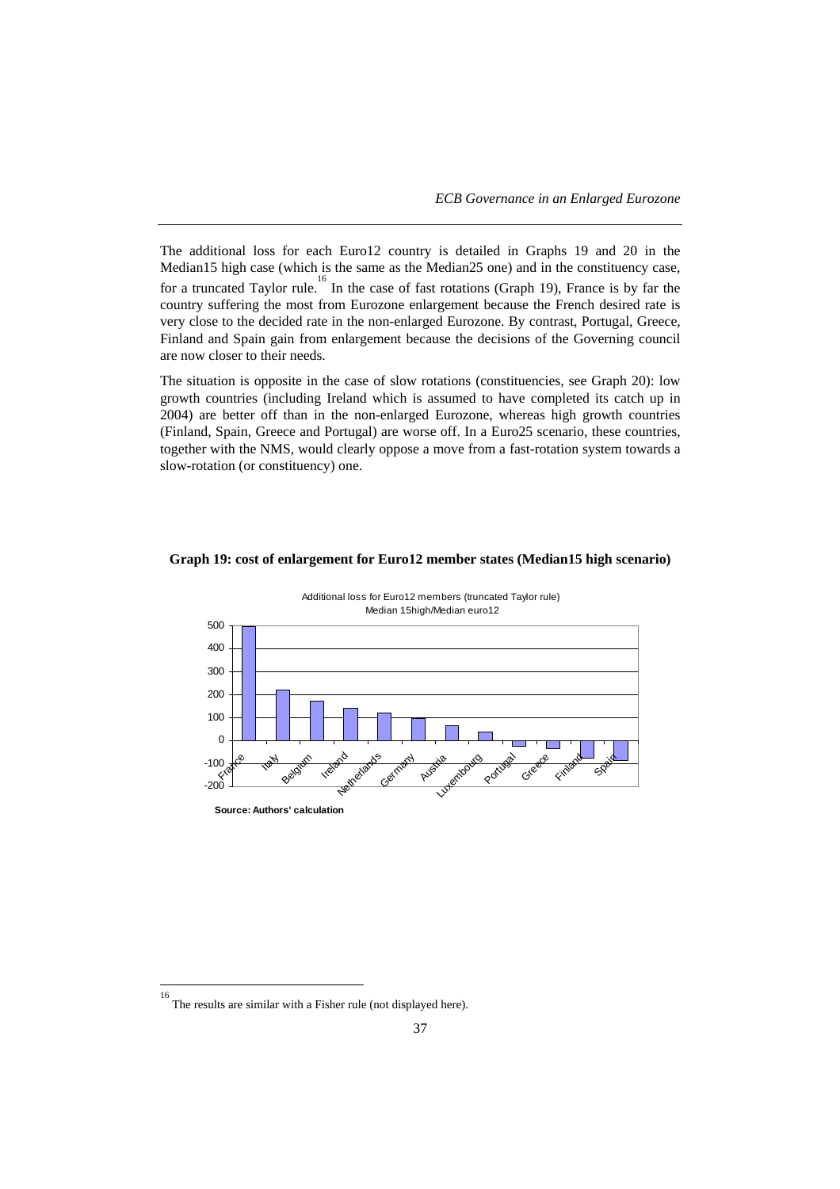The additional loss for each Euro12 country is detailed in Graphs 19 and 20 in the Median15 high case (which is the same as the Median25 one) and in the constituency case, for a truncated Taylor rule.[16] In the case of fast rotations (Graph 19), France is by far the country suffering the most from Eurozone enlargement because the French desired rate is very close to the decided rate in the non-enlarged Eurozone. By contrast, Portugal, Greece, Finland and Spain gain from enlargement because the decisions of the Governing council are now closer to their needs.

The situation is opposite in the case of slow rotations (constituencies, see Graph 20): low growth countries (including Ireland which is assumed to have completed its catch up in 2004) are better off than in the non-enlarged Eurozone, whereas high growth countries (Finland, Spain, Greece and Portugal) are worse off. In a Euro25 scenario, these countries, together with the NMS, would clearly oppose a move from a fast-rotation system towards a slow-rotation (or constituency) one.

**Graph 19: cost of enlargement for Euro12 member states (Median15 high scenario)**

Additional loss for Euro12 members (truncated Taylor rule)
Median 15high/Median euro12

**Source: Authors' calculation**

[16] The results are similar with a Fisher rule (not displayed here).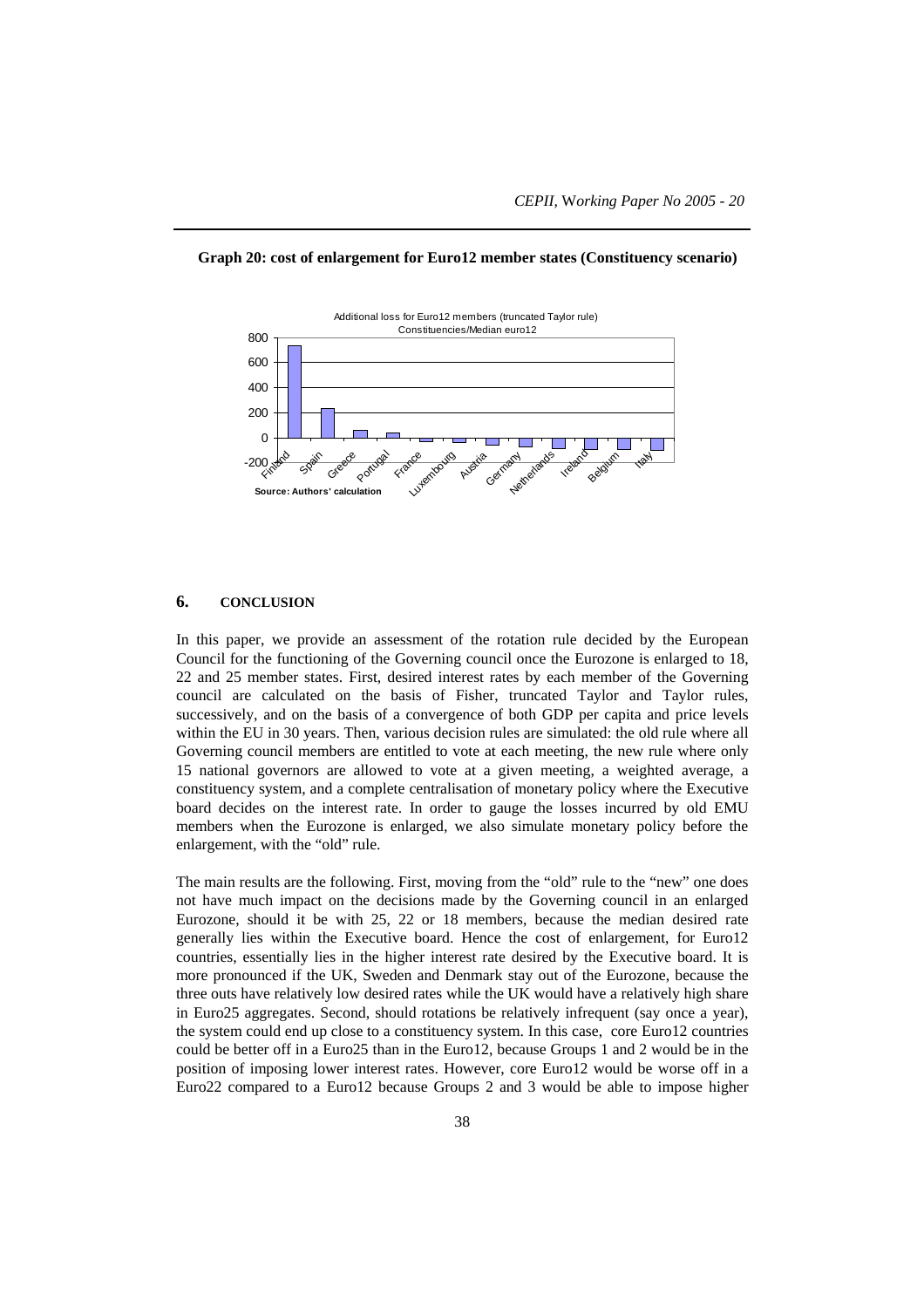**Graph 20: cost of enlargement for Euro12 member states (Constituency scenario)**

Additional loss for Euro12 members (truncated Taylor rule) Constituencies/Median euro12

Source: Authors' calculation

## 6. CONCLUSION

In this paper, we provide an assessment of the rotation rule decided by the European Council for the functioning of the Governing council once the Eurozone is enlarged to 18, 22 and 25 member states. First, desired interest rates by each member of the Governing council are calculated on the basis of Fisher, truncated Taylor and Taylor rules, successively, and on the basis of a convergence of both GDP per capita and price levels within the EU in 30 years. Then, various decision rules are simulated: the old rule where all Governing council members are entitled to vote at each meeting, the new rule where only 15 national governors are allowed to vote at a given meeting, a weighted average, a constituency system, and a complete centralisation of monetary policy where the Executive board decides on the interest rate. In order to gauge the losses incurred by old EMU members when the Eurozone is enlarged, we also simulate monetary policy before the enlargement, with the "old" rule.

The main results are the following. First, moving from the "old" rule to the "new" one does not have much impact on the decisions made by the Governing council in an enlarged Eurozone, should it be with 25, 22 or 18 members, because the median desired rate generally lies within the Executive board. Hence the cost of enlargement, for Euro12 countries, essentially lies in the higher interest rate desired by the Executive board. It is more pronounced if the UK, Sweden and Denmark stay out of the Eurozone, because the three outs have relatively low desired rates while the UK would have a relatively high share in Euro25 aggregates. Second, should rotations be relatively infrequent (say once a year), the system could end up close to a constituency system. In this case, core Euro12 countries could be better off in a Euro25 than in the Euro12, because Groups 1 and 2 would be in the position of imposing lower interest rates. However, core Euro12 would be worse off in a Euro22 compared to a Euro12 because Groups 2 and 3 would be able to impose higher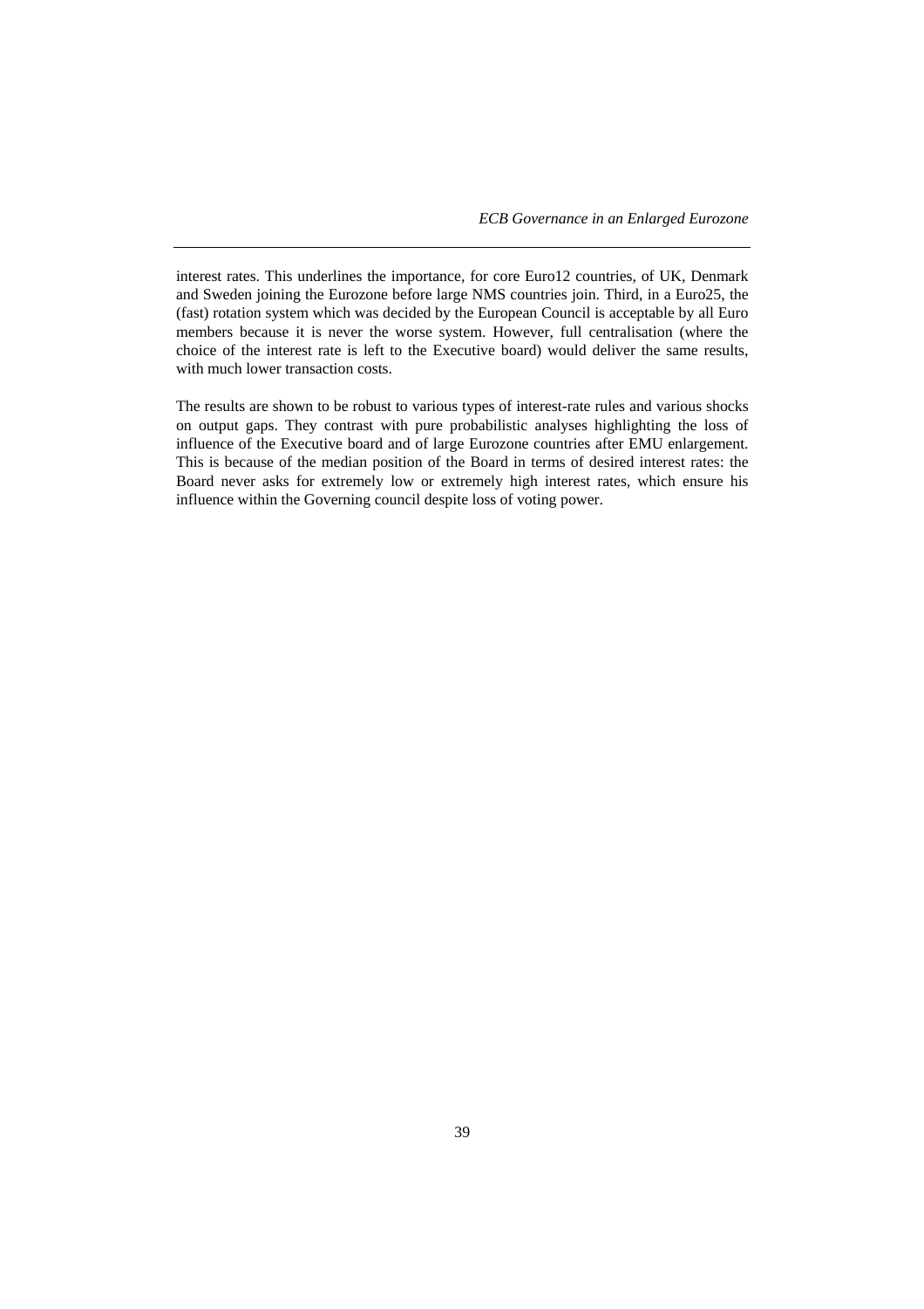interest rates. This underlines the importance, for core Euro12 countries, of UK, Denmark and Sweden joining the Eurozone before large NMS countries join. Third, in a Euro25, the (fast) rotation system which was decided by the European Council is acceptable by all Euro members because it is never the worse system. However, full centralisation (where the choice of the interest rate is left to the Executive board) would deliver the same results, with much lower transaction costs.

The results are shown to be robust to various types of interest-rate rules and various shocks on output gaps. They contrast with pure probabilistic analyses highlighting the loss of influence of the Executive board and of large Eurozone countries after EMU enlargement. This is because of the median position of the Board in terms of desired interest rates: the Board never asks for extremely low or extremely high interest rates, which ensure his influence within the Governing council despite loss of voting power.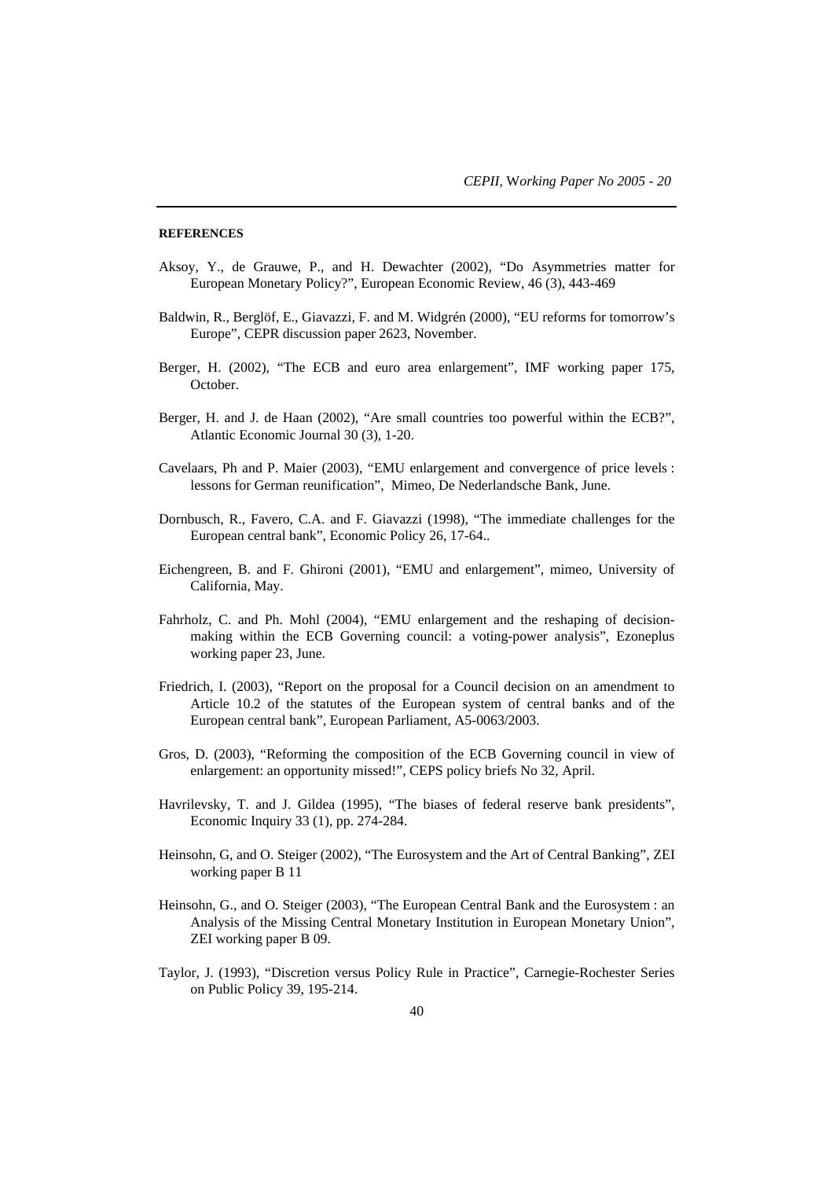**REFERENCES**

Aksoy, Y., de Grauwe, P., and H. Dewachter (2002), "Do Asymmetries matter for European Monetary Policy?", European Economic Review, 46 (3), 443-469

Baldwin, R., Berglöf, E., Giavazzi, F. and M. Widgrén (2000), "EU reforms for tomorrow's Europe", CEPR discussion paper 2623, November.

Berger, H. (2002), "The ECB and euro area enlargement", IMF working paper 175, October.

Berger, H. and J. de Haan (2002), "Are small countries too powerful within the ECB?", Atlantic Economic Journal 30 (3), 1-20.

Cavelaars, Ph and P. Maier (2003), "EMU enlargement and convergence of price levels : lessons for German reunification", Mimeo, De Nederlandsche Bank, June.

Dornbusch, R., Favero, C.A. and F. Giavazzi (1998), "The immediate challenges for the European central bank", Economic Policy 26, 17-64..

Eichengreen, B. and F. Ghironi (2001), "EMU and enlargement", mimeo, University of California, May.

Fahrholz, C. and Ph. Mohl (2004), "EMU enlargement and the reshaping of decision-making within the ECB Governing council: a voting-power analysis", Ezoneplus working paper 23, June.

Friedrich, I. (2003), "Report on the proposal for a Council decision on an amendment to Article 10.2 of the statutes of the European system of central banks and of the European central bank", European Parliament, A5-0063/2003.

Gros, D. (2003), "Reforming the composition of the ECB Governing council in view of enlargement: an opportunity missed!", CEPS policy briefs No 32, April.

Havrilevsky, T. and J. Gildea (1995), "The biases of federal reserve bank presidents", Economic Inquiry 33 (1), pp. 274-284.

Heinsohn, G, and O. Steiger (2002), "The Eurosystem and the Art of Central Banking", ZEI working paper B 11

Heinsohn, G., and O. Steiger (2003), "The European Central Bank and the Eurosystem : an Analysis of the Missing Central Monetary Institution in European Monetary Union", ZEI working paper B 09.

Taylor, J. (1993), "Discretion versus Policy Rule in Practice", Carnegie-Rochester Series on Public Policy 39, 195-214.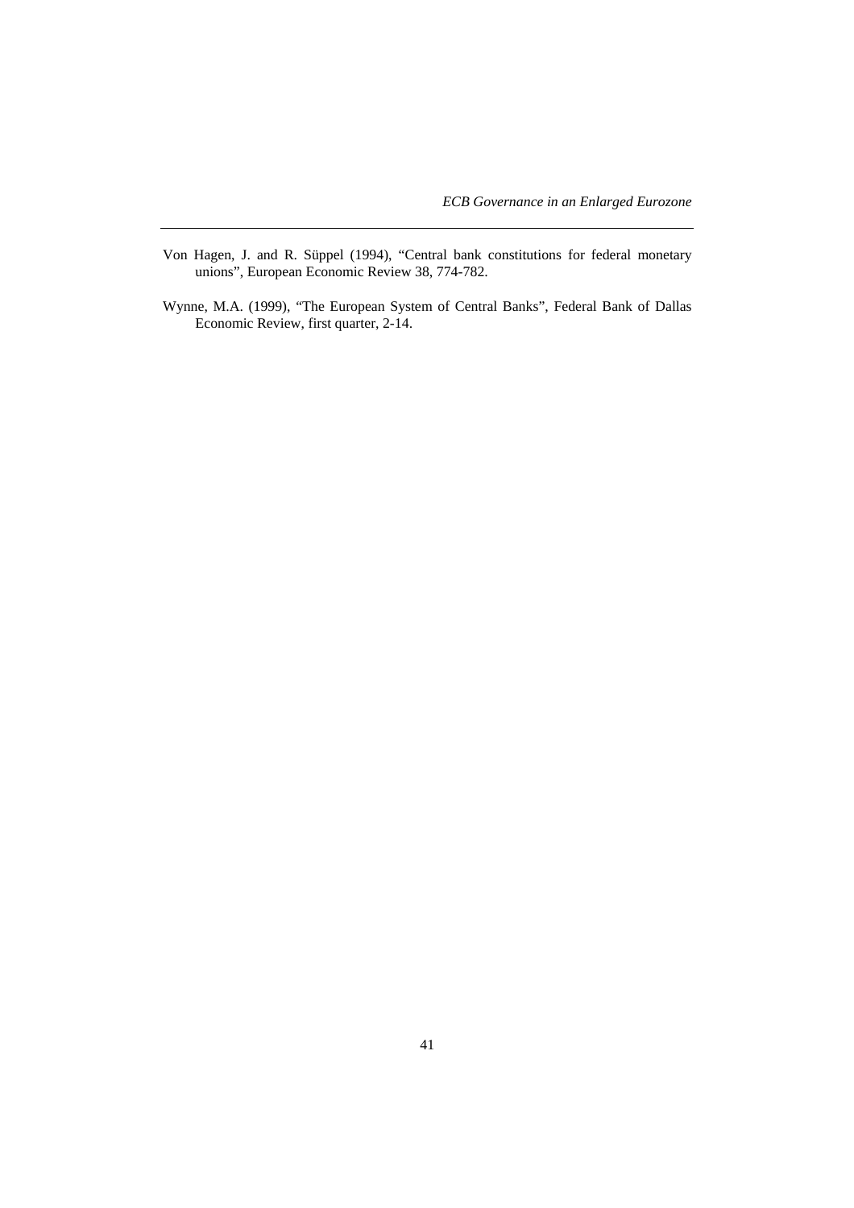Von Hagen, J. and R. Süppel (1994), "Central bank constitutions for federal monetary unions", European Economic Review 38, 774-782.

Wynne, M.A. (1999), "The European System of Central Banks", Federal Bank of Dallas Economic Review, first quarter, 2-14.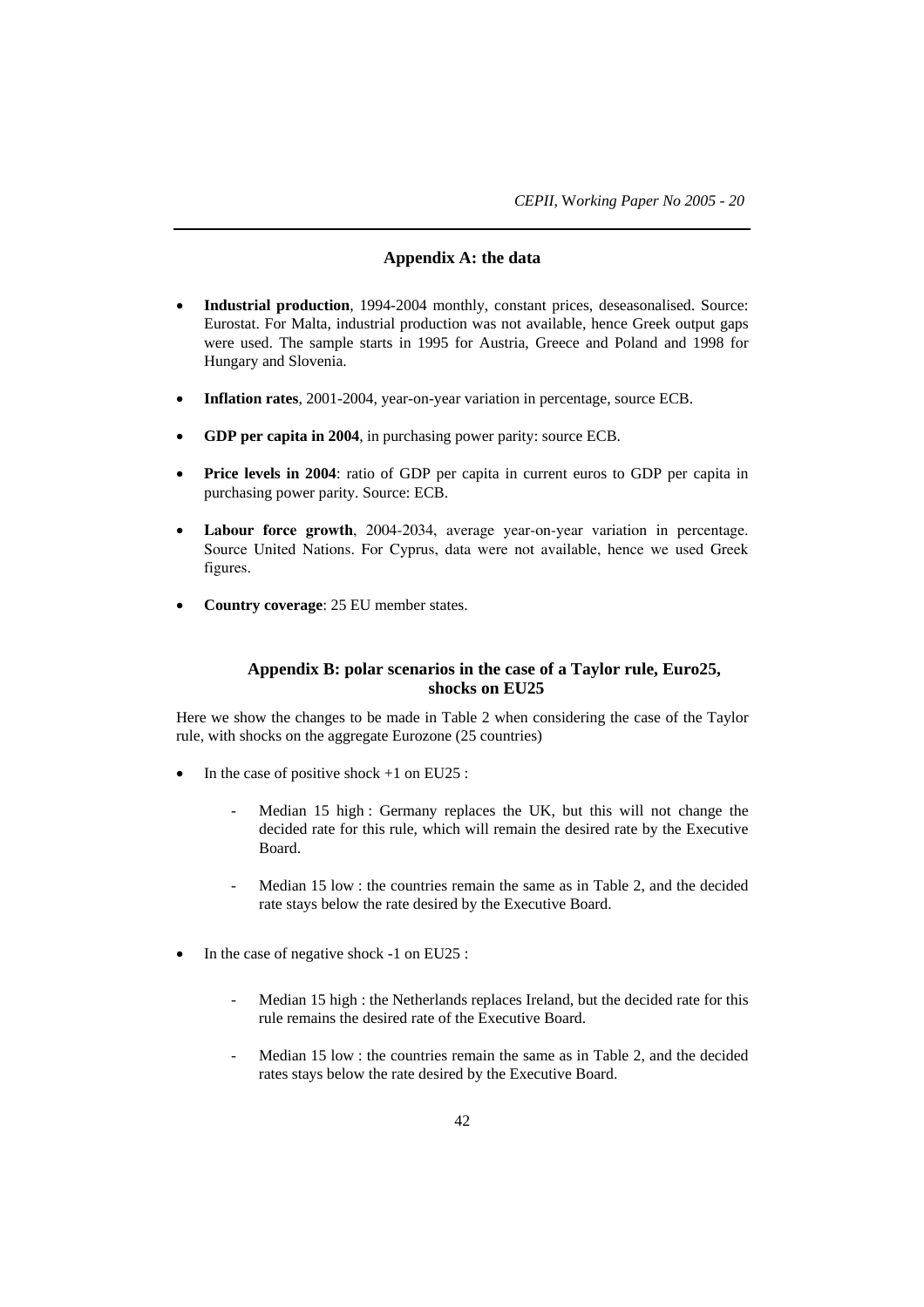## Appendix A: the data

- **Industrial production**, 1994-2004 monthly, constant prices, deseasonalised. Source: Eurostat. For Malta, industrial production was not available, hence Greek output gaps were used. The sample starts in 1995 for Austria, Greece and Poland and 1998 for Hungary and Slovenia.
- **Inflation rates**, 2001-2004, year-on-year variation in percentage, source ECB.
- **GDP per capita in 2004**, in purchasing power parity: source ECB.
- **Price levels in 2004**: ratio of GDP per capita in current euros to GDP per capita in purchasing power parity. Source: ECB.
- **Labour force growth**, 2004-2034, average year-on-year variation in percentage. Source United Nations. For Cyprus, data were not available, hence we used Greek figures.
- **Country coverage**: 25 EU member states.

## Appendix B: polar scenarios in the case of a Taylor rule, Euro25, shocks on EU25

Here we show the changes to be made in Table 2 when considering the case of the Taylor rule, with shocks on the aggregate Eurozone (25 countries)

- In the case of positive shock +1 on EU25 :
  - Median 15 high : Germany replaces the UK, but this will not change the decided rate for this rule, which will remain the desired rate by the Executive Board.
  - Median 15 low : the countries remain the same as in Table 2, and the decided rate stays below the rate desired by the Executive Board.
- In the case of negative shock -1 on EU25 :
  - Median 15 high : the Netherlands replaces Ireland, but the decided rate for this rule remains the desired rate of the Executive Board.
  - Median 15 low : the countries remain the same as in Table 2, and the decided rates stays below the rate desired by the Executive Board.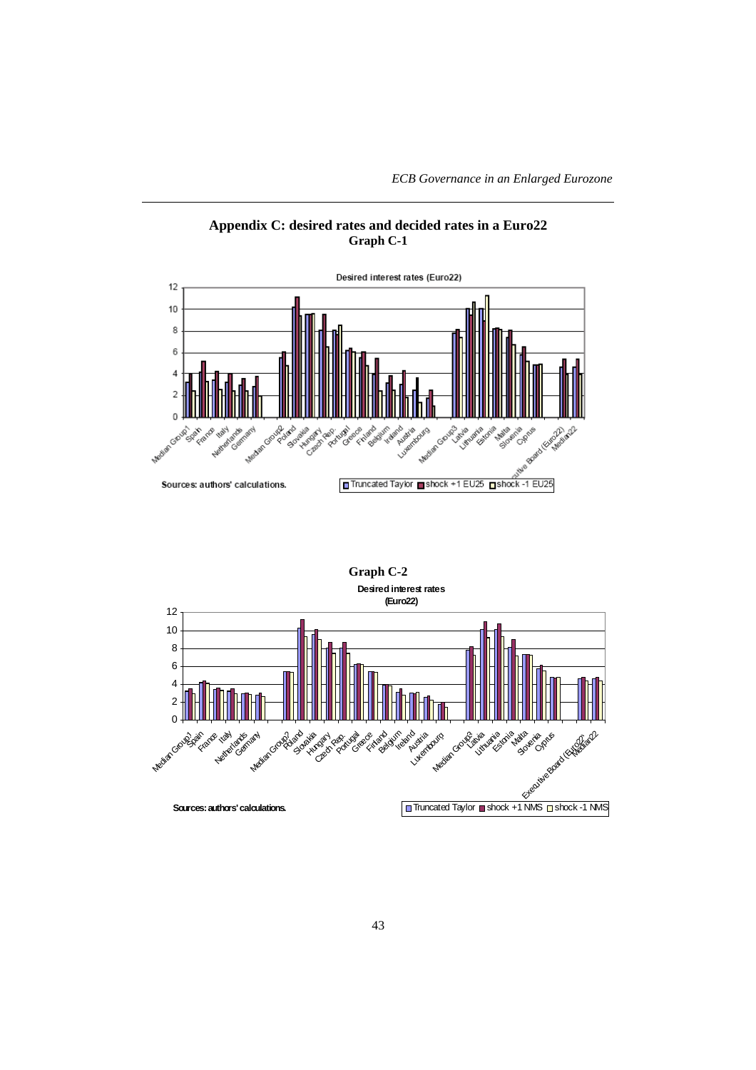## Appendix C: desired rates and decided rates in a Euro22

### Graph C-1

Desired interest rates (Euro22)

Sources: authors' calculations.

Truncated Taylor | shock +1 EU25 | shock -1 EU25

### Graph C-2

Desired interest rates (Euro22)

Sources: authors' calculations.

Truncated Taylor | shock +1 NMS | shock -1 NMS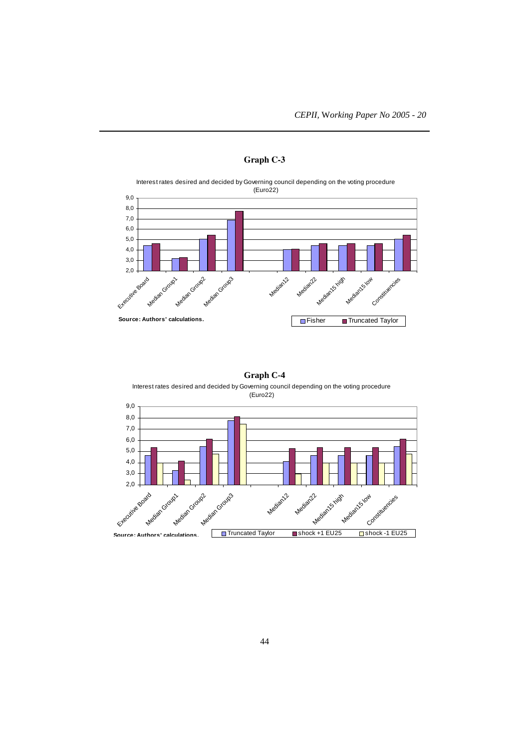## Graph C-3

Interest rates desired and decided by Governing council depending on the voting procedure (Euro22)

Source: Authors' calculations.

Legend: Fisher, Truncated Taylor

Categories: Executive Board, Median Group1, Median Group2, Median Group3, Median12, Median22, Median15 high, Median15 low, Constituencies

## Graph C-4

Interest rates desired and decided by Governing council depending on the voting procedure (Euro22)

Source: Authors' calculations.

Legend: Truncated Taylor, shock +1 EU25, shock -1 EU25

Categories: Executive Board, Median Group1, Median Group2, Median Group3, Median12, Median22, Median15 high, Median15 low, Constituencies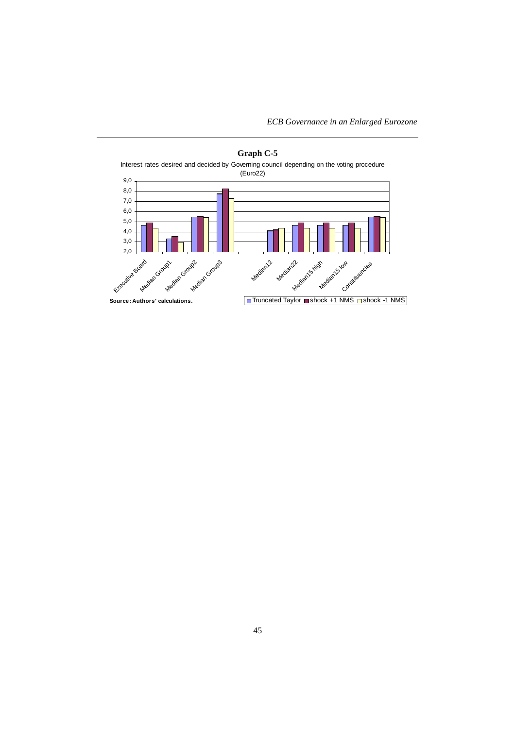**Graph C-5**

Interest rates desired and decided by Governing council depending on the voting procedure (Euro22)

Source: Authors' calculations.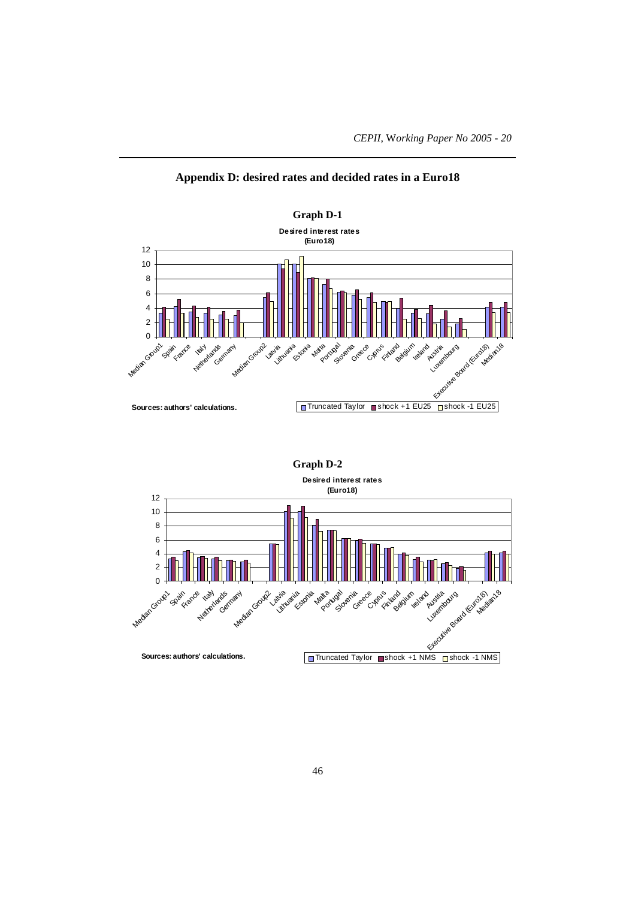## Appendix D: desired rates and decided rates in a Euro18

**Graph D-1**

**Desired interest rates (Euro18)**

Sources: authors' calculations.

Legend: Truncated Taylor, shock +1 EU25, shock -1 EU25

**Graph D-2**

**Desired interest rates (Euro18)**

Sources: authors' calculations.

Legend: Truncated Taylor, shock +1 NMS, shock -1 NMS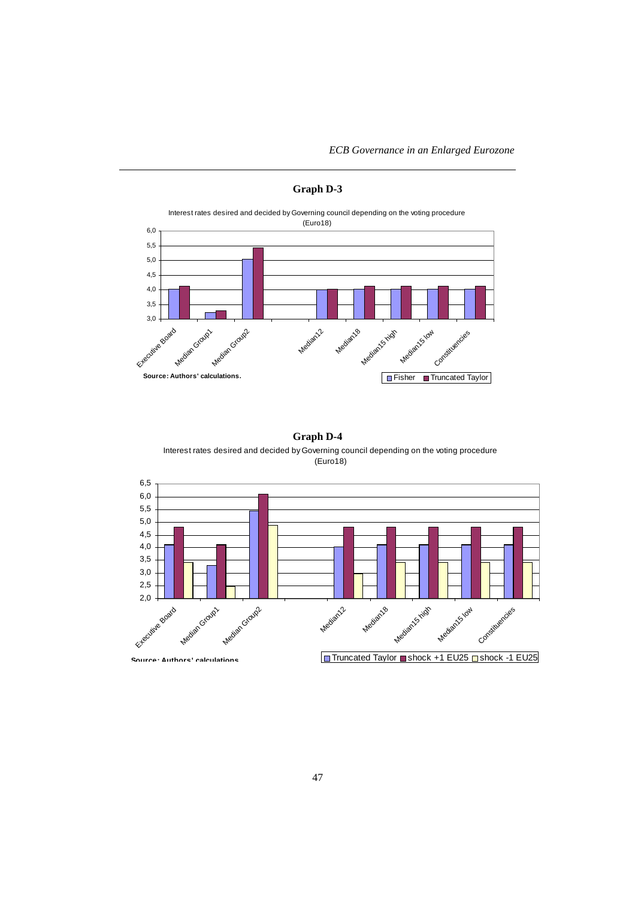**Graph D-3**

Interest rates desired and decided by Governing council depending on the voting procedure (Euro18)

| | Fisher | Truncated Taylor |
|---|---|---|
| Executive Board | 4.0 | 4.1 |
| Median Group1 | 3.2 | 3.3 |
| Median Group2 | 5.0 | 5.4 |
| Median12 | 4.0 | 4.0 |
| Median18 | 4.0 | 4.1 |
| Median15 high | 4.0 | 4.1 |
| Median15 low | 4.0 | 4.1 |
| Constituencies | 4.0 | 4.1 |

**Source: Authors' calculations.**

**Graph D-4**

Interest rates desired and decided by Governing council depending on the voting procedure (Euro18)

| | Truncated Taylor | shock +1 EU25 | shock -1 EU25 |
|---|---|---|---|
| Executive Board | 4.1 | 4.8 | 3.4 |
| Median Group1 | 3.3 | 4.1 | 2.5 |
| Median Group2 | 5.4 | 6.1 | 4.9 |
| Median12 | 4.0 | 4.8 | 3.0 |
| Median18 | 4.1 | 4.8 | 3.4 |
| Median15 high | 4.1 | 4.8 | 3.4 |
| Median15 low | 4.1 | 4.8 | 3.4 |
| Constituencies | 4.1 | 4.8 | 3.4 |

**Source: Authors' calculations.**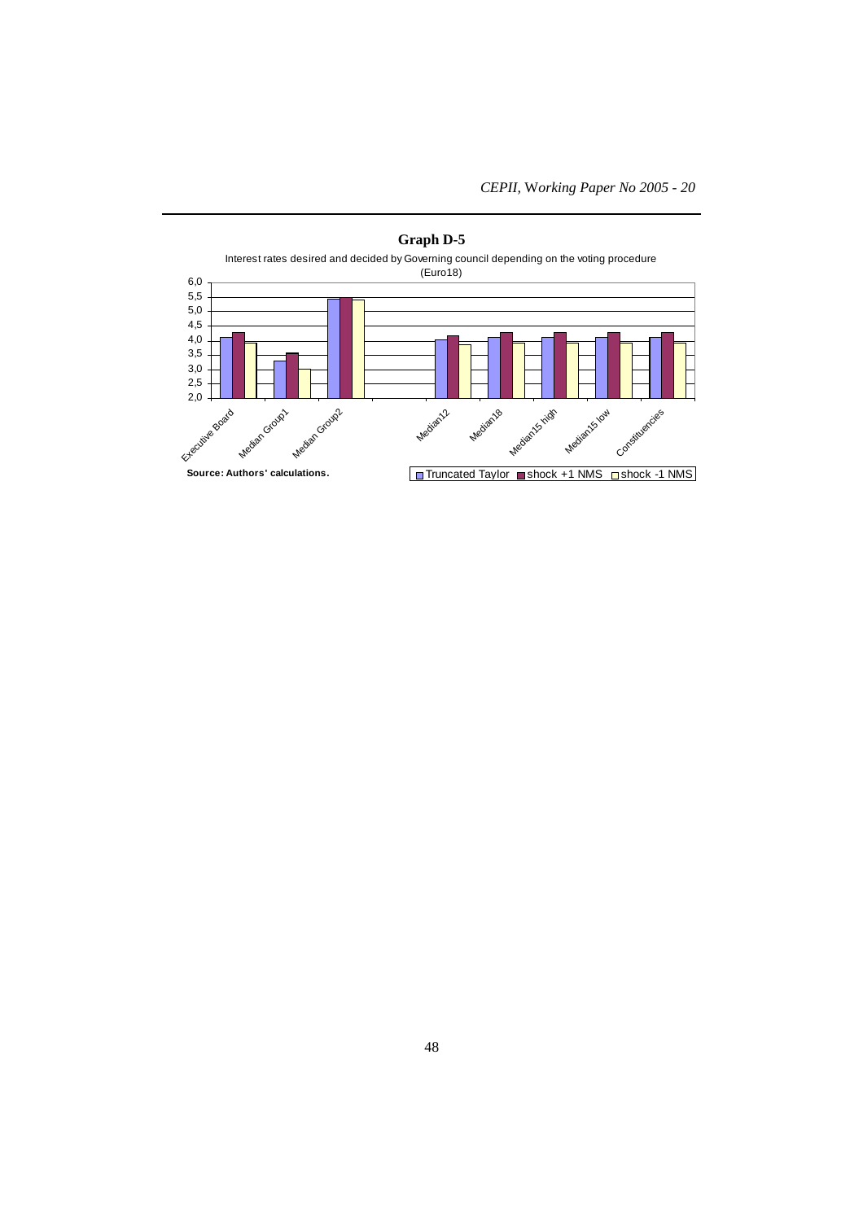**Graph D-5**

Interest rates desired and decided by Governing council depending on the voting procedure (Euro18)

Source: Authors' calculations.

Legend: Truncated Taylor, shock +1 NMS, shock -1 NMS

Categories: Executive Board, Median Group1, Median Group2, Median12, Median18, Median15 high, Median15 low, Constituencies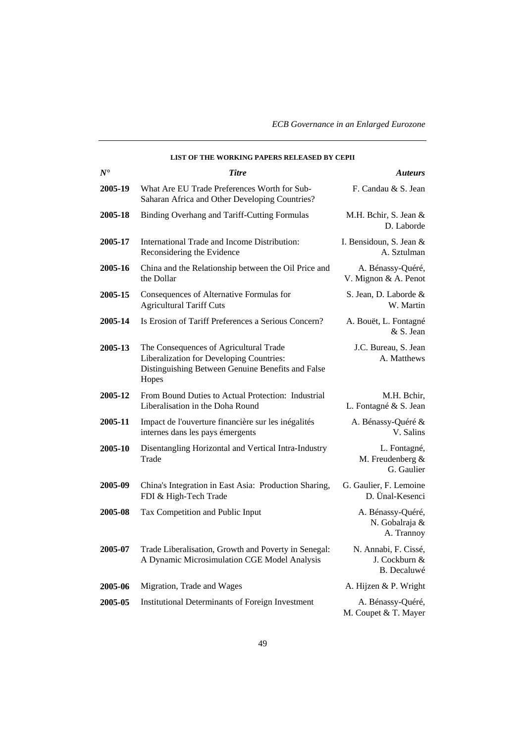**LIST OF THE WORKING PAPERS RELEASED BY CEPII**

| *N°* | *Titre* | *Auteurs* |
|---|---|---|
| **2005-19** | What Are EU Trade Preferences Worth for Sub-Saharan Africa and Other Developing Countries? | F. Candau & S. Jean |
| **2005-18** | Binding Overhang and Tariff-Cutting Formulas | M.H. Bchir, S. Jean & D. Laborde |
| **2005-17** | International Trade and Income Distribution: Reconsidering the Evidence | I. Bensidoun, S. Jean & A. Sztulman |
| **2005-16** | China and the Relationship between the Oil Price and the Dollar | A. Bénassy-Quéré, V. Mignon & A. Penot |
| **2005-15** | Consequences of Alternative Formulas for Agricultural Tariff Cuts | S. Jean, D. Laborde & W. Martin |
| **2005-14** | Is Erosion of Tariff Preferences a Serious Concern? | A. Bouët, L. Fontagné & S. Jean |
| **2005-13** | The Consequences of Agricultural Trade Liberalization for Developing Countries: Distinguishing Between Genuine Benefits and False Hopes | J.C. Bureau, S. Jean A. Matthews |
| **2005-12** | From Bound Duties to Actual Protection: Industrial Liberalisation in the Doha Round | M.H. Bchir, L. Fontagné & S. Jean |
| **2005-11** | Impact de l'ouverture financière sur les inégalités internes dans les pays émergents | A. Bénassy-Quéré & V. Salins |
| **2005-10** | Disentangling Horizontal and Vertical Intra-Industry Trade | L. Fontagné, M. Freudenberg & G. Gaulier |
| **2005-09** | China's Integration in East Asia: Production Sharing, FDI & High-Tech Trade | G. Gaulier, F. Lemoine D. Ünal-Kesenci |
| **2005-08** | Tax Competition and Public Input | A. Bénassy-Quéré, N. Gobalraja & A. Trannoy |
| **2005-07** | Trade Liberalisation, Growth and Poverty in Senegal: A Dynamic Microsimulation CGE Model Analysis | N. Annabi, F. Cissé, J. Cockburn & B. Decaluwé |
| **2005-06** | Migration, Trade and Wages | A. Hijzen & P. Wright |
| **2005-05** | Institutional Determinants of Foreign Investment | A. Bénassy-Quéré, M. Coupet & T. Mayer |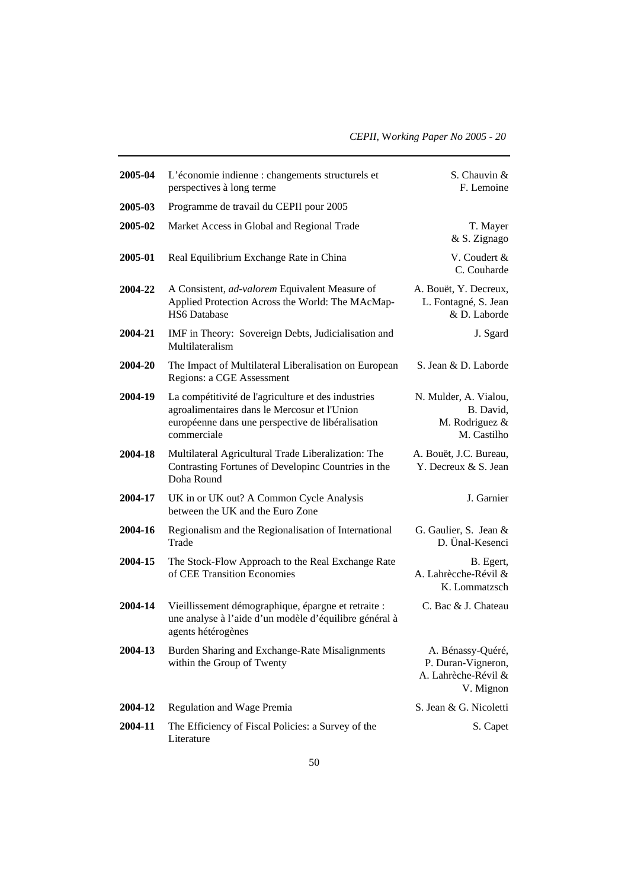| | | |
|---|---|---|
| **2005-04** | L'économie indienne : changements structurels et perspectives à long terme | S. Chauvin & F. Lemoine |
| **2005-03** | Programme de travail du CEPII pour 2005 | |
| **2005-02** | Market Access in Global and Regional Trade | T. Mayer & S. Zignago |
| **2005-01** | Real Equilibrium Exchange Rate in China | V. Coudert & C. Couharde |
| **2004-22** | A Consistent, *ad-valorem* Equivalent Measure of Applied Protection Across the World: The MAcMap-HS6 Database | A. Bouët, Y. Decreux, L. Fontagné, S. Jean & D. Laborde |
| **2004-21** | IMF in Theory: Sovereign Debts, Judicialisation and Multilateralism | J. Sgard |
| **2004-20** | The Impact of Multilateral Liberalisation on European Regions: a CGE Assessment | S. Jean & D. Laborde |
| **2004-19** | La compétitivité de l'agriculture et des industries agroalimentaires dans le Mercosur et l'Union européenne dans une perspective de libéralisation commerciale | N. Mulder, A. Vialou, B. David, M. Rodriguez & M. Castilho |
| **2004-18** | Multilateral Agricultural Trade Liberalization: The Contrasting Fortunes of Developinc Countries in the Doha Round | A. Bouët, J.C. Bureau, Y. Decreux & S. Jean |
| **2004-17** | UK in or UK out? A Common Cycle Analysis between the UK and the Euro Zone | J. Garnier |
| **2004-16** | Regionalism and the Regionalisation of International Trade | G. Gaulier, S. Jean & D. Ünal-Kesenci |
| **2004-15** | The Stock-Flow Approach to the Real Exchange Rate of CEE Transition Economies | B. Egert, A. Lahrècche-Révil & K. Lommatzsch |
| **2004-14** | Vieillissement démographique, épargne et retraite : une analyse à l'aide d'un modèle d'équilibre général à agents hétérogènes | C. Bac & J. Chateau |
| **2004-13** | Burden Sharing and Exchange-Rate Misalignments within the Group of Twenty | A. Bénassy-Quéré, P. Duran-Vigneron, A. Lahrèche-Révil & V. Mignon |
| **2004-12** | Regulation and Wage Premia | S. Jean & G. Nicoletti |
| **2004-11** | The Efficiency of Fiscal Policies: a Survey of the Literature | S. Capet |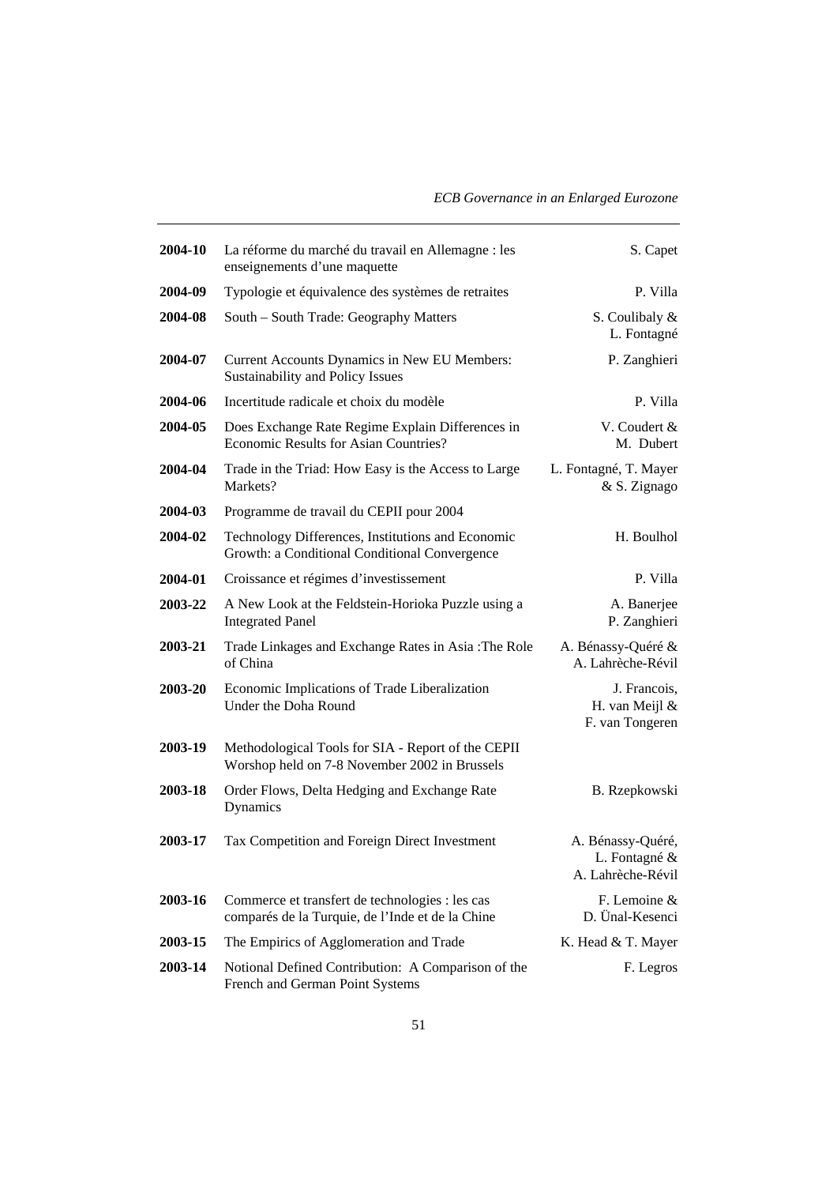| | | |
|---|---|---|
| **2004-10** | La réforme du marché du travail en Allemagne : les enseignements d'une maquette | S. Capet |
| **2004-09** | Typologie et équivalence des systèmes de retraites | P. Villa |
| **2004-08** | South – South Trade: Geography Matters | S. Coulibaly & L. Fontagné |
| **2004-07** | Current Accounts Dynamics in New EU Members: Sustainability and Policy Issues | P. Zanghieri |
| **2004-06** | Incertitude radicale et choix du modèle | P. Villa |
| **2004-05** | Does Exchange Rate Regime Explain Differences in Economic Results for Asian Countries? | V. Coudert & M. Dubert |
| **2004-04** | Trade in the Triad: How Easy is the Access to Large Markets? | L. Fontagné, T. Mayer & S. Zignago |
| **2004-03** | Programme de travail du CEPII pour 2004 | |
| **2004-02** | Technology Differences, Institutions and Economic Growth: a Conditional Conditional Convergence | H. Boulhol |
| **2004-01** | Croissance et régimes d'investissement | P. Villa |
| **2003-22** | A New Look at the Feldstein-Horioka Puzzle using a Integrated Panel | A. Banerjee P. Zanghieri |
| **2003-21** | Trade Linkages and Exchange Rates in Asia :The Role of China | A. Bénassy-Quéré & A. Lahrèche-Révil |
| **2003-20** | Economic Implications of Trade Liberalization Under the Doha Round | J. Francois, H. van Meijl & F. van Tongeren |
| **2003-19** | Methodological Tools for SIA - Report of the CEPII Worshop held on 7-8 November 2002 in Brussels | |
| **2003-18** | Order Flows, Delta Hedging and Exchange Rate Dynamics | B. Rzepkowski |
| **2003-17** | Tax Competition and Foreign Direct Investment | A. Bénassy-Quéré, L. Fontagné & A. Lahrèche-Révil |
| **2003-16** | Commerce et transfert de technologies : les cas comparés de la Turquie, de l'Inde et de la Chine | F. Lemoine & D. Ünal-Kesenci |
| **2003-15** | The Empirics of Agglomeration and Trade | K. Head & T. Mayer |
| **2003-14** | Notional Defined Contribution: A Comparison of the French and German Point Systems | F. Legros |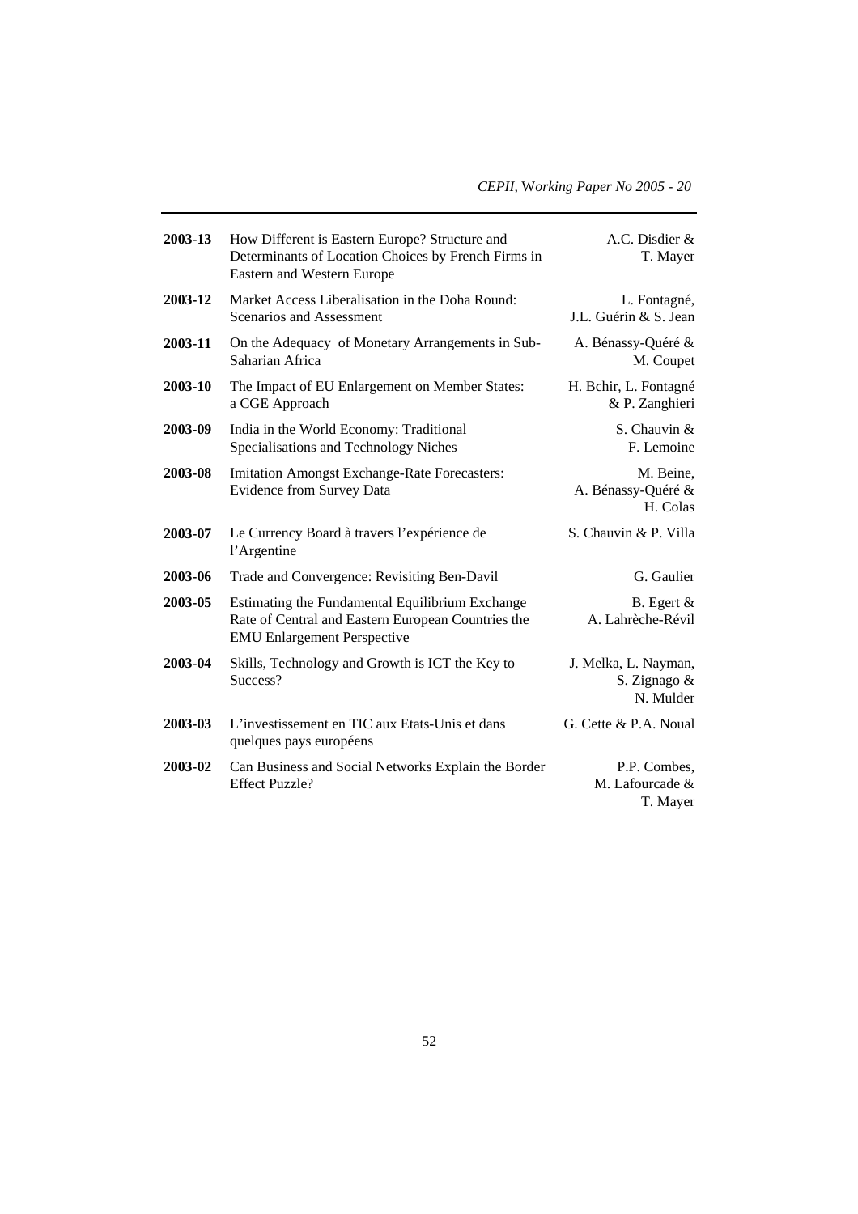| | | |
|---|---|---|
| **2003-13** | How Different is Eastern Europe? Structure and Determinants of Location Choices by French Firms in Eastern and Western Europe | A.C. Disdier & T. Mayer |
| **2003-12** | Market Access Liberalisation in the Doha Round: Scenarios and Assessment | L. Fontagné, J.L. Guérin & S. Jean |
| **2003-11** | On the Adequacy of Monetary Arrangements in Sub-Saharian Africa | A. Bénassy-Quéré & M. Coupet |
| **2003-10** | The Impact of EU Enlargement on Member States: a CGE Approach | H. Bchir, L. Fontagné & P. Zanghieri |
| **2003-09** | India in the World Economy: Traditional Specialisations and Technology Niches | S. Chauvin & F. Lemoine |
| **2003-08** | Imitation Amongst Exchange-Rate Forecasters: Evidence from Survey Data | M. Beine, A. Bénassy-Quéré & H. Colas |
| **2003-07** | Le Currency Board à travers l'expérience de l'Argentine | S. Chauvin & P. Villa |
| **2003-06** | Trade and Convergence: Revisiting Ben-Davil | G. Gaulier |
| **2003-05** | Estimating the Fundamental Equilibrium Exchange Rate of Central and Eastern European Countries the EMU Enlargement Perspective | B. Egert & A. Lahrèche-Révil |
| **2003-04** | Skills, Technology and Growth is ICT the Key to Success? | J. Melka, L. Nayman, S. Zignago & N. Mulder |
| **2003-03** | L'investissement en TIC aux Etats-Unis et dans quelques pays européens | G. Cette & P.A. Noual |
| **2003-02** | Can Business and Social Networks Explain the Border Effect Puzzle? | P.P. Combes, M. Lafourcade & T. Mayer |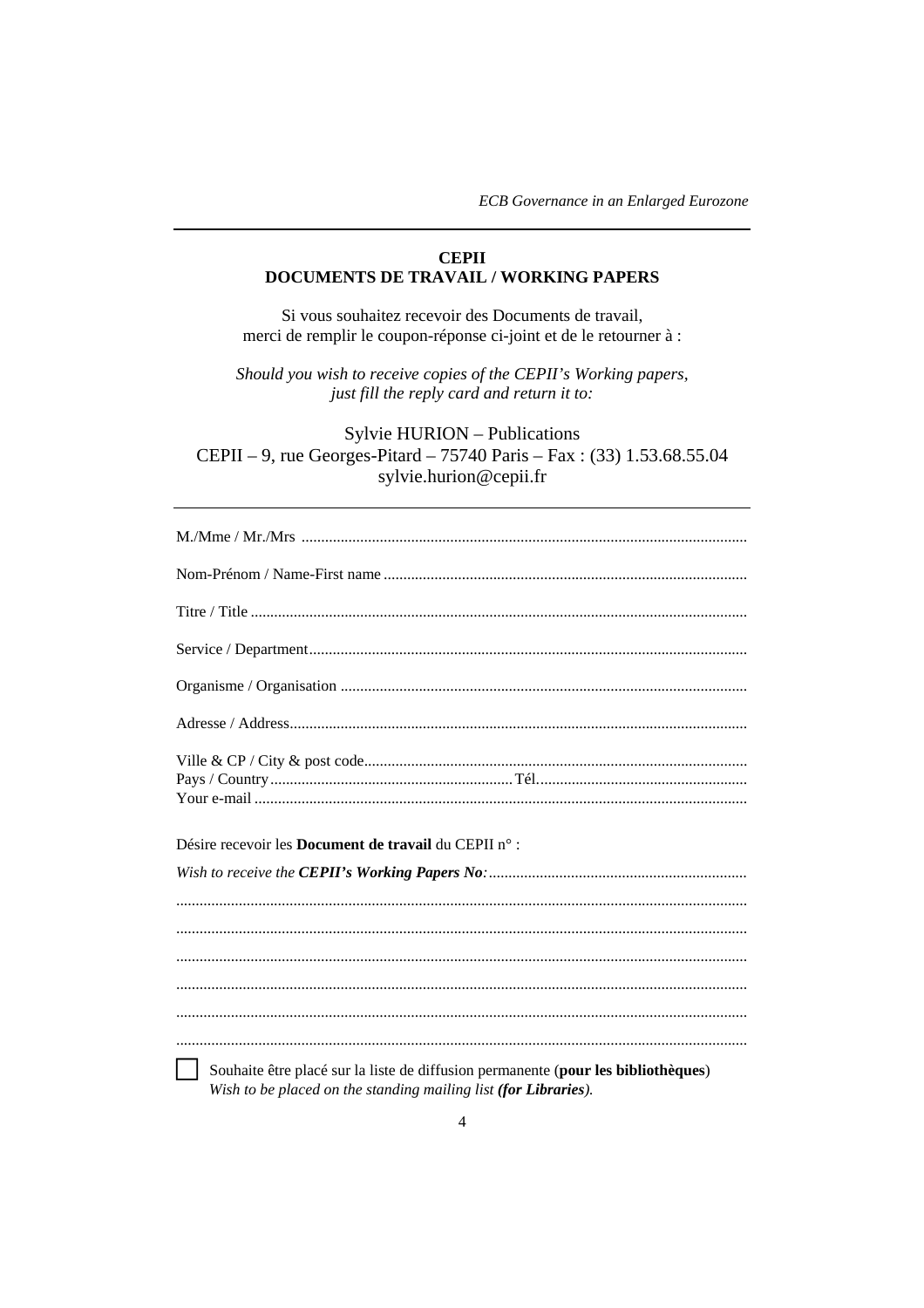**CEPII**
**DOCUMENTS DE TRAVAIL / WORKING PAPERS**

Si vous souhaitez recevoir des Documents de travail,
merci de remplir le coupon-réponse ci-joint et de le retourner à :

*Should you wish to receive copies of the CEPII's Working papers,*
*just fill the reply card and return it to:*

Sylvie HURION – Publications
CEPII – 9, rue Georges-Pitard – 75740 Paris – Fax : (33) 1.53.68.55.04
sylvie.hurion@cepii.fr

---

M./Mme / Mr./Mrs ..........................................................................................................

Nom-Prénom / Name-First name ...................................................................................

Titre / Title .....................................................................................................................

Service / Department.......................................................................................................

Organisme / Organisation ..............................................................................................

Adresse / Address...........................................................................................................

Ville & CP / City & post code........................................................................................
Pays / Country.............................................................Tél.............................................
Your e-mail .....................................................................................................................

Désire recevoir les **Document de travail** du CEPII n° :

*Wish to receive the **CEPII's Working Papers No**:*..........................................................

........................................................................................................................................

........................................................................................................................................

........................................................................................................................................

........................................................................................................................................

........................................................................................................................................

........................................................................................................................................

☐ Souhaite être placé sur la liste de diffusion permanente (**pour les bibliothèques**)
*Wish to be placed on the standing mailing list **(for Libraries)**.*